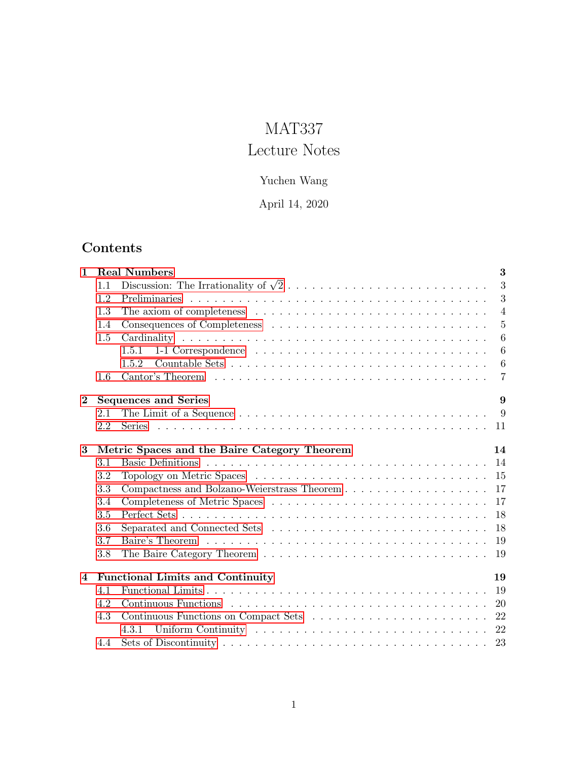# MAT337
# Lecture Notes

Yuchen Wang

April 14, 2020

## Contents

- **1 Real Numbers** — **3**
  - 1.1 Discussion: The Irrationality of $\sqrt{2}$ — 3
  - 1.2 Preliminaries — 3
  - 1.3 The axiom of completeness — 4
  - 1.4 Consequences of Completeness — 5
  - 1.5 Cardinality — 6
    - 1.5.1 1-1 Correspondence — 6
    - 1.5.2 Countable Sets — 6
  - 1.6 Cantor's Theorem — 7
- **2 Sequences and Series** — **9**
  - 2.1 The Limit of a Sequence — 9
  - 2.2 Series — 11
- **3 Metric Spaces and the Baire Category Theorem** — **14**
  - 3.1 Basic Definitions — 14
  - 3.2 Topology on Metric Spaces — 15
  - 3.3 Compactness and Bolzano-Weierstrass Theorem — 17
  - 3.4 Completeness of Metric Spaces — 17
  - 3.5 Perfect Sets — 18
  - 3.6 Separated and Connected Sets — 18
  - 3.7 Baire's Theorem — 19
  - 3.8 The Baire Category Theorem — 19
- **4 Functional Limits and Continuity** — **19**
  - 4.1 Functional Limits — 19
  - 4.2 Continuous Functions — 20
  - 4.3 Continuous Functions on Compact Sets — 22
    - 4.3.1 Uniform Continuity — 22
  - 4.4 Sets of Discontinuity — 23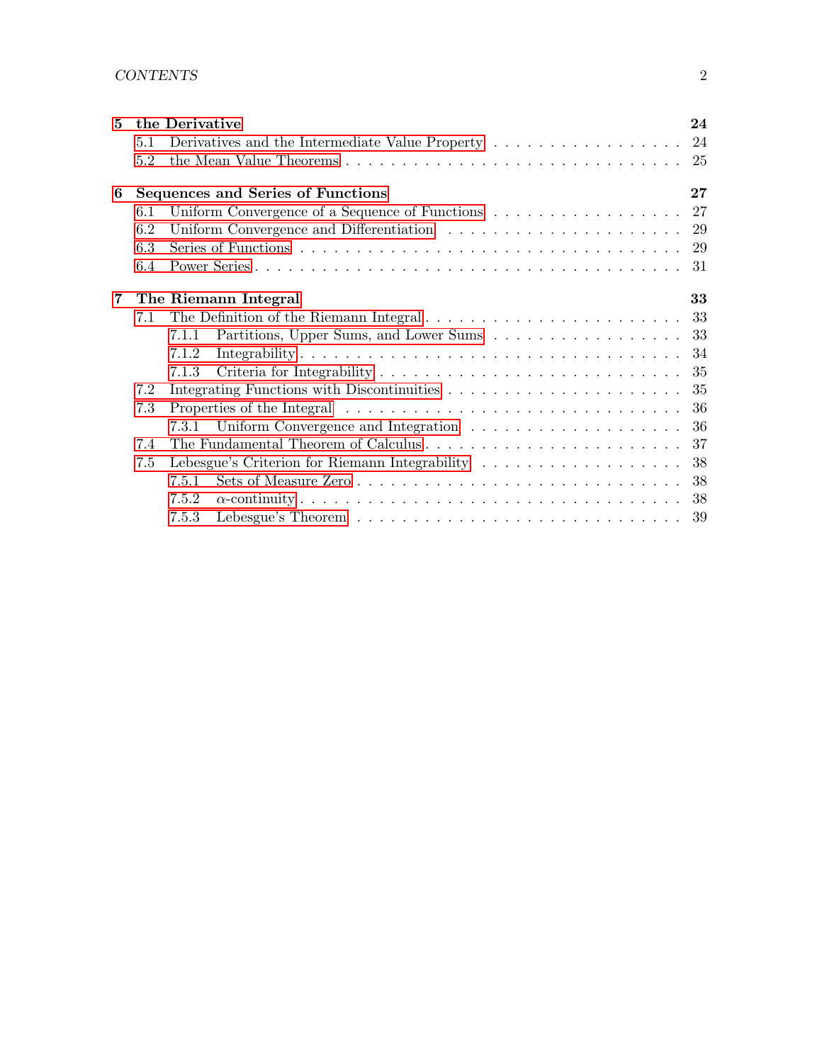**5 the Derivative** **24**

- 5.1 Derivatives and the Intermediate Value Property . . . . . . . . . . . . . . . . . . 24
- 5.2 the Mean Value Theorems . . . . . . . . . . . . . . . . . . . . . . . . . . . . . . 25

**6 Sequences and Series of Functions** **27**

- 6.1 Uniform Convergence of a Sequence of Functions . . . . . . . . . . . . . . . . . . 27
- 6.2 Uniform Convergence and Differentiation . . . . . . . . . . . . . . . . . . . . . . 29
- 6.3 Series of Functions . . . . . . . . . . . . . . . . . . . . . . . . . . . . . . . . . . 29
- 6.4 Power Series . . . . . . . . . . . . . . . . . . . . . . . . . . . . . . . . . . . . . 31

**7 The Riemann Integral** **33**

- 7.1 The Definition of the Riemann Integral . . . . . . . . . . . . . . . . . . . . . . . 33
  - 7.1.1 Partitions, Upper Sums, and Lower Sums . . . . . . . . . . . . . . . . . . 33
  - 7.1.2 Integrability . . . . . . . . . . . . . . . . . . . . . . . . . . . . . . . . . 34
  - 7.1.3 Criteria for Integrability . . . . . . . . . . . . . . . . . . . . . . . . . . . 35
- 7.2 Integrating Functions with Discontinuities . . . . . . . . . . . . . . . . . . . . . 35
- 7.3 Properties of the Integral . . . . . . . . . . . . . . . . . . . . . . . . . . . . . . 36
  - 7.3.1 Uniform Convergence and Integration . . . . . . . . . . . . . . . . . . . . 36
- 7.4 The Fundamental Theorem of Calculus . . . . . . . . . . . . . . . . . . . . . . . 37
- 7.5 Lebesgue's Criterion for Riemann Integrability . . . . . . . . . . . . . . . . . . . 38
  - 7.5.1 Sets of Measure Zero . . . . . . . . . . . . . . . . . . . . . . . . . . . . . 38
  - 7.5.2 $\alpha$-continuity . . . . . . . . . . . . . . . . . . . . . . . . . . . . . . . . . 38
  - 7.5.3 Lebesgue's Theorem . . . . . . . . . . . . . . . . . . . . . . . . . . . . . 39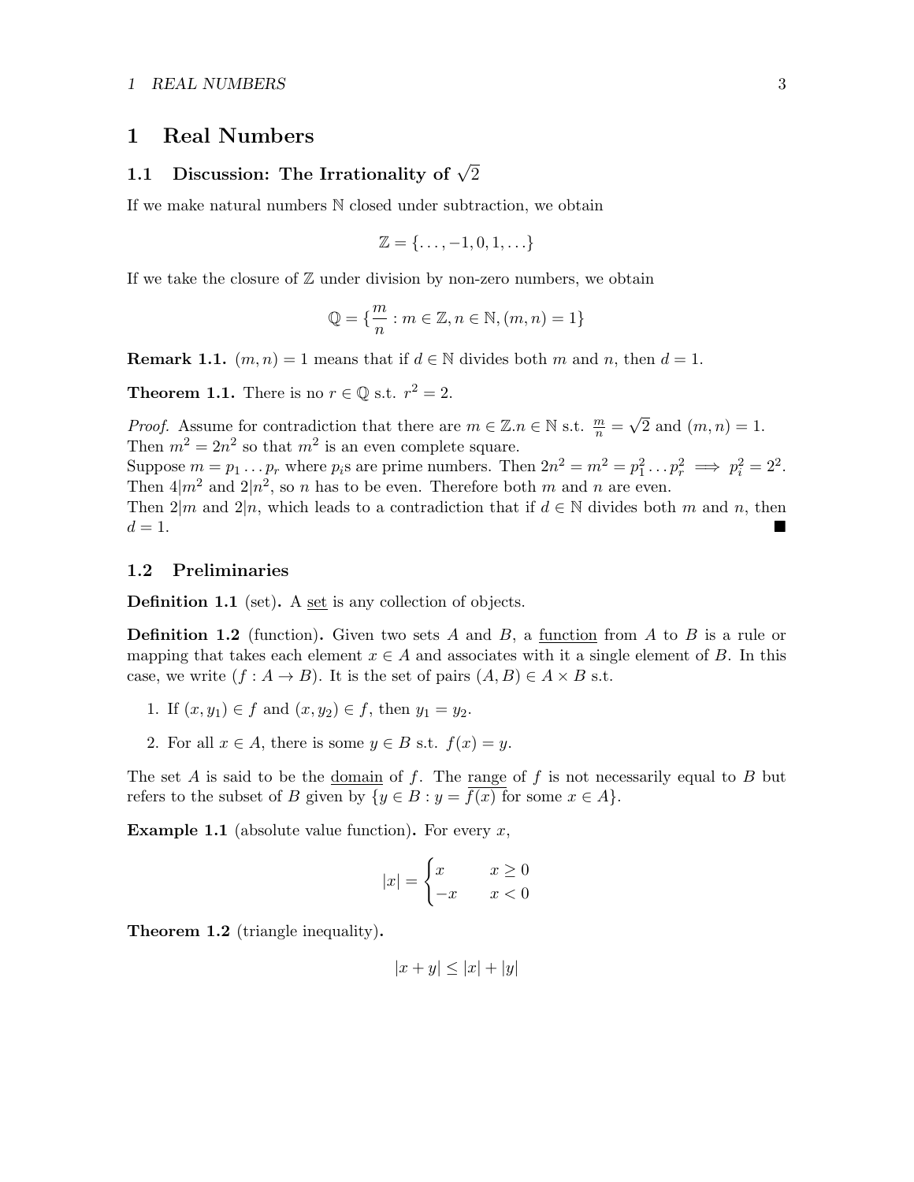# 1 Real Numbers

## 1.1 Discussion: The Irrationality of $\sqrt{2}$

If we make natural numbers $\mathbb{N}$ closed under subtraction, we obtain

$$\mathbb{Z} = \{\ldots, -1, 0, 1, \ldots\}$$

If we take the closure of $\mathbb{Z}$ under division by non-zero numbers, we obtain

$$\mathbb{Q} = \{\frac{m}{n} : m \in \mathbb{Z}, n \in \mathbb{N}, (m, n) = 1\}$$

**Remark 1.1.** $(m, n) = 1$ means that if $d \in \mathbb{N}$ divides both $m$ and $n$, then $d = 1$.

**Theorem 1.1.** There is no $r \in \mathbb{Q}$ s.t. $r^2 = 2$.

*Proof.* Assume for contradiction that there are $m \in \mathbb{Z}.n \in \mathbb{N}$ s.t. $\frac{m}{n} = \sqrt{2}$ and $(m, n) = 1$.
Then $m^2 = 2n^2$ so that $m^2$ is an even complete square.
Suppose $m = p_1 \ldots p_r$ where $p_i$s are prime numbers. Then $2n^2 = m^2 = p_1^2 \ldots p_r^2 \implies p_i^2 = 2^2$.
Then $4|m^2$ and $2|n^2$, so $n$ has to be even. Therefore both $m$ and $n$ are even.
Then $2|m$ and $2|n$, which leads to a contradiction that if $d \in \mathbb{N}$ divides both $m$ and $n$, then $d = 1$. ■

## 1.2 Preliminaries

**Definition 1.1** (set)**.** A set is any collection of objects.

**Definition 1.2** (function)**.** Given two sets $A$ and $B$, a function from $A$ to $B$ is a rule or mapping that takes each element $x \in A$ and associates with it a single element of $B$. In this case, we write $(f : A \to B)$. It is the set of pairs $(A, B) \in A \times B$ s.t.

1. If $(x, y_1) \in f$ and $(x, y_2) \in f$, then $y_1 = y_2$.
2. For all $x \in A$, there is some $y \in B$ s.t. $f(x) = y$.

The set $A$ is said to be the domain of $f$. The range of $f$ is not necessarily equal to $B$ but refers to the subset of $B$ given by $\{y \in B : y = f(x) \text{ for some } x \in A\}$.

**Example 1.1** (absolute value function)**.** For every $x$,

$$|x| = \begin{cases} x & x \geq 0 \\ -x & x < 0 \end{cases}$$

**Theorem 1.2** (triangle inequality)**.**

$$|x + y| \leq |x| + |y|$$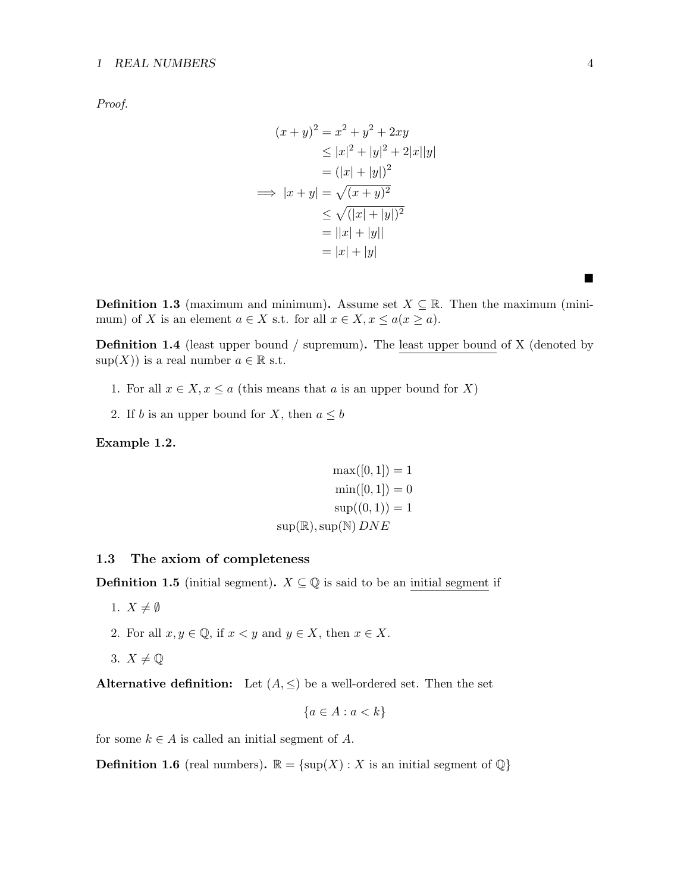*Proof.*

$$
\begin{aligned}
(x+y)^2 &= x^2 + y^2 + 2xy \\
&\leq |x|^2 + |y|^2 + 2|x||y| \\
&= (|x| + |y|)^2 \\
\implies |x+y| &= \sqrt{(x+y)^2} \\
&\leq \sqrt{(|x|+|y|)^2} \\
&= ||x| + |y|| \\
&= |x| + |y|
\end{aligned}
$$

■

**Definition 1.3** (maximum and minimum)**.** Assume set $X \subseteq \mathbb{R}$. Then the maximum (minimum) of $X$ is an element $a \in X$ s.t. for all $x \in X, x \leq a (x \geq a)$.

**Definition 1.4** (least upper bound / supremum)**.** The least upper bound of X (denoted by $\sup(X)$) is a real number $a \in \mathbb{R}$ s.t.

1. For all $x \in X, x \leq a$ (this means that $a$ is an upper bound for $X$)
2. If $b$ is an upper bound for $X$, then $a \leq b$

**Example 1.2.**

$$
\begin{aligned}
\max([0,1]) &= 1 \\
\min([0,1]) &= 0 \\
\sup((0,1)) &= 1 \\
\sup(\mathbb{R}), \sup(\mathbb{N}) &\, DNE
\end{aligned}
$$

### 1.3 The axiom of completeness

**Definition 1.5** (initial segment)**.** $X \subseteq \mathbb{Q}$ is said to be an initial segment if

1. $X \neq \emptyset$
2. For all $x, y \in \mathbb{Q}$, if $x < y$ and $y \in X$, then $x \in X$.
3. $X \neq \mathbb{Q}$

**Alternative definition:** Let $(A, \leq)$ be a well-ordered set. Then the set

$$\{a \in A : a < k\}$$

for some $k \in A$ is called an initial segment of $A$.

**Definition 1.6** (real numbers)**.** $\mathbb{R} = \{\sup(X) : X \text{ is an initial segment of } \mathbb{Q}\}$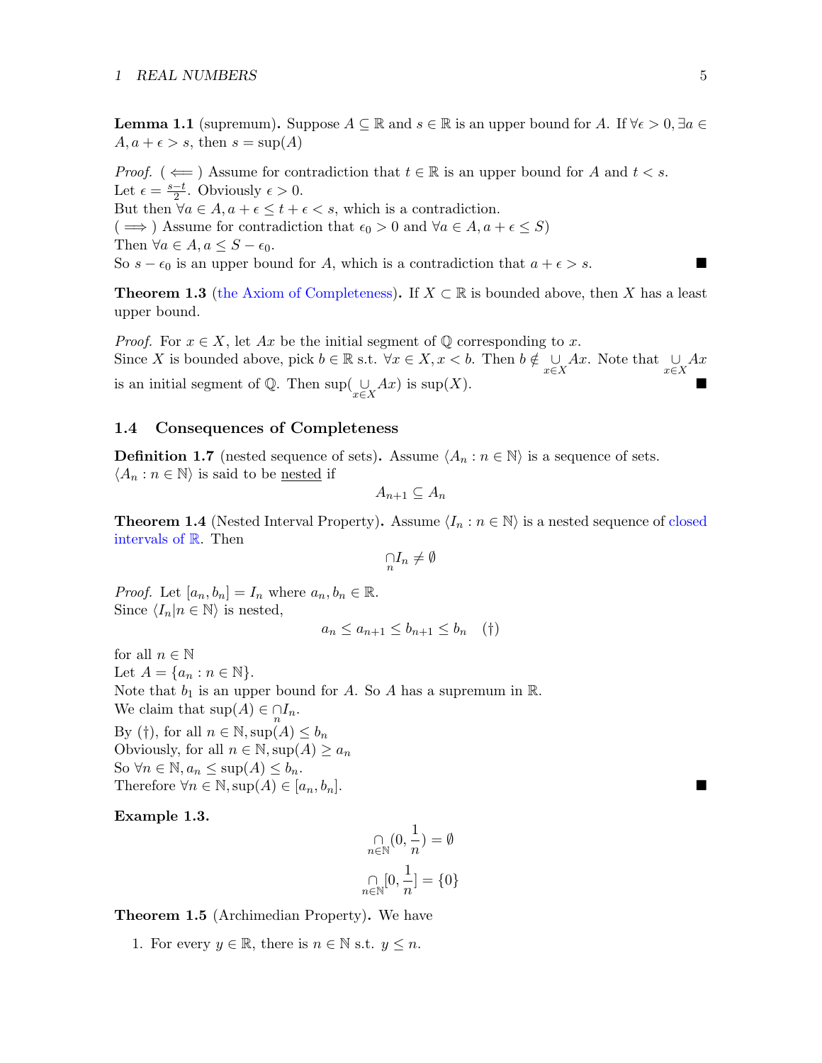**Lemma 1.1** (supremum)**.** Suppose $A \subseteq \mathbb{R}$ and $s \in \mathbb{R}$ is an upper bound for $A$. If $\forall \epsilon > 0, \exists a \in A, a + \epsilon > s$, then $s = \sup(A)$

*Proof.* ( $\Longleftarrow$ ) Assume for contradiction that $t \in \mathbb{R}$ is an upper bound for $A$ and $t < s$.
Let $\epsilon = \frac{s-t}{2}$. Obviously $\epsilon > 0$.
But then $\forall a \in A, a + \epsilon \leq t + \epsilon < s$, which is a contradiction.
( $\Longrightarrow$ ) Assume for contradiction that $\epsilon_0 > 0$ and $\forall a \in A, a + \epsilon \leq S$)
Then $\forall a \in A, a \leq S - \epsilon_0$.
So $s - \epsilon_0$ is an upper bound for $A$, which is a contradiction that $a + \epsilon > s$. ∎

**Theorem 1.3** (the Axiom of Completeness)**.** If $X \subset \mathbb{R}$ is bounded above, then $X$ has a least upper bound.

*Proof.* For $x \in X$, let $Ax$ be the initial segment of $\mathbb{Q}$ corresponding to $x$.
Since $X$ is bounded above, pick $b \in \mathbb{R}$ s.t. $\forall x \in X, x < b$. Then $b \notin \bigcup_{x \in X} Ax$. Note that $\bigcup_{x \in X} Ax$ is an initial segment of $\mathbb{Q}$. Then $\sup(\bigcup_{x \in X} Ax)$ is $\sup(X)$. ∎

## 1.4 Consequences of Completeness

**Definition 1.7** (nested sequence of sets)**.** Assume $\langle A_n : n \in \mathbb{N} \rangle$ is a sequence of sets.
$\langle A_n : n \in \mathbb{N} \rangle$ is said to be <u>nested</u> if

$$A_{n+1} \subseteq A_n$$

**Theorem 1.4** (Nested Interval Property)**.** Assume $\langle I_n : n \in \mathbb{N} \rangle$ is a nested sequence of closed intervals of $\mathbb{R}$. Then

$$\bigcap_n I_n \neq \emptyset$$

*Proof.* Let $[a_n, b_n] = I_n$ where $a_n, b_n \in \mathbb{R}$.
Since $\langle I_n | n \in \mathbb{N} \rangle$ is nested,

$$a_n \leq a_{n+1} \leq b_{n+1} \leq b_n \quad (\dagger)$$

for all $n \in \mathbb{N}$
Let $A = \{a_n : n \in \mathbb{N}\}$.
Note that $b_1$ is an upper bound for $A$. So $A$ has a supremum in $\mathbb{R}$.
We claim that $\sup(A) \in \bigcap_n I_n$.
By ($\dagger$), for all $n \in \mathbb{N}, \sup(A) \leq b_n$
Obviously, for all $n \in \mathbb{N}, \sup(A) \geq a_n$
So $\forall n \in \mathbb{N}, a_n \leq \sup(A) \leq b_n$.
Therefore $\forall n \in \mathbb{N}, \sup(A) \in [a_n, b_n]$. ∎

**Example 1.3.**

$$\bigcap_{n \in \mathbb{N}} (0, \frac{1}{n}) = \emptyset$$

$$\bigcap_{n \in \mathbb{N}} [0, \frac{1}{n}] = \{0\}$$

**Theorem 1.5** (Archimedian Property)**.** We have

1. For every $y \in \mathbb{R}$, there is $n \in \mathbb{N}$ s.t. $y \leq n$.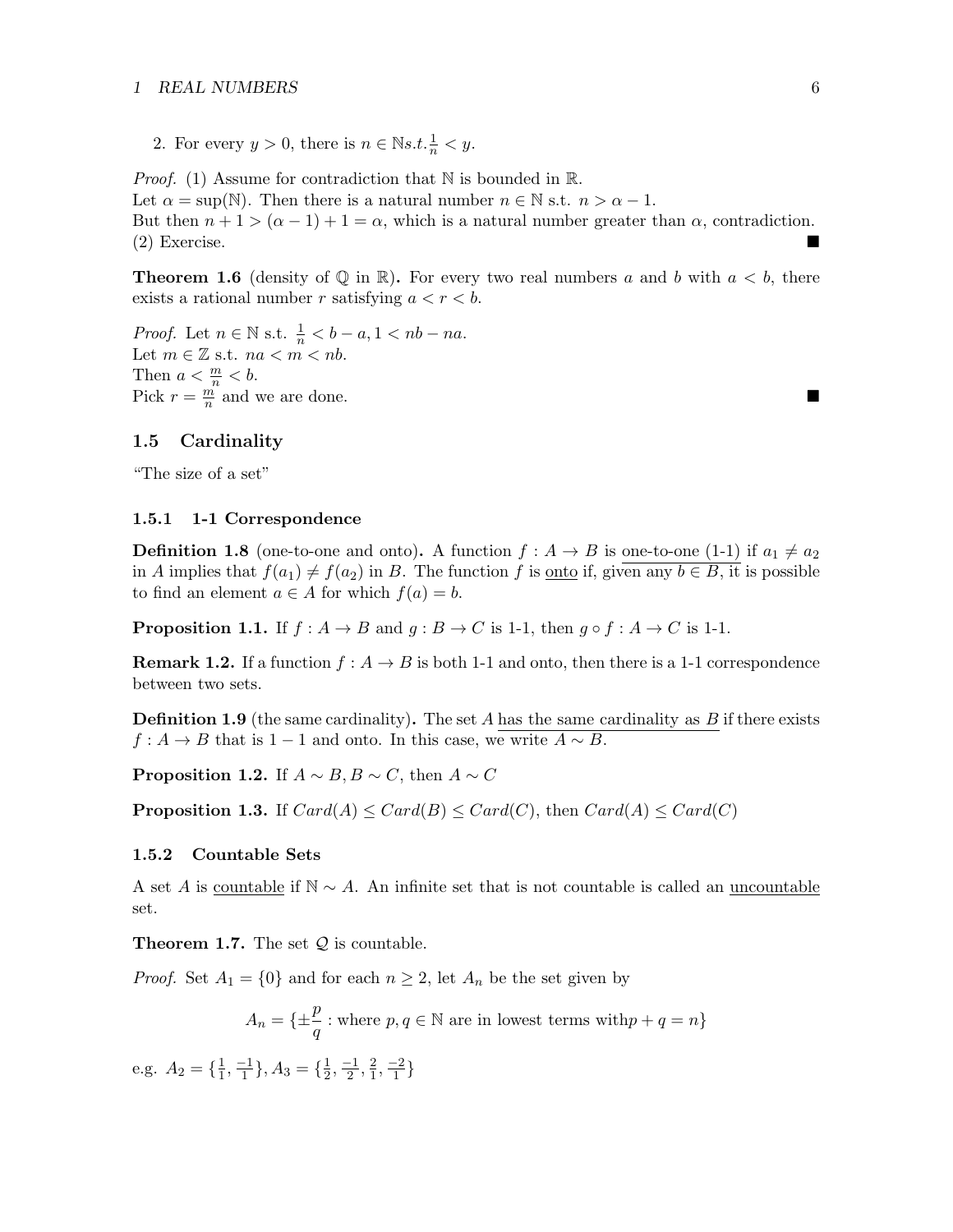2. For every $y > 0$, there is $n \in \mathbb{N} s.t. \frac{1}{n} < y$.

*Proof.* (1) Assume for contradiction that $\mathbb{N}$ is bounded in $\mathbb{R}$.
Let $\alpha = \sup(\mathbb{N})$. Then there is a natural number $n \in \mathbb{N}$ s.t. $n > \alpha - 1$.
But then $n + 1 > (\alpha - 1) + 1 = \alpha$, which is a natural number greater than $\alpha$, contradiction.
(2) Exercise. ∎

**Theorem 1.6** (density of $\mathbb{Q}$ in $\mathbb{R}$)**.** For every two real numbers $a$ and $b$ with $a < b$, there exists a rational number $r$ satisfying $a < r < b$.

*Proof.* Let $n \in \mathbb{N}$ s.t. $\frac{1}{n} < b - a, 1 < nb - na$.
Let $m \in \mathbb{Z}$ s.t. $na < m < nb$.
Then $a < \frac{m}{n} < b$.
Pick $r = \frac{m}{n}$ and we are done. ∎

## 1.5 Cardinality

"The size of a set"

### 1.5.1 1-1 Correspondence

**Definition 1.8** (one-to-one and onto)**.** A function $f : A \to B$ is one-to-one (1-1) if $a_1 \neq a_2$ in $A$ implies that $f(a_1) \neq f(a_2)$ in $B$. The function $f$ is onto if, given any $b \in B$, it is possible to find an element $a \in A$ for which $f(a) = b$.

**Proposition 1.1.** If $f : A \to B$ and $g : B \to C$ is 1-1, then $g \circ f : A \to C$ is 1-1.

**Remark 1.2.** If a function $f : A \to B$ is both 1-1 and onto, then there is a 1-1 correspondence between two sets.

**Definition 1.9** (the same cardinality)**.** The set $A$ has the same cardinality as $B$ if there exists $f : A \to B$ that is $1 - 1$ and onto. In this case, we write $A \sim B$.

**Proposition 1.2.** If $A \sim B, B \sim C$, then $A \sim C$

**Proposition 1.3.** If $Card(A) \leq Card(B) \leq Card(C)$, then $Card(A) \leq Card(C)$

### 1.5.2 Countable Sets

A set $A$ is countable if $\mathbb{N} \sim A$. An infinite set that is not countable is called an uncountable set.

**Theorem 1.7.** The set $\mathcal{Q}$ is countable.

*Proof.* Set $A_1 = \{0\}$ and for each $n \geq 2$, let $A_n$ be the set given by

$$A_n = \{\pm\frac{p}{q} : \text{where } p, q \in \mathbb{N} \text{ are in lowest terms with} p + q = n\}$$

e.g. $A_2 = \{\frac{1}{1}, \frac{-1}{1}\}, A_3 = \{\frac{1}{2}, \frac{-1}{2}, \frac{2}{1}, \frac{-2}{1}\}$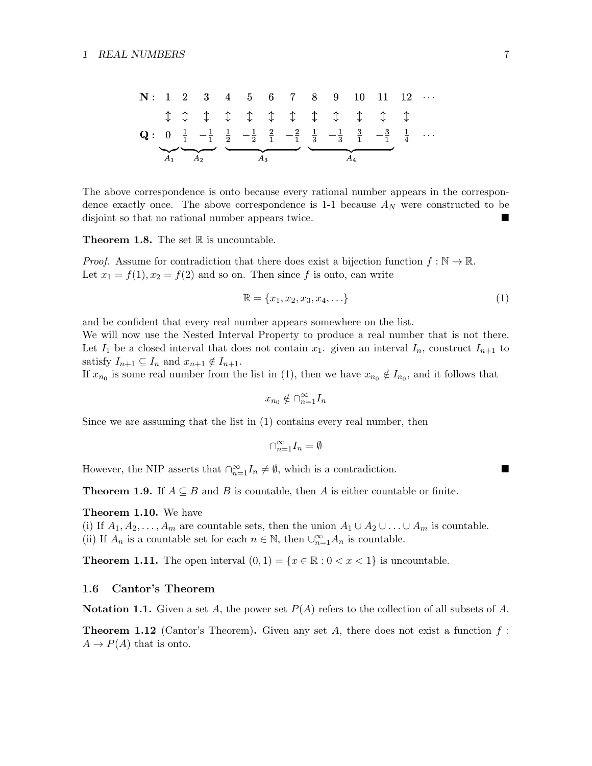$$
\begin{array}{lcccccccccccccc}
\mathbf{N}: & 1 & 2 & 3 & 4 & 5 & 6 & 7 & 8 & 9 & 10 & 11 & 12 & \cdots \\
 & \updownarrow & \updownarrow & \updownarrow & \updownarrow & \updownarrow & \updownarrow & \updownarrow & \updownarrow & \updownarrow & \updownarrow & \updownarrow & \updownarrow & \\
\mathbf{Q}: & \underbrace{0}_{A_1} & \underbrace{\frac{1}{1} \quad -\frac{1}{1}}_{A_2} & & \underbrace{\frac{1}{2} \quad -\frac{1}{2} \quad \frac{2}{1} \quad -\frac{2}{1}}_{A_3} & & & & \underbrace{\frac{1}{3} \quad -\frac{1}{3} \quad \frac{3}{1} \quad -\frac{3}{1}}_{A_4} & & & & \frac{1}{4} & \cdots
\end{array}
$$

The above correspondence is onto because every rational number appears in the correspondence exactly once. The above correspondence is 1-1 because $A_N$ were constructed to be disjoint so that no rational number appears twice. ■

**Theorem 1.8.** The set $\mathbb{R}$ is uncountable.

*Proof.* Assume for contradiction that there does exist a bijection function $f : \mathbb{N} \to \mathbb{R}$. Let $x_1 = f(1), x_2 = f(2)$ and so on. Then since $f$ is onto, can write

$$\mathbb{R} = \{x_1, x_2, x_3, x_4, \ldots\} \tag{1}$$

and be confident that every real number appears somewhere on the list.
We will now use the Nested Interval Property to produce a real number that is not there. Let $I_1$ be a closed interval that does not contain $x_1$. given an interval $I_n$, construct $I_{n+1}$ to satisfy $I_{n+1} \subseteq I_n$ and $x_{n+1} \notin I_{n+1}$.
If $x_{n_0}$ is some real number from the list in (1), then we have $x_{n_0} \notin I_{n_0}$, and it follows that

$$x_{n_0} \notin \cap_{n=1}^{\infty} I_n$$

Since we are assuming that the list in (1) contains every real number, then

$$\cap_{n=1}^{\infty} I_n = \emptyset$$

However, the NIP asserts that $\cap_{n=1}^{\infty} I_n \neq \emptyset$, which is a contradiction. ■

**Theorem 1.9.** If $A \subseteq B$ and $B$ is countable, then $A$ is either countable or finite.

**Theorem 1.10.** We have
(i) If $A_1, A_2, \ldots, A_m$ are countable sets, then the union $A_1 \cup A_2 \cup \ldots \cup A_m$ is countable.
(ii) If $A_n$ is a countable set for each $n \in \mathbb{N}$, then $\cup_{n=1}^{\infty} A_n$ is countable.

**Theorem 1.11.** The open interval $(0, 1) = \{x \in \mathbb{R} : 0 < x < 1\}$ is uncountable.

### 1.6 Cantor's Theorem

**Notation 1.1.** Given a set $A$, the power set $P(A)$ refers to the collection of all subsets of $A$.

**Theorem 1.12** (Cantor's Theorem)**.** Given any set $A$, there does not exist a function $f : A \to P(A)$ that is onto.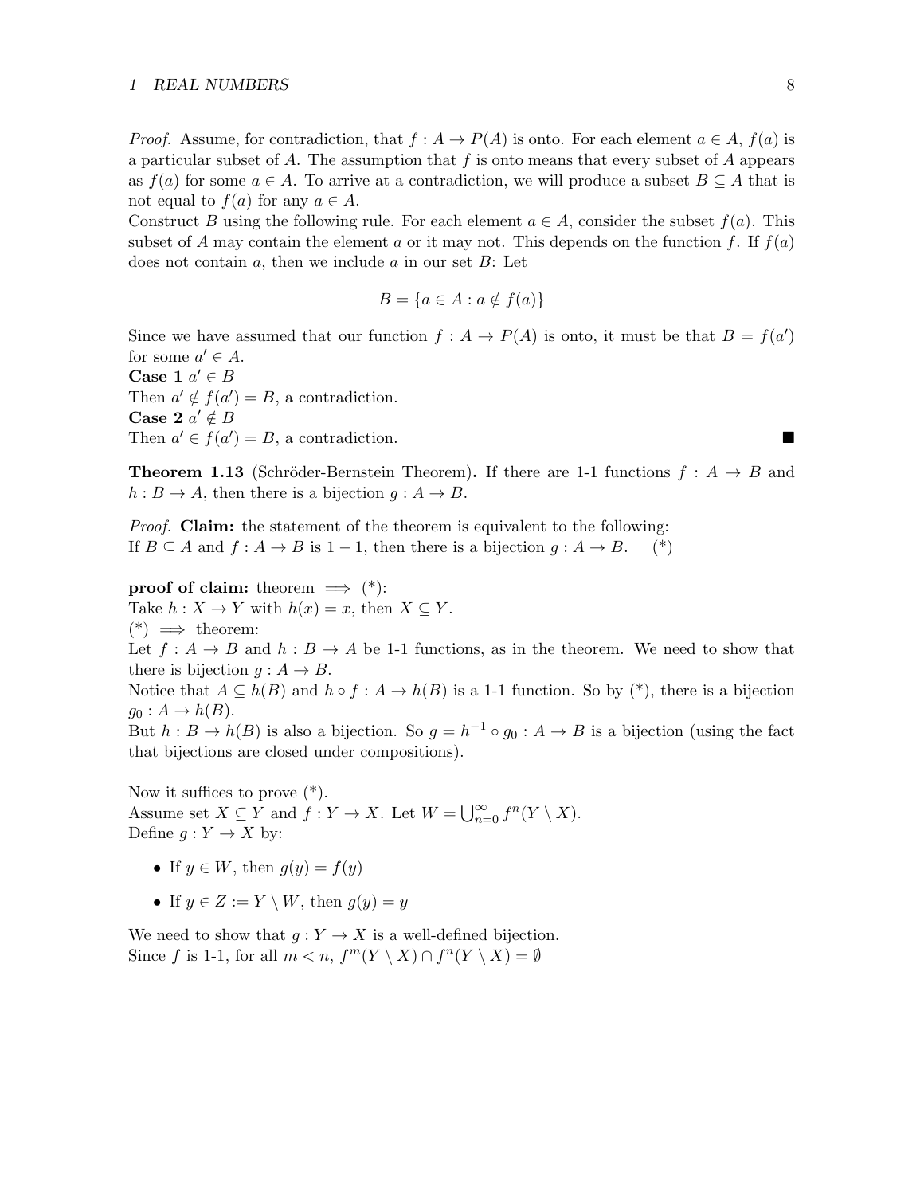*Proof.* Assume, for contradiction, that $f : A \to P(A)$ is onto. For each element $a \in A$, $f(a)$ is a particular subset of $A$. The assumption that $f$ is onto means that every subset of $A$ appears as $f(a)$ for some $a \in A$. To arrive at a contradiction, we will produce a subset $B \subseteq A$ that is not equal to $f(a)$ for any $a \in A$.
Construct $B$ using the following rule. For each element $a \in A$, consider the subset $f(a)$. This subset of $A$ may contain the element $a$ or it may not. This depends on the function $f$. If $f(a)$ does not contain $a$, then we include $a$ in our set $B$: Let

$$B = \{a \in A : a \notin f(a)\}$$

Since we have assumed that our function $f : A \to P(A)$ is onto, it must be that $B = f(a')$ for some $a' \in A$.
**Case 1** $a' \in B$
Then $a' \notin f(a') = B$, a contradiction.
**Case 2** $a' \notin B$
Then $a' \in f(a') = B$, a contradiction. ■

**Theorem 1.13** (Schröder-Bernstein Theorem)**.** If there are 1-1 functions $f : A \to B$ and $h : B \to A$, then there is a bijection $g : A \to B$.

*Proof.* **Claim:** the statement of the theorem is equivalent to the following:
If $B \subseteq A$ and $f : A \to B$ is $1-1$, then there is a bijection $g : A \to B$. (*)

**proof of claim:** theorem $\implies$ (*):
Take $h : X \to Y$ with $h(x) = x$, then $X \subseteq Y$.
(*) $\implies$ theorem:
Let $f : A \to B$ and $h : B \to A$ be 1-1 functions, as in the theorem. We need to show that there is bijection $g : A \to B$.
Notice that $A \subseteq h(B)$ and $h \circ f : A \to h(B)$ is a 1-1 function. So by (*), there is a bijection $g_0 : A \to h(B)$.
But $h : B \to h(B)$ is also a bijection. So $g = h^{-1} \circ g_0 : A \to B$ is a bijection (using the fact that bijections are closed under compositions).

Now it suffices to prove (*).
Assume set $X \subseteq Y$ and $f : Y \to X$. Let $W = \bigcup_{n=0}^{\infty} f^n(Y \setminus X)$.
Define $g : Y \to X$ by:

- If $y \in W$, then $g(y) = f(y)$
- If $y \in Z := Y \setminus W$, then $g(y) = y$

We need to show that $g : Y \to X$ is a well-defined bijection.
Since $f$ is 1-1, for all $m < n$, $f^m(Y \setminus X) \cap f^n(Y \setminus X) = \emptyset$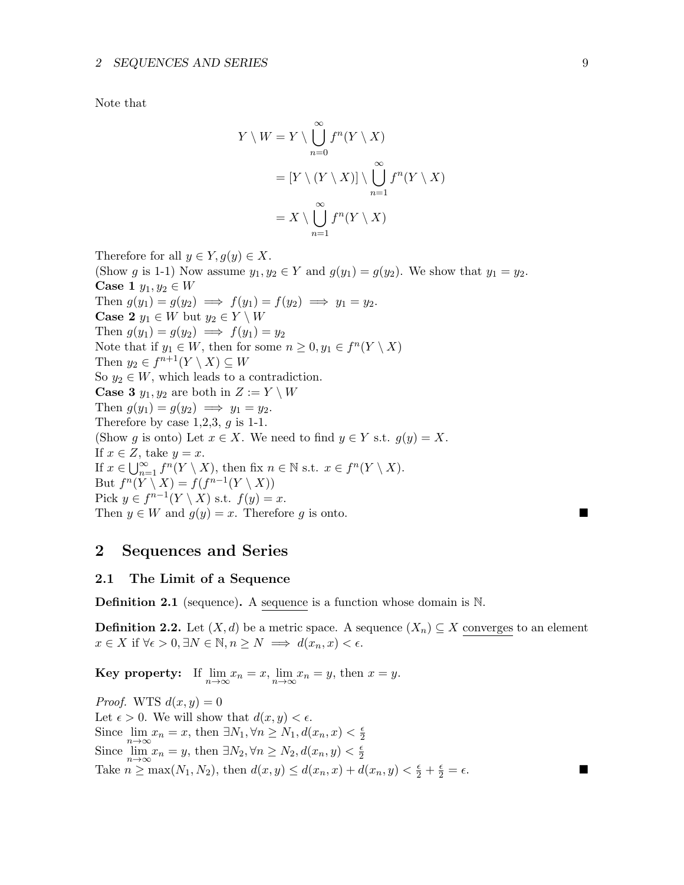Note that

$$
\begin{aligned}
Y \setminus W &= Y \setminus \bigcup_{n=0}^{\infty} f^n(Y \setminus X) \\
&= [Y \setminus (Y \setminus X)] \setminus \bigcup_{n=1}^{\infty} f^n(Y \setminus X) \\
&= X \setminus \bigcup_{n=1}^{\infty} f^n(Y \setminus X)
\end{aligned}
$$

Therefore for all $y \in Y, g(y) \in X$.
(Show $g$ is 1-1) Now assume $y_1, y_2 \in Y$ and $g(y_1) = g(y_2)$. We show that $y_1 = y_2$.
**Case 1** $y_1, y_2 \in W$
Then $g(y_1) = g(y_2) \implies f(y_1) = f(y_2) \implies y_1 = y_2$.
**Case 2** $y_1 \in W$ but $y_2 \in Y \setminus W$
Then $g(y_1) = g(y_2) \implies f(y_1) = y_2$
Note that if $y_1 \in W$, then for some $n \geq 0, y_1 \in f^n(Y \setminus X)$
Then $y_2 \in f^{n+1}(Y \setminus X) \subseteq W$
So $y_2 \in W$, which leads to a contradiction.
**Case 3** $y_1, y_2$ are both in $Z := Y \setminus W$
Then $g(y_1) = g(y_2) \implies y_1 = y_2$.
Therefore by case 1,2,3, $g$ is 1-1.
(Show $g$ is onto) Let $x \in X$. We need to find $y \in Y$ s.t. $g(y) = X$.
If $x \in Z$, take $y = x$.
If $x \in \bigcup_{n=1}^{\infty} f^n(Y \setminus X)$, then fix $n \in \mathbb{N}$ s.t. $x \in f^n(Y \setminus X)$.
But $f^n(Y \setminus X) = f(f^{n-1}(Y \setminus X))$
Pick $y \in f^{n-1}(Y \setminus X)$ s.t. $f(y) = x$.
Then $y \in W$ and $g(y) = x$. Therefore $g$ is onto. ■

# 2 Sequences and Series

## 2.1 The Limit of a Sequence

**Definition 2.1** (sequence)**.** A sequence is a function whose domain is $\mathbb{N}$.

**Definition 2.2.** Let $(X, d)$ be a metric space. A sequence $(X_n) \subseteq X$ converges to an element $x \in X$ if $\forall \epsilon > 0, \exists N \in \mathbb{N}, n \geq N \implies d(x_n, x) < \epsilon$.

**Key property:** If $\lim_{n\to\infty} x_n = x, \lim_{n\to\infty} x_n = y$, then $x = y$.

*Proof.* WTS $d(x, y) = 0$
Let $\epsilon > 0$. We will show that $d(x, y) < \epsilon$.
Since $\lim_{n\to\infty} x_n = x$, then $\exists N_1, \forall n \geq N_1, d(x_n, x) < \frac{\epsilon}{2}$
Since $\lim_{n\to\infty} x_n = y$, then $\exists N_2, \forall n \geq N_2, d(x_n, y) < \frac{\epsilon}{2}$
Take $n \geq \max(N_1, N_2)$, then $d(x, y) \leq d(x_n, x) + d(x_n, y) < \frac{\epsilon}{2} + \frac{\epsilon}{2} = \epsilon$. ■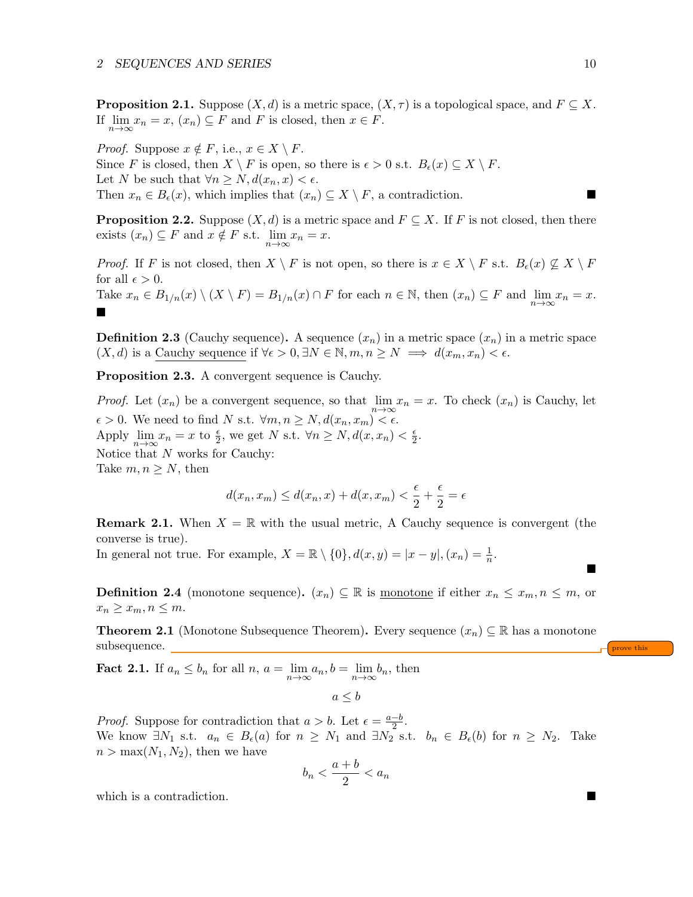**Proposition 2.1.** Suppose $(X, d)$ is a metric space, $(X, \tau)$ is a topological space, and $F \subseteq X$. If $\lim_{n\to\infty} x_n = x$, $(x_n) \subseteq F$ and $F$ is closed, then $x \in F$.

*Proof.* Suppose $x \notin F$, i.e., $x \in X \setminus F$.
Since $F$ is closed, then $X \setminus F$ is open, so there is $\epsilon > 0$ s.t. $B_\epsilon(x) \subseteq X \setminus F$.
Let $N$ be such that $\forall n \geq N, d(x_n, x) < \epsilon$.
Then $x_n \in B_\epsilon(x)$, which implies that $(x_n) \subseteq X \setminus F$, a contradiction. ■

**Proposition 2.2.** Suppose $(X, d)$ is a metric space and $F \subseteq X$. If $F$ is not closed, then there exists $(x_n) \subseteq F$ and $x \notin F$ s.t. $\lim_{n\to\infty} x_n = x$.

*Proof.* If $F$ is not closed, then $X \setminus F$ is not open, so there is $x \in X \setminus F$ s.t. $B_\epsilon(x) \not\subseteq X \setminus F$ for all $\epsilon > 0$.
Take $x_n \in B_{1/n}(x) \setminus (X \setminus F) = B_{1/n}(x) \cap F$ for each $n \in \mathbb{N}$, then $(x_n) \subseteq F$ and $\lim_{n\to\infty} x_n = x$. ■

**Definition 2.3** (Cauchy sequence)**.** A sequence $(x_n)$ in a metric space $(x_n)$ in a metric space $(X, d)$ is a Cauchy sequence if $\forall \epsilon > 0, \exists N \in \mathbb{N}, m, n \geq N \implies d(x_m, x_n) < \epsilon$.

**Proposition 2.3.** A convergent sequence is Cauchy.

*Proof.* Let $(x_n)$ be a convergent sequence, so that $\lim_{n\to\infty} x_n = x$. To check $(x_n)$ is Cauchy, let $\epsilon > 0$. We need to find $N$ s.t. $\forall m, n \geq N, d(x_n, x_m) < \epsilon$.
Apply $\lim_{n\to\infty} x_n = x$ to $\frac{\epsilon}{2}$, we get $N$ s.t. $\forall n \geq N, d(x, x_n) < \frac{\epsilon}{2}$.
Notice that $N$ works for Cauchy:
Take $m, n \geq N$, then

$$d(x_n, x_m) \leq d(x_n, x) + d(x, x_m) < \frac{\epsilon}{2} + \frac{\epsilon}{2} = \epsilon$$

**Remark 2.1.** When $X = \mathbb{R}$ with the usual metric, A Cauchy sequence is convergent (the converse is true).
In general not true. For example, $X = \mathbb{R} \setminus \{0\}, d(x, y) = |x - y|, (x_n) = \frac{1}{n}$. ■

**Definition 2.4** (monotone sequence)**.** $(x_n) \subseteq \mathbb{R}$ is monotone if either $x_n \leq x_m, n \leq m$, or $x_n \geq x_m, n \leq m$.

**Theorem 2.1** (Monotone Subsequence Theorem)**.** Every sequence $(x_n) \subseteq \mathbb{R}$ has a monotone subsequence.

**Fact 2.1.** If $a_n \leq b_n$ for all $n$, $a = \lim_{n\to\infty} a_n, b = \lim_{n\to\infty} b_n$, then

$$a \leq b$$

*Proof.* Suppose for contradiction that $a > b$. Let $\epsilon = \frac{a-b}{2}$.
We know $\exists N_1$ s.t. $a_n \in B_\epsilon(a)$ for $n \geq N_1$ and $\exists N_2$ s.t. $b_n \in B_\epsilon(b)$ for $n \geq N_2$. Take $n > \max(N_1, N_2)$, then we have

$$b_n < \frac{a+b}{2} < a_n$$

which is a contradiction. ■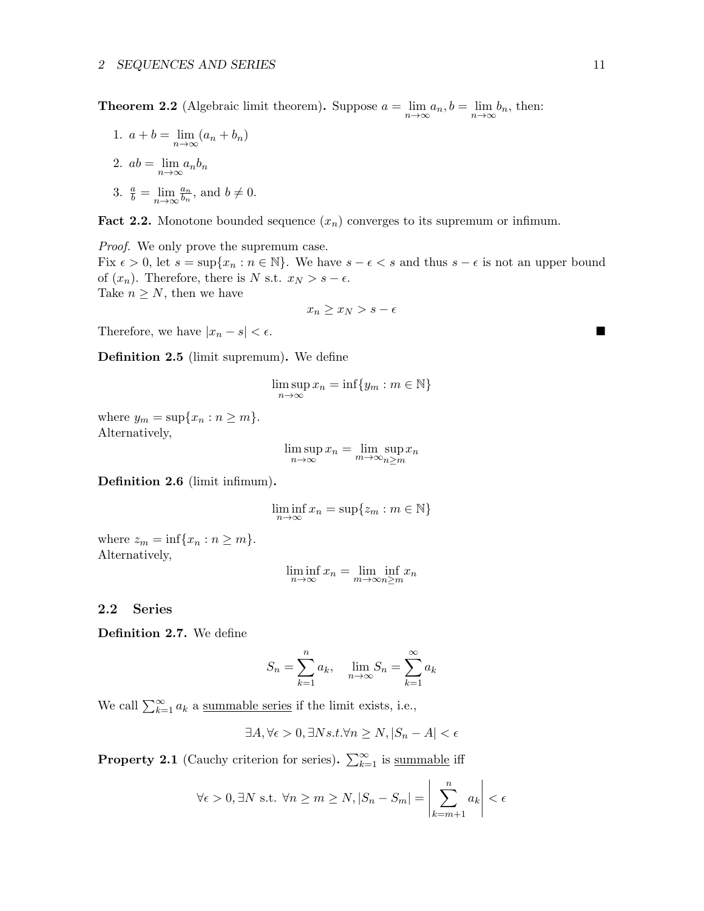**Theorem 2.2** (Algebraic limit theorem)**.** Suppose $a = \lim_{n\to\infty} a_n, b = \lim_{n\to\infty} b_n$, then:

1. $a + b = \lim_{n\to\infty}(a_n + b_n)$
2. $ab = \lim_{n\to\infty} a_n b_n$
3. $\frac{a}{b} = \lim_{n\to\infty} \frac{a_n}{b_n}$, and $b \neq 0$.

**Fact 2.2.** Monotone bounded sequence $(x_n)$ converges to its supremum or infimum.

*Proof.* We only prove the supremum case.
Fix $\epsilon > 0$, let $s = \sup\{x_n : n \in \mathbb{N}\}$. We have $s - \epsilon < s$ and thus $s - \epsilon$ is not an upper bound of $(x_n)$. Therefore, there is $N$ s.t. $x_N > s - \epsilon$.
Take $n \geq N$, then we have

$$x_n \geq x_N > s - \epsilon$$

Therefore, we have $|x_n - s| < \epsilon$. ∎

**Definition 2.5** (limit supremum)**.** We define

$$\limsup_{n\to\infty} x_n = \inf\{y_m : m \in \mathbb{N}\}$$

where $y_m = \sup\{x_n : n \geq m\}$.
Alternatively,

$$\limsup_{n\to\infty} x_n = \lim_{m\to\infty} \sup_{n\geq m} x_n$$

**Definition 2.6** (limit infimum)**.**

$$\liminf_{n\to\infty} x_n = \sup\{z_m : m \in \mathbb{N}\}$$

where $z_m = \inf\{x_n : n \geq m\}$.
Alternatively,

$$\liminf_{n\to\infty} x_n = \lim_{m\to\infty} \inf_{n\geq m} x_n$$

## 2.2 Series

**Definition 2.7.** We define

$$S_n = \sum_{k=1}^{n} a_k, \quad \lim_{n\to\infty} S_n = \sum_{k=1}^{\infty} a_k$$

We call $\sum_{k=1}^{\infty} a_k$ a <u>summable series</u> if the limit exists, i.e.,

$$\exists A, \forall \epsilon > 0, \exists N s.t. \forall n \geq N, |S_n - A| < \epsilon$$

**Property 2.1** (Cauchy criterion for series)**.** $\sum_{k=1}^{\infty}$ is <u>summable</u> iff

$$\forall \epsilon > 0, \exists N \text{ s.t. } \forall n \geq m \geq N, |S_n - S_m| = \left| \sum_{k=m+1}^{n} a_k \right| < \epsilon$$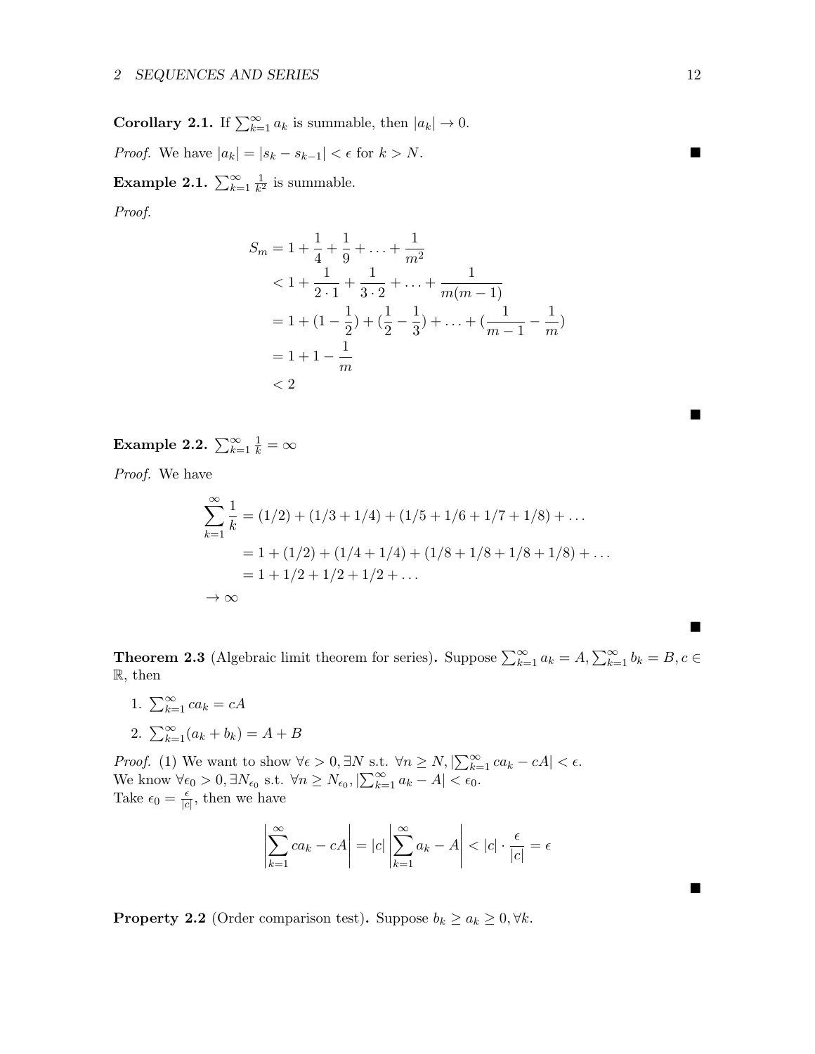**Corollary 2.1.** If $\sum_{k=1}^{\infty} a_k$ is summable, then $|a_k| \to 0$.

*Proof.* We have $|a_k| = |s_k - s_{k-1}| < \epsilon$ for $k > N$. ∎

**Example 2.1.** $\sum_{k=1}^{\infty} \frac{1}{k^2}$ is summable.

*Proof.*

$$
\begin{aligned}
S_m &= 1 + \frac{1}{4} + \frac{1}{9} + \ldots + \frac{1}{m^2} \\
&< 1 + \frac{1}{2 \cdot 1} + \frac{1}{3 \cdot 2} + \ldots + \frac{1}{m(m-1)} \\
&= 1 + (1 - \frac{1}{2}) + (\frac{1}{2} - \frac{1}{3}) + \ldots + (\frac{1}{m-1} - \frac{1}{m}) \\
&= 1 + 1 - \frac{1}{m} \\
&< 2
\end{aligned}
$$

∎

**Example 2.2.** $\sum_{k=1}^{\infty} \frac{1}{k} = \infty$

*Proof.* We have

$$
\begin{aligned}
\sum_{k=1}^{\infty} \frac{1}{k} &= (1/2) + (1/3 + 1/4) + (1/5 + 1/6 + 1/7 + 1/8) + \ldots \\
&= 1 + (1/2) + (1/4 + 1/4) + (1/8 + 1/8 + 1/8 + 1/8) + \ldots \\
&= 1 + 1/2 + 1/2 + 1/2 + \ldots \\
&\to \infty
\end{aligned}
$$

∎

**Theorem 2.3** (Algebraic limit theorem for series)**.** Suppose $\sum_{k=1}^{\infty} a_k = A, \sum_{k=1}^{\infty} b_k = B, c \in \mathbb{R}$, then

1. $\sum_{k=1}^{\infty} ca_k = cA$
2. $\sum_{k=1}^{\infty} (a_k + b_k) = A + B$

*Proof.* (1) We want to show $\forall \epsilon > 0, \exists N$ s.t. $\forall n \geq N, |\sum_{k=1}^{\infty} ca_k - cA| < \epsilon$.
We know $\forall \epsilon_0 > 0, \exists N_{\epsilon_0}$ s.t. $\forall n \geq N_{\epsilon_0}, |\sum_{k=1}^{\infty} a_k - A| < \epsilon_0$.
Take $\epsilon_0 = \frac{\epsilon}{|c|}$, then we have

$$
\left| \sum_{k=1}^{\infty} ca_k - cA \right| = |c| \left| \sum_{k=1}^{\infty} a_k - A \right| < |c| \cdot \frac{\epsilon}{|c|} = \epsilon
$$

∎

**Property 2.2** (Order comparison test)**.** Suppose $b_k \geq a_k \geq 0, \forall k$.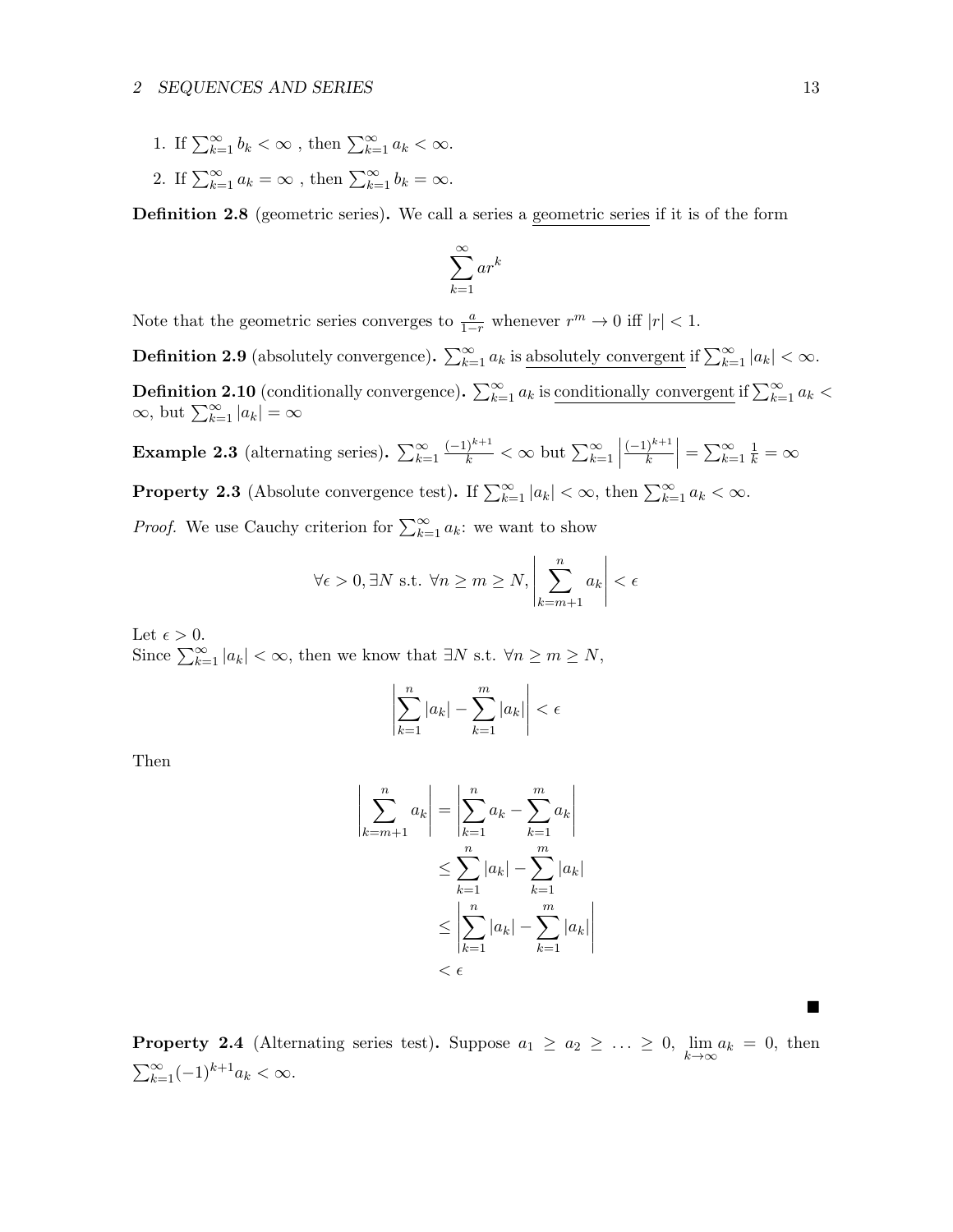1. If $\sum_{k=1}^{\infty} b_k < \infty$ , then $\sum_{k=1}^{\infty} a_k < \infty$.
2. If $\sum_{k=1}^{\infty} a_k = \infty$ , then $\sum_{k=1}^{\infty} b_k = \infty$.

**Definition 2.8** (geometric series)**.** We call a series a geometric series if it is of the form

$$\sum_{k=1}^{\infty} ar^k$$

Note that the geometric series converges to $\frac{a}{1-r}$ whenever $r^m \to 0$ iff $|r| < 1$.

**Definition 2.9** (absolutely convergence)**.** $\sum_{k=1}^{\infty} a_k$ is absolutely convergent if $\sum_{k=1}^{\infty} |a_k| < \infty$.

**Definition 2.10** (conditionally convergence)**.** $\sum_{k=1}^{\infty} a_k$ is conditionally convergent if $\sum_{k=1}^{\infty} a_k < \infty$, but $\sum_{k=1}^{\infty} |a_k| = \infty$

**Example 2.3** (alternating series)**.** $\sum_{k=1}^{\infty} \frac{(-1)^{k+1}}{k} < \infty$ but $\sum_{k=1}^{\infty} \left|\frac{(-1)^{k+1}}{k}\right| = \sum_{k=1}^{\infty} \frac{1}{k} = \infty$

**Property 2.3** (Absolute convergence test)**.** If $\sum_{k=1}^{\infty} |a_k| < \infty$, then $\sum_{k=1}^{\infty} a_k < \infty$.

*Proof.* We use Cauchy criterion for $\sum_{k=1}^{\infty} a_k$: we want to show

$$\forall \epsilon > 0, \exists N \text{ s.t. } \forall n \geq m \geq N, \left|\sum_{k=m+1}^{n} a_k\right| < \epsilon$$

Let $\epsilon > 0$.
Since $\sum_{k=1}^{\infty} |a_k| < \infty$, then we know that $\exists N$ s.t. $\forall n \geq m \geq N$,

$$\left|\sum_{k=1}^{n} |a_k| - \sum_{k=1}^{m} |a_k|\right| < \epsilon$$

Then

$$\begin{aligned}
\left|\sum_{k=m+1}^{n} a_k\right| &= \left|\sum_{k=1}^{n} a_k - \sum_{k=1}^{m} a_k\right| \\
&\leq \sum_{k=1}^{n} |a_k| - \sum_{k=1}^{m} |a_k| \\
&\leq \left|\sum_{k=1}^{n} |a_k| - \sum_{k=1}^{m} |a_k|\right| \\
&< \epsilon
\end{aligned}$$

■

**Property 2.4** (Alternating series test)**.** Suppose $a_1 \geq a_2 \geq \ldots \geq 0$, $\lim_{k\to\infty} a_k = 0$, then $\sum_{k=1}^{\infty} (-1)^{k+1} a_k < \infty$.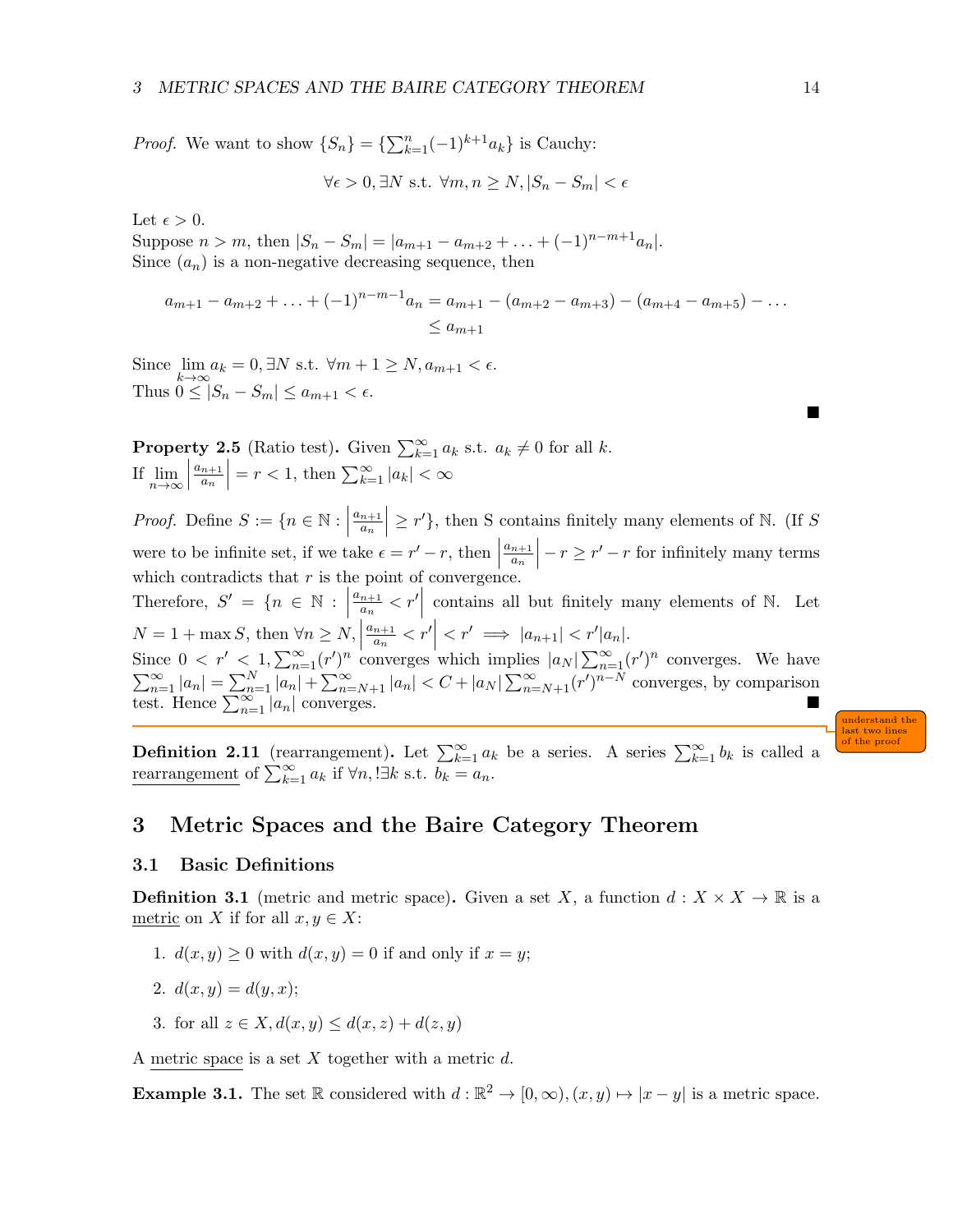*Proof.* We want to show $\{S_n\} = \{\sum_{k=1}^{n}(-1)^{k+1}a_k\}$ is Cauchy:

$$\forall \epsilon > 0, \exists N \text{ s.t. } \forall m, n \geq N, |S_n - S_m| < \epsilon$$

Let $\epsilon > 0$.
Suppose $n > m$, then $|S_n - S_m| = |a_{m+1} - a_{m+2} + \ldots + (-1)^{n-m+1}a_n|$.
Since $(a_n)$ is a non-negative decreasing sequence, then

$$\begin{aligned} a_{m+1} - a_{m+2} + \ldots + (-1)^{n-m-1}a_n &= a_{m+1} - (a_{m+2} - a_{m+3}) - (a_{m+4} - a_{m+5}) - \ldots \\ &\leq a_{m+1} \end{aligned}$$

Since $\lim_{k\to\infty} a_k = 0, \exists N$ s.t. $\forall m+1 \geq N, a_{m+1} < \epsilon$.
Thus $0 \leq |S_n - S_m| \leq a_{m+1} < \epsilon$. ■

**Property 2.5** (Ratio test)**.** Given $\sum_{k=1}^{\infty} a_k$ s.t. $a_k \neq 0$ for all $k$.
If $\lim_{n\to\infty} \left|\frac{a_{n+1}}{a_n}\right| = r < 1$, then $\sum_{k=1}^{\infty} |a_k| < \infty$

*Proof.* Define $S := \{n \in \mathbb{N} : \left|\frac{a_{n+1}}{a_n}\right| \geq r'\}$, then S contains finitely many elements of $\mathbb{N}$. (If $S$ were to be infinite set, if we take $\epsilon = r' - r$, then $\left|\frac{a_{n+1}}{a_n}\right| - r \geq r' - r$ for infinitely many terms which contradicts that $r$ is the point of convergence.
Therefore, $S' = \{n \in \mathbb{N} : \left|\frac{a_{n+1}}{a_n} < r'\right|$ contains all but finitely many elements of $\mathbb{N}$. Let $N = 1 + \max S$, then $\forall n \geq N, \left|\frac{a_{n+1}}{a_n} < r'\right| < r' \implies |a_{n+1}| < r'|a_n|$.
Since $0 < r' < 1, \sum_{n=1}^{\infty}(r')^n$ converges which implies $|a_N|\sum_{n=1}^{\infty}(r')^n$ converges. We have $\sum_{n=1}^{\infty}|a_n| = \sum_{n=1}^{N}|a_n| + \sum_{n=N+1}^{\infty}|a_n| < C + |a_N|\sum_{n=N+1}^{\infty}(r')^{n-N}$ converges, by comparison test. Hence $\sum_{n=1}^{\infty}|a_n|$ converges. ■

understand the last two lines of the proof

**Definition 2.11** (rearrangement)**.** Let $\sum_{k=1}^{\infty} a_k$ be a series. A series $\sum_{k=1}^{\infty} b_k$ is called a rearrangement of $\sum_{k=1}^{\infty} a_k$ if $\forall n, !\exists k$ s.t. $b_k = a_n$.

# 3 Metric Spaces and the Baire Category Theorem

## 3.1 Basic Definitions

**Definition 3.1** (metric and metric space)**.** Given a set $X$, a function $d : X \times X \to \mathbb{R}$ is a metric on $X$ if for all $x, y \in X$:

1. $d(x, y) \geq 0$ with $d(x, y) = 0$ if and only if $x = y$;
2. $d(x, y) = d(y, x)$;
3. for all $z \in X, d(x, y) \leq d(x, z) + d(z, y)$

A metric space is a set $X$ together with a metric $d$.

**Example 3.1.** The set $\mathbb{R}$ considered with $d : \mathbb{R}^2 \to [0, \infty), (x, y) \mapsto |x - y|$ is a metric space.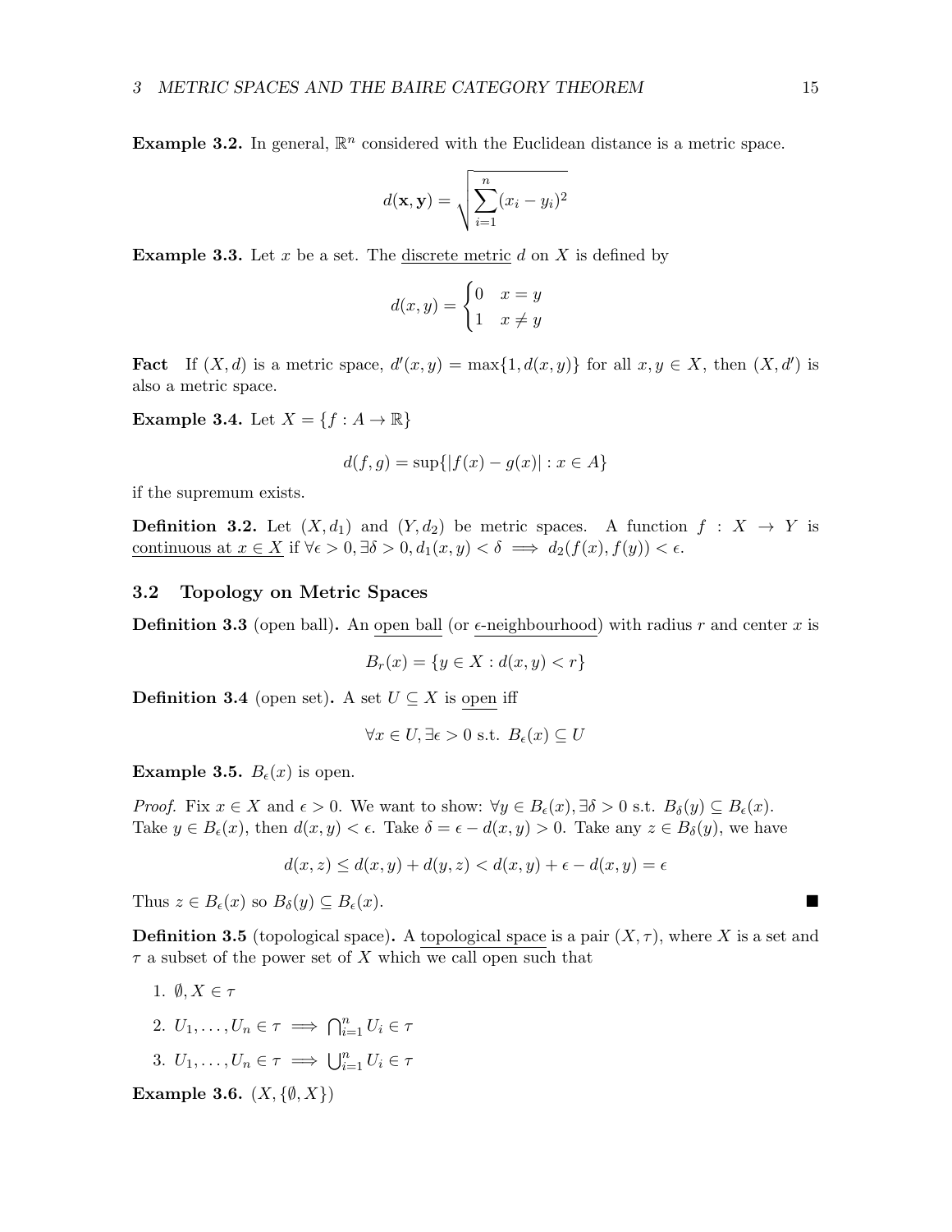**Example 3.2.** In general, $\mathbb{R}^n$ considered with the Euclidean distance is a metric space.

$$d(\mathbf{x}, \mathbf{y}) = \sqrt{\sum_{i=1}^{n} (x_i - y_i)^2}$$

**Example 3.3.** Let $x$ be a set. The <u>discrete metric</u> $d$ on $X$ is defined by

$$d(x, y) = \begin{cases} 0 & x = y \\ 1 & x \neq y \end{cases}$$

**Fact** If $(X, d)$ is a metric space, $d'(x, y) = \max\{1, d(x, y)\}$ for all $x, y \in X$, then $(X, d')$ is also a metric space.

**Example 3.4.** Let $X = \{f : A \to \mathbb{R}\}$

$$d(f, g) = \sup\{|f(x) - g(x)| : x \in A\}$$

if the supremum exists.

**Definition 3.2.** Let $(X, d_1)$ and $(Y, d_2)$ be metric spaces. A function $f : X \to Y$ is <u>continuous at $x \in X$</u> if $\forall \epsilon > 0, \exists \delta > 0, d_1(x, y) < \delta \implies d_2(f(x), f(y)) < \epsilon$.

## 3.2 Topology on Metric Spaces

**Definition 3.3** (open ball)**.** An <u>open ball</u> (or <u>$\epsilon$-neighbourhood</u>) with radius $r$ and center $x$ is

$$B_r(x) = \{y \in X : d(x, y) < r\}$$

**Definition 3.4** (open set)**.** A set $U \subseteq X$ is <u>open</u> iff

$$\forall x \in U, \exists \epsilon > 0 \text{ s.t. } B_\epsilon(x) \subseteq U$$

**Example 3.5.** $B_\epsilon(x)$ is open.

*Proof.* Fix $x \in X$ and $\epsilon > 0$. We want to show: $\forall y \in B_\epsilon(x), \exists \delta > 0$ s.t. $B_\delta(y) \subseteq B_\epsilon(x)$.
Take $y \in B_\epsilon(x)$, then $d(x, y) < \epsilon$. Take $\delta = \epsilon - d(x, y) > 0$. Take any $z \in B_\delta(y)$, we have

$$d(x, z) \leq d(x, y) + d(y, z) < d(x, y) + \epsilon - d(x, y) = \epsilon$$

Thus $z \in B_\epsilon(x)$ so $B_\delta(y) \subseteq B_\epsilon(x)$. ∎

**Definition 3.5** (topological space)**.** A <u>topological space</u> is a pair $(X, \tau)$, where $X$ is a set and $\tau$ a subset of the power set of $X$ which we call open such that

1. $\emptyset, X \in \tau$
2. $U_1, \ldots, U_n \in \tau \implies \bigcap_{i=1}^{n} U_i \in \tau$
3. $U_1, \ldots, U_n \in \tau \implies \bigcup_{i=1}^{n} U_i \in \tau$

**Example 3.6.** $(X, \{\emptyset, X\})$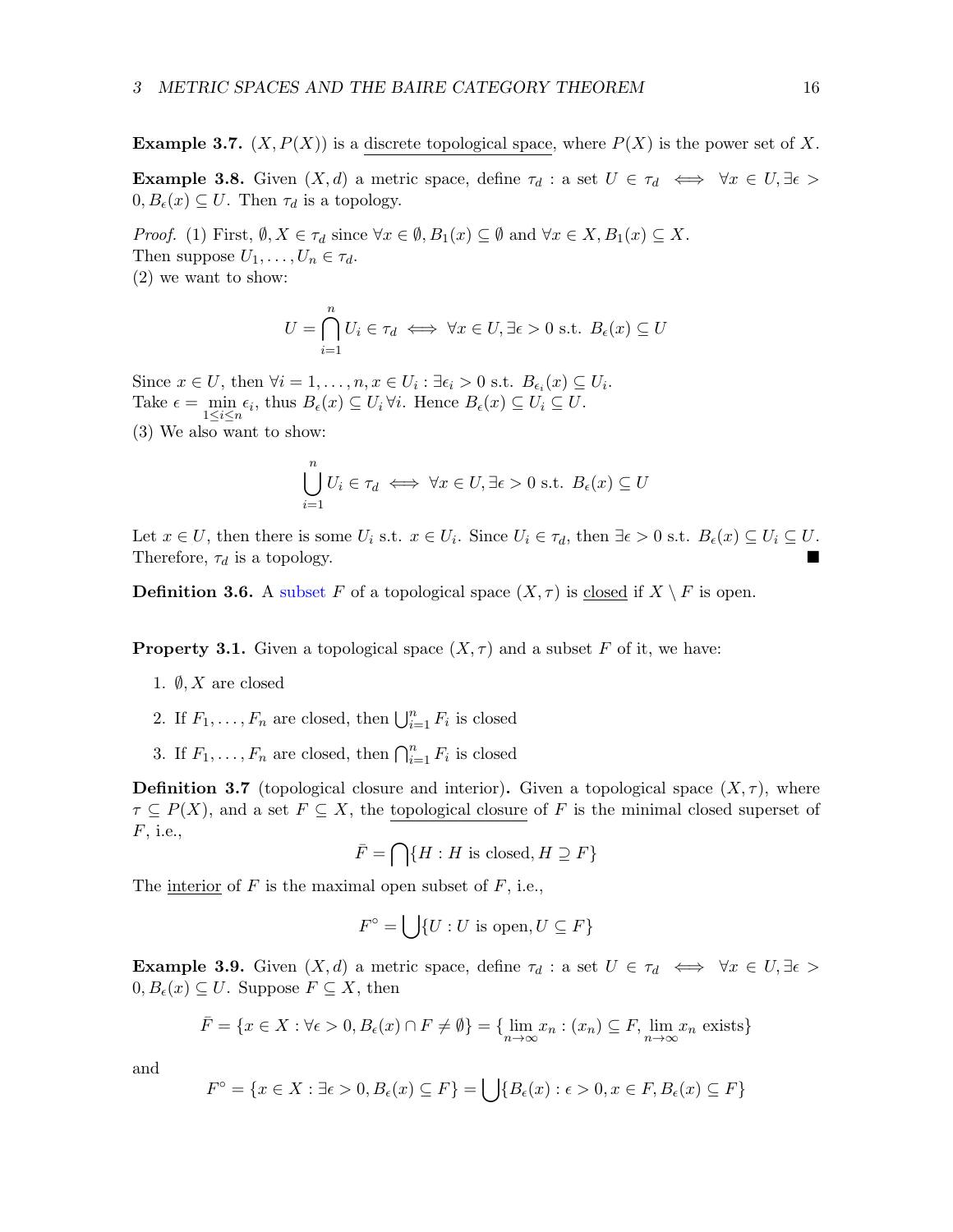**Example 3.7.** $(X, P(X))$ is a discrete topological space, where $P(X)$ is the power set of $X$.

**Example 3.8.** Given $(X, d)$ a metric space, define $\tau_d$ : a set $U \in \tau_d \iff \forall x \in U, \exists \epsilon > 0, B_\epsilon(x) \subseteq U$. Then $\tau_d$ is a topology.

*Proof.* (1) First, $\emptyset, X \in \tau_d$ since $\forall x \in \emptyset, B_1(x) \subseteq \emptyset$ and $\forall x \in X, B_1(x) \subseteq X$.
Then suppose $U_1, \ldots, U_n \in \tau_d$.
(2) we want to show:

$$U = \bigcap_{i=1}^{n} U_i \in \tau_d \iff \forall x \in U, \exists \epsilon > 0 \text{ s.t. } B_\epsilon(x) \subseteq U$$

Since $x \in U$, then $\forall i = 1, \ldots, n, x \in U_i : \exists \epsilon_i > 0$ s.t. $B_{\epsilon_i}(x) \subseteq U_i$.
Take $\epsilon = \min_{1 \le i \le n} \epsilon_i$, thus $B_\epsilon(x) \subseteq U_i \, \forall i$. Hence $B_\epsilon(x) \subseteq U_i \subseteq U$.
(3) We also want to show:

$$\bigcup_{i=1}^{n} U_i \in \tau_d \iff \forall x \in U, \exists \epsilon > 0 \text{ s.t. } B_\epsilon(x) \subseteq U$$

Let $x \in U$, then there is some $U_i$ s.t. $x \in U_i$. Since $U_i \in \tau_d$, then $\exists \epsilon > 0$ s.t. $B_\epsilon(x) \subseteq U_i \subseteq U$.
Therefore, $\tau_d$ is a topology. ∎

**Definition 3.6.** A subset $F$ of a topological space $(X, \tau)$ is closed if $X \setminus F$ is open.

**Property 3.1.** Given a topological space $(X, \tau)$ and a subset $F$ of it, we have:

1. $\emptyset, X$ are closed
2. If $F_1, \ldots, F_n$ are closed, then $\bigcup_{i=1}^{n} F_i$ is closed
3. If $F_1, \ldots, F_n$ are closed, then $\bigcap_{i=1}^{n} F_i$ is closed

**Definition 3.7** (topological closure and interior)**.** Given a topological space $(X, \tau)$, where $\tau \subseteq P(X)$, and a set $F \subseteq X$, the topological closure of $F$ is the minimal closed superset of $F$, i.e.,

$$\bar{F} = \bigcap \{H : H \text{ is closed}, H \supseteq F\}$$

The interior of $F$ is the maximal open subset of $F$, i.e.,

$$F^\circ = \bigcup \{U : U \text{ is open}, U \subseteq F\}$$

**Example 3.9.** Given $(X, d)$ a metric space, define $\tau_d$ : a set $U \in \tau_d \iff \forall x \in U, \exists \epsilon > 0, B_\epsilon(x) \subseteq U$. Suppose $F \subseteq X$, then

$$\bar{F} = \{x \in X : \forall \epsilon > 0, B_\epsilon(x) \cap F \neq \emptyset\} = \{\lim_{n \to \infty} x_n : (x_n) \subseteq F, \lim_{n \to \infty} x_n \text{ exists}\}$$

and

$$F^\circ = \{x \in X : \exists \epsilon > 0, B_\epsilon(x) \subseteq F\} = \bigcup \{B_\epsilon(x) : \epsilon > 0, x \in F, B_\epsilon(x) \subseteq F\}$$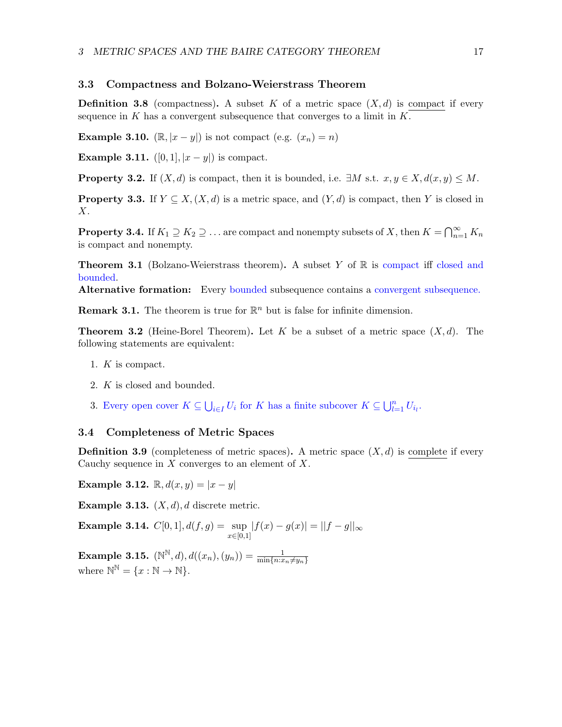### 3.3 Compactness and Bolzano-Weierstrass Theorem

**Definition 3.8** (compactness)**.** A subset $K$ of a metric space $(X, d)$ is compact if every sequence in $K$ has a convergent subsequence that converges to a limit in $K$.

**Example 3.10.** $(\mathbb{R}, |x - y|)$ is not compact (e.g. $(x_n) = n$)

**Example 3.11.** $([0, 1], |x - y|)$ is compact.

**Property 3.2.** If $(X, d)$ is compact, then it is bounded, i.e. $\exists M$ s.t. $x, y \in X, d(x, y) \leq M$.

**Property 3.3.** If $Y \subseteq X, (X, d)$ is a metric space, and $(Y, d)$ is compact, then $Y$ is closed in $X$.

**Property 3.4.** If $K_1 \supseteq K_2 \supseteq \ldots$ are compact and nonempty subsets of $X$, then $K = \bigcap_{n=1}^{\infty} K_n$ is compact and nonempty.

**Theorem 3.1** (Bolzano-Weierstrass theorem)**.** A subset $Y$ of $\mathbb{R}$ is compact iff closed and bounded.
**Alternative formation:** Every bounded subsequence contains a convergent subsequence.

**Remark 3.1.** The theorem is true for $\mathbb{R}^n$ but is false for infinite dimension.

**Theorem 3.2** (Heine-Borel Theorem)**.** Let $K$ be a subset of a metric space $(X, d)$. The following statements are equivalent:

1. $K$ is compact.
2. $K$ is closed and bounded.
3. Every open cover $K \subseteq \bigcup_{i \in I} U_i$ for $K$ has a finite subcover $K \subseteq \bigcup_{l=1}^{n} U_{i_l}$.

### 3.4 Completeness of Metric Spaces

**Definition 3.9** (completeness of metric spaces)**.** A metric space $(X, d)$ is complete if every Cauchy sequence in $X$ converges to an element of $X$.

**Example 3.12.** $\mathbb{R}, d(x, y) = |x - y|$

**Example 3.13.** $(X, d), d$ discrete metric.

**Example 3.14.** $C[0, 1], d(f, g) = \sup\limits_{x \in [0,1]} |f(x) - g(x)| = ||f - g||_\infty$

**Example 3.15.** $(\mathbb{N}^{\mathbb{N}}, d), d((x_n), (y_n)) = \frac{1}{\min\{n : x_n \neq y_n\}}$
where $\mathbb{N}^{\mathbb{N}} = \{x : \mathbb{N} \to \mathbb{N}\}$.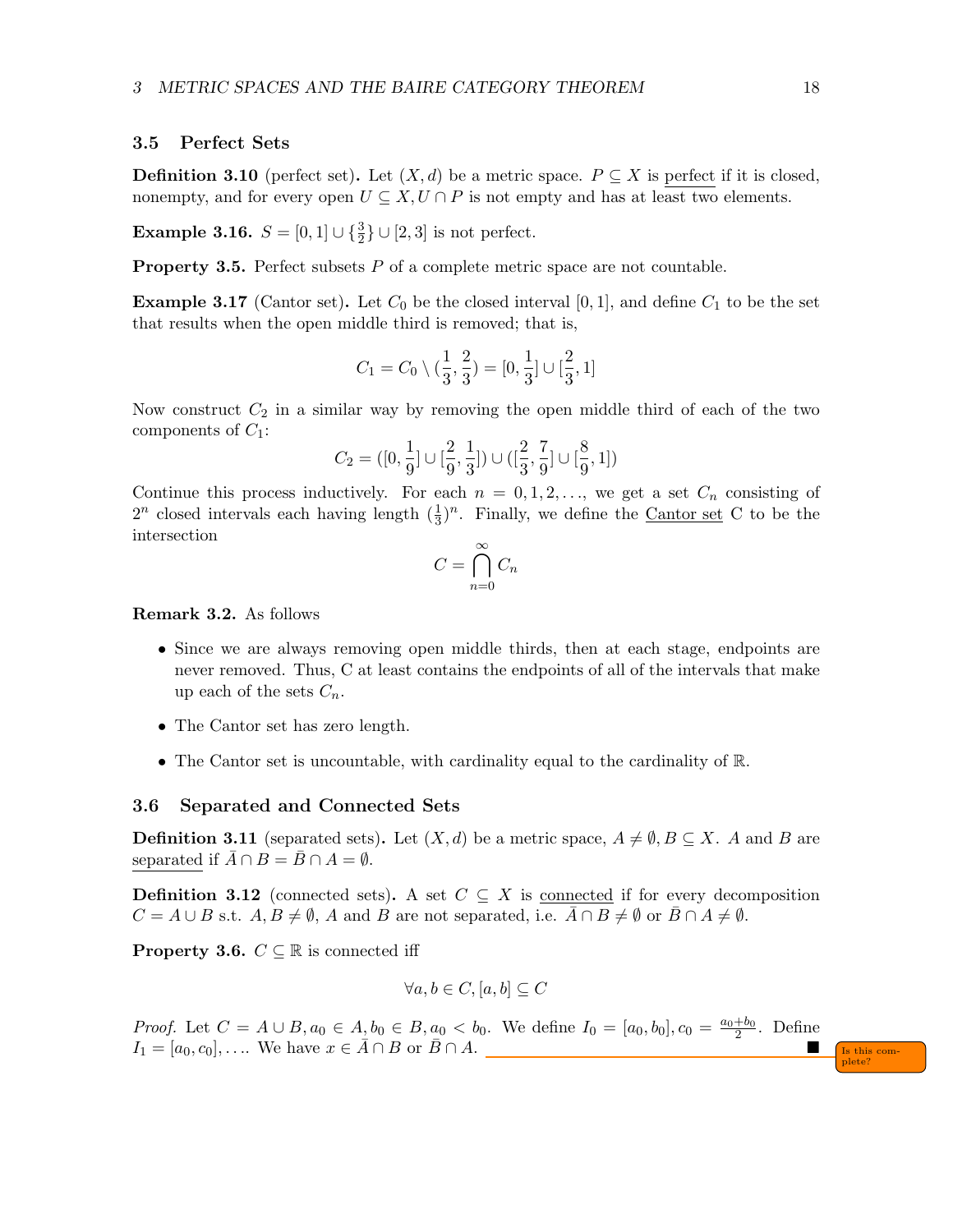## 3.5 Perfect Sets

**Definition 3.10** (perfect set)**.** Let $(X, d)$ be a metric space. $P \subseteq X$ is perfect if it is closed, nonempty, and for every open $U \subseteq X, U \cap P$ is not empty and has at least two elements.

**Example 3.16.** $S = [0, 1] \cup \{\frac{3}{2}\} \cup [2, 3]$ is not perfect.

**Property 3.5.** Perfect subsets $P$ of a complete metric space are not countable.

**Example 3.17** (Cantor set)**.** Let $C_0$ be the closed interval $[0, 1]$, and define $C_1$ to be the set that results when the open middle third is removed; that is,

$$C_1 = C_0 \setminus (\frac{1}{3}, \frac{2}{3}) = [0, \frac{1}{3}] \cup [\frac{2}{3}, 1]$$

Now construct $C_2$ in a similar way by removing the open middle third of each of the two components of $C_1$:

$$C_2 = ([0, \frac{1}{9}] \cup [\frac{2}{9}, \frac{1}{3}]) \cup ([\frac{2}{3}, \frac{7}{9}] \cup [\frac{8}{9}, 1])$$

Continue this process inductively. For each $n = 0, 1, 2, \ldots$, we get a set $C_n$ consisting of $2^n$ closed intervals each having length $(\frac{1}{3})^n$. Finally, we define the Cantor set C to be the intersection

$$C = \bigcap_{n=0}^{\infty} C_n$$

**Remark 3.2.** As follows

- Since we are always removing open middle thirds, then at each stage, endpoints are never removed. Thus, C at least contains the endpoints of all of the intervals that make up each of the sets $C_n$.
- The Cantor set has zero length.
- The Cantor set is uncountable, with cardinality equal to the cardinality of $\mathbb{R}$.

## 3.6 Separated and Connected Sets

**Definition 3.11** (separated sets)**.** Let $(X, d)$ be a metric space, $A \neq \emptyset, B \subseteq X$. $A$ and $B$ are separated if $\bar{A} \cap B = \bar{B} \cap A = \emptyset$.

**Definition 3.12** (connected sets)**.** A set $C \subseteq X$ is connected if for every decomposition $C = A \cup B$ s.t. $A, B \neq \emptyset$, $A$ and $B$ are not separated, i.e. $\bar{A} \cap B \neq \emptyset$ or $\bar{B} \cap A \neq \emptyset$.

**Property 3.6.** $C \subseteq \mathbb{R}$ is connected iff

$$\forall a, b \in C, [a, b] \subseteq C$$

*Proof.* Let $C = A \cup B, a_0 \in A, b_0 \in B, a_0 < b_0$. We define $I_0 = [a_0, b_0], c_0 = \frac{a_0+b_0}{2}$. Define $I_1 = [a_0, c_0], \ldots$. We have $x \in \bar{A} \cap B$ or $\bar{B} \cap A$. ■

Is this complete?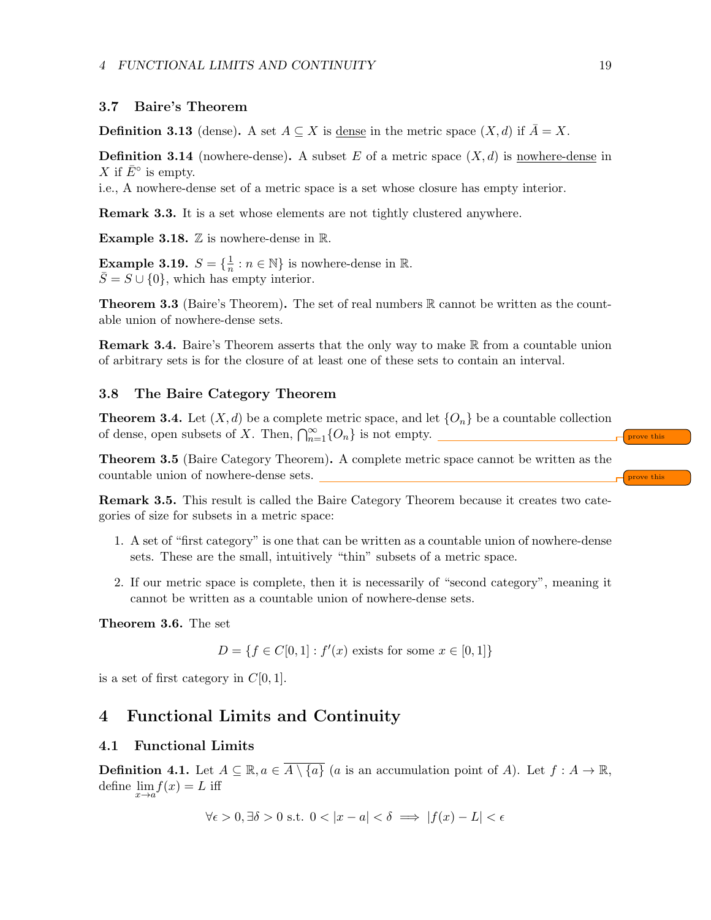### 3.7 Baire's Theorem

**Definition 3.13** (dense)**.** A set $A \subseteq X$ is dense in the metric space $(X, d)$ if $\bar{A} = X$.

**Definition 3.14** (nowhere-dense)**.** A subset $E$ of a metric space $(X, d)$ is nowhere-dense in $X$ if $\bar{E}^\circ$ is empty.
i.e., A nowhere-dense set of a metric space is a set whose closure has empty interior.

**Remark 3.3.** It is a set whose elements are not tightly clustered anywhere.

**Example 3.18.** $\mathbb{Z}$ is nowhere-dense in $\mathbb{R}$.

**Example 3.19.** $S = \{\frac{1}{n} : n \in \mathbb{N}\}$ is nowhere-dense in $\mathbb{R}$.
$\bar{S} = S \cup \{0\}$, which has empty interior.

**Theorem 3.3** (Baire's Theorem)**.** The set of real numbers $\mathbb{R}$ cannot be written as the countable union of nowhere-dense sets.

**Remark 3.4.** Baire's Theorem asserts that the only way to make $\mathbb{R}$ from a countable union of arbitrary sets is for the closure of at least one of these sets to contain an interval.

### 3.8 The Baire Category Theorem

**Theorem 3.4.** Let $(X, d)$ be a complete metric space, and let $\{O_n\}$ be a countable collection of dense, open subsets of $X$. Then, $\bigcap_{n=1}^{\infty}\{O_n\}$ is not empty. *(prove this)*

**Theorem 3.5** (Baire Category Theorem)**.** A complete metric space cannot be written as the countable union of nowhere-dense sets. *(prove this)*

**Remark 3.5.** This result is called the Baire Category Theorem because it creates two categories of size for subsets in a metric space:

1. A set of "first category" is one that can be written as a countable union of nowhere-dense sets. These are the small, intuitively "thin" subsets of a metric space.
2. If our metric space is complete, then it is necessarily of "second category", meaning it cannot be written as a countable union of nowhere-dense sets.

**Theorem 3.6.** The set

$$D = \{f \in C[0, 1] : f'(x) \text{ exists for some } x \in [0, 1]\}$$

is a set of first category in $C[0, 1]$.

# 4 Functional Limits and Continuity

## 4.1 Functional Limits

**Definition 4.1.** Let $A \subseteq \mathbb{R}, a \in \overline{A \setminus \{a\}}$ ($a$ is an accumulation point of $A$). Let $f : A \to \mathbb{R}$, define $\lim\limits_{x \to a} f(x) = L$ iff

$$\forall \epsilon > 0, \exists \delta > 0 \text{ s.t. } 0 < |x - a| < \delta \implies |f(x) - L| < \epsilon$$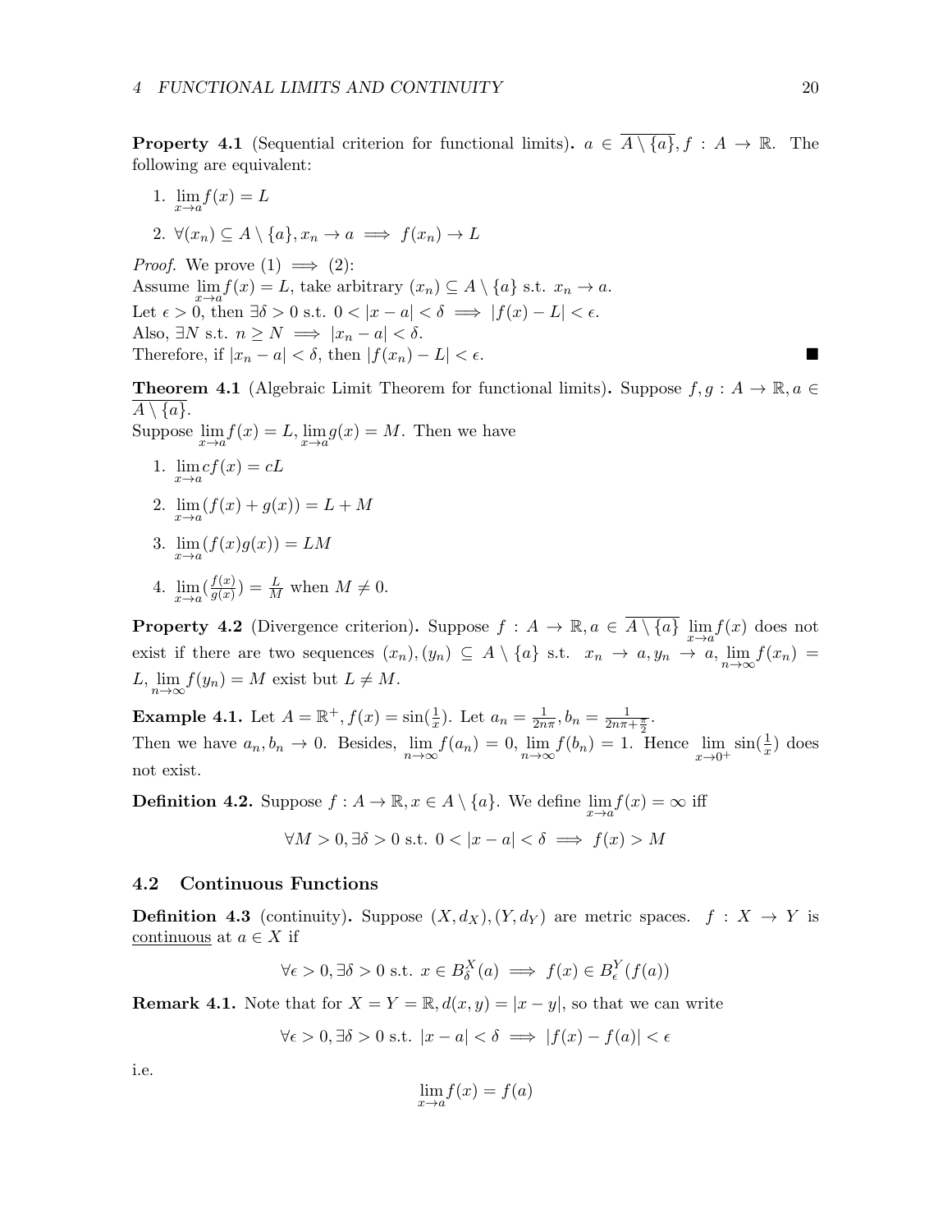**Property 4.1** (Sequential criterion for functional limits)**.** $a \in \overline{A \setminus \{a\}}, f : A \to \mathbb{R}$. The following are equivalent:

1. $\lim_{x \to a} f(x) = L$
2. $\forall (x_n) \subseteq A \setminus \{a\}, x_n \to a \implies f(x_n) \to L$

*Proof.* We prove (1) $\implies$ (2):
Assume $\lim_{x \to a} f(x) = L$, take arbitrary $(x_n) \subseteq A \setminus \{a\}$ s.t. $x_n \to a$.
Let $\epsilon > 0$, then $\exists \delta > 0$ s.t. $0 < |x - a| < \delta \implies |f(x) - L| < \epsilon$.
Also, $\exists N$ s.t. $n \geq N \implies |x_n - a| < \delta$.
Therefore, if $|x_n - a| < \delta$, then $|f(x_n) - L| < \epsilon$. ∎

**Theorem 4.1** (Algebraic Limit Theorem for functional limits)**.** Suppose $f, g : A \to \mathbb{R}, a \in \overline{A \setminus \{a\}}$.
Suppose $\lim_{x \to a} f(x) = L, \lim_{x \to a} g(x) = M$. Then we have

1. $\lim_{x \to a} cf(x) = cL$
2. $\lim_{x \to a} (f(x) + g(x)) = L + M$
3. $\lim_{x \to a} (f(x)g(x)) = LM$
4. $\lim_{x \to a} (\frac{f(x)}{g(x)}) = \frac{L}{M}$ when $M \neq 0$.

**Property 4.2** (Divergence criterion)**.** Suppose $f : A \to \mathbb{R}, a \in \overline{A \setminus \{a\}}$ $\lim_{x \to a} f(x)$ does not exist if there are two sequences $(x_n), (y_n) \subseteq A \setminus \{a\}$ s.t. $x_n \to a, y_n \to a, \lim_{n \to \infty} f(x_n) = L, \lim_{n \to \infty} f(y_n) = M$ exist but $L \neq M$.

**Example 4.1.** Let $A = \mathbb{R}^+, f(x) = \sin(\frac{1}{x})$. Let $a_n = \frac{1}{2n\pi}, b_n = \frac{1}{2n\pi + \frac{\pi}{2}}$.
Then we have $a_n, b_n \to 0$. Besides, $\lim_{n \to \infty} f(a_n) = 0, \lim_{n \to \infty} f(b_n) = 1$. Hence $\lim_{x \to 0^+} \sin(\frac{1}{x})$ does not exist.

**Definition 4.2.** Suppose $f : A \to \mathbb{R}, x \in A \setminus \{a\}$. We define $\lim_{x \to a} f(x) = \infty$ iff

$$\forall M > 0, \exists \delta > 0 \text{ s.t. } 0 < |x - a| < \delta \implies f(x) > M$$

## 4.2 Continuous Functions

**Definition 4.3** (continuity)**.** Suppose $(X, d_X), (Y, d_Y)$ are metric spaces. $f : X \to Y$ is continuous at $a \in X$ if

$$\forall \epsilon > 0, \exists \delta > 0 \text{ s.t. } x \in B_\delta^X(a) \implies f(x) \in B_\epsilon^Y(f(a))$$

**Remark 4.1.** Note that for $X = Y = \mathbb{R}, d(x, y) = |x - y|$, so that we can write

$$\forall \epsilon > 0, \exists \delta > 0 \text{ s.t. } |x - a| < \delta \implies |f(x) - f(a)| < \epsilon$$

i.e.

$$\lim_{x \to a} f(x) = f(a)$$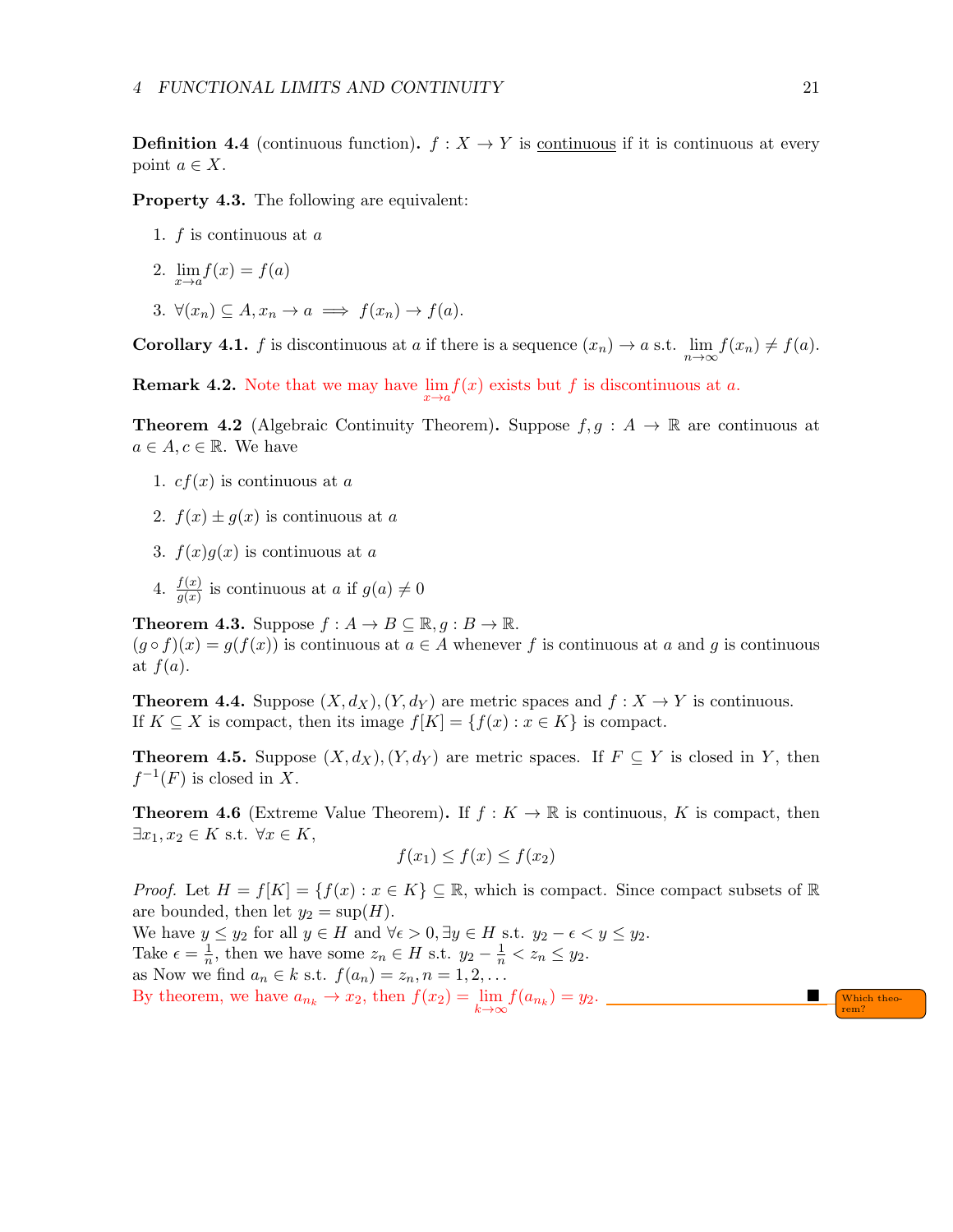**Definition 4.4** (continuous function)**.** $f : X \to Y$ is <u>continuous</u> if it is continuous at every point $a \in X$.

**Property 4.3.** The following are equivalent:

1. $f$ is continuous at $a$
2. $\lim\limits_{x \to a} f(x) = f(a)$
3. $\forall (x_n) \subseteq A, x_n \to a \implies f(x_n) \to f(a)$.

**Corollary 4.1.** $f$ is discontinuous at $a$ if there is a sequence $(x_n) \to a$ s.t. $\lim\limits_{n\to\infty} f(x_n) \neq f(a)$.

**Remark 4.2.** Note that we may have $\lim\limits_{x\to a} f(x)$ exists but $f$ is discontinuous at $a$.

**Theorem 4.2** (Algebraic Continuity Theorem)**.** Suppose $f, g : A \to \mathbb{R}$ are continuous at $a \in A, c \in \mathbb{R}$. We have

1. $cf(x)$ is continuous at $a$
2. $f(x) \pm g(x)$ is continuous at $a$
3. $f(x)g(x)$ is continuous at $a$
4. $\frac{f(x)}{g(x)}$ is continuous at $a$ if $g(a) \neq 0$

**Theorem 4.3.** Suppose $f : A \to B \subseteq \mathbb{R}, g : B \to \mathbb{R}$.
$(g \circ f)(x) = g(f(x))$ is continuous at $a \in A$ whenever $f$ is continuous at $a$ and $g$ is continuous at $f(a)$.

**Theorem 4.4.** Suppose $(X, d_X), (Y, d_Y)$ are metric spaces and $f : X \to Y$ is continuous.
If $K \subseteq X$ is compact, then its image $f[K] = \{f(x) : x \in K\}$ is compact.

**Theorem 4.5.** Suppose $(X, d_X), (Y, d_Y)$ are metric spaces. If $F \subseteq Y$ is closed in $Y$, then $f^{-1}(F)$ is closed in $X$.

**Theorem 4.6** (Extreme Value Theorem)**.** If $f : K \to \mathbb{R}$ is continuous, $K$ is compact, then $\exists x_1, x_2 \in K$ s.t. $\forall x \in K$,

$$f(x_1) \leq f(x) \leq f(x_2)$$

*Proof.* Let $H = f[K] = \{f(x) : x \in K\} \subseteq \mathbb{R}$, which is compact. Since compact subsets of $\mathbb{R}$ are bounded, then let $y_2 = \sup(H)$.
We have $y \leq y_2$ for all $y \in H$ and $\forall \epsilon > 0, \exists y \in H$ s.t. $y_2 - \epsilon < y \leq y_2$.
Take $\epsilon = \frac{1}{n}$, then we have some $z_n \in H$ s.t. $y_2 - \frac{1}{n} < z_n \leq y_2$.
as Now we find $a_n \in k$ s.t. $f(a_n) = z_n, n = 1, 2, \ldots$
By theorem, we have $a_{n_k} \to x_2$, then $f(x_2) = \lim\limits_{k\to\infty} f(a_{n_k}) = y_2$. ■

Which theorem?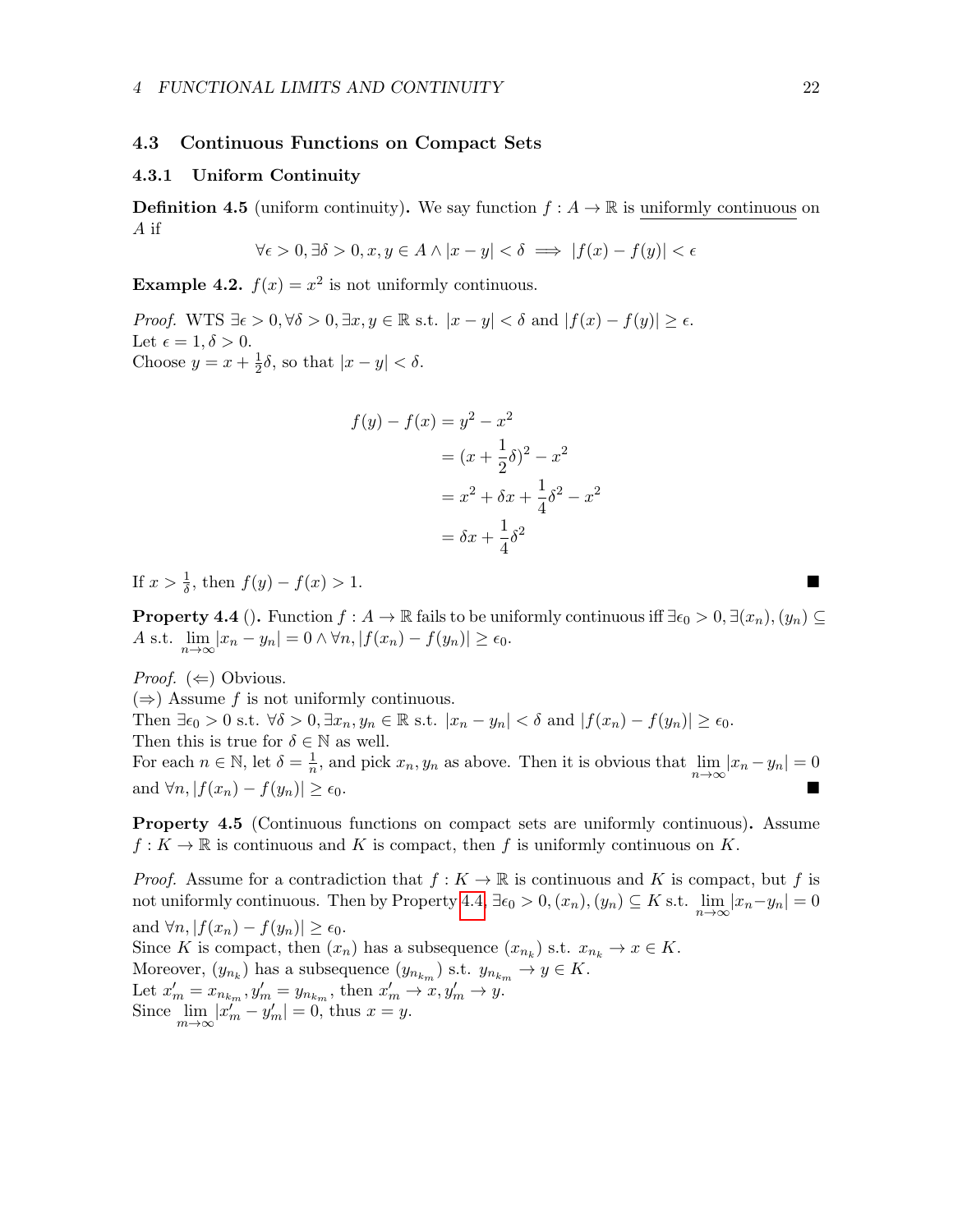## 4.3 Continuous Functions on Compact Sets

### 4.3.1 Uniform Continuity

**Definition 4.5** (uniform continuity)**.** We say function $f : A \to \mathbb{R}$ is uniformly continuous on $A$ if

$$\forall \epsilon > 0, \exists \delta > 0, x, y \in A \wedge |x - y| < \delta \implies |f(x) - f(y)| < \epsilon$$

**Example 4.2.** $f(x) = x^2$ is not uniformly continuous.

*Proof.* WTS $\exists \epsilon > 0, \forall \delta > 0, \exists x, y \in \mathbb{R}$ s.t. $|x - y| < \delta$ and $|f(x) - f(y)| \geq \epsilon$.
Let $\epsilon = 1, \delta > 0$.
Choose $y = x + \frac{1}{2}\delta$, so that $|x - y| < \delta$.

$$\begin{aligned}
f(y) - f(x) &= y^2 - x^2 \\
&= (x + \frac{1}{2}\delta)^2 - x^2 \\
&= x^2 + \delta x + \frac{1}{4}\delta^2 - x^2 \\
&= \delta x + \frac{1}{4}\delta^2
\end{aligned}$$

If $x > \frac{1}{\delta}$, then $f(y) - f(x) > 1$. ■

**Property 4.4** ()**.** Function $f : A \to \mathbb{R}$ fails to be uniformly continuous iff $\exists \epsilon_0 > 0, \exists (x_n), (y_n) \subseteq A$ s.t. $\lim_{n\to\infty} |x_n - y_n| = 0 \wedge \forall n, |f(x_n) - f(y_n)| \geq \epsilon_0$.

*Proof.* ($\Leftarrow$) Obvious.
($\Rightarrow$) Assume $f$ is not uniformly continuous.
Then $\exists \epsilon_0 > 0$ s.t. $\forall \delta > 0, \exists x_n, y_n \in \mathbb{R}$ s.t. $|x_n - y_n| < \delta$ and $|f(x_n) - f(y_n)| \geq \epsilon_0$.
Then this is true for $\delta \in \mathbb{N}$ as well.
For each $n \in \mathbb{N}$, let $\delta = \frac{1}{n}$, and pick $x_n, y_n$ as above. Then it is obvious that $\lim_{n\to\infty} |x_n - y_n| = 0$ and $\forall n, |f(x_n) - f(y_n)| \geq \epsilon_0$. ■

**Property 4.5** (Continuous functions on compact sets are uniformly continuous)**.** Assume $f : K \to \mathbb{R}$ is continuous and $K$ is compact, then $f$ is uniformly continuous on $K$.

*Proof.* Assume for a contradiction that $f : K \to \mathbb{R}$ is continuous and $K$ is compact, but $f$ is not uniformly continuous. Then by Property 4.4, $\exists \epsilon_0 > 0, (x_n), (y_n) \subseteq K$ s.t. $\lim_{n\to\infty} |x_n - y_n| = 0$ and $\forall n, |f(x_n) - f(y_n)| \geq \epsilon_0$.
Since $K$ is compact, then $(x_n)$ has a subsequence $(x_{n_k})$ s.t. $x_{n_k} \to x \in K$.
Moreover, $(y_{n_k})$ has a subsequence $(y_{n_{k_m}})$ s.t. $y_{n_{k_m}} \to y \in K$.
Let $x'_m = x_{n_{k_m}}, y'_m = y_{n_{k_m}}$, then $x'_m \to x, y'_m \to y$.
Since $\lim_{m\to\infty} |x'_m - y'_m| = 0$, thus $x = y$.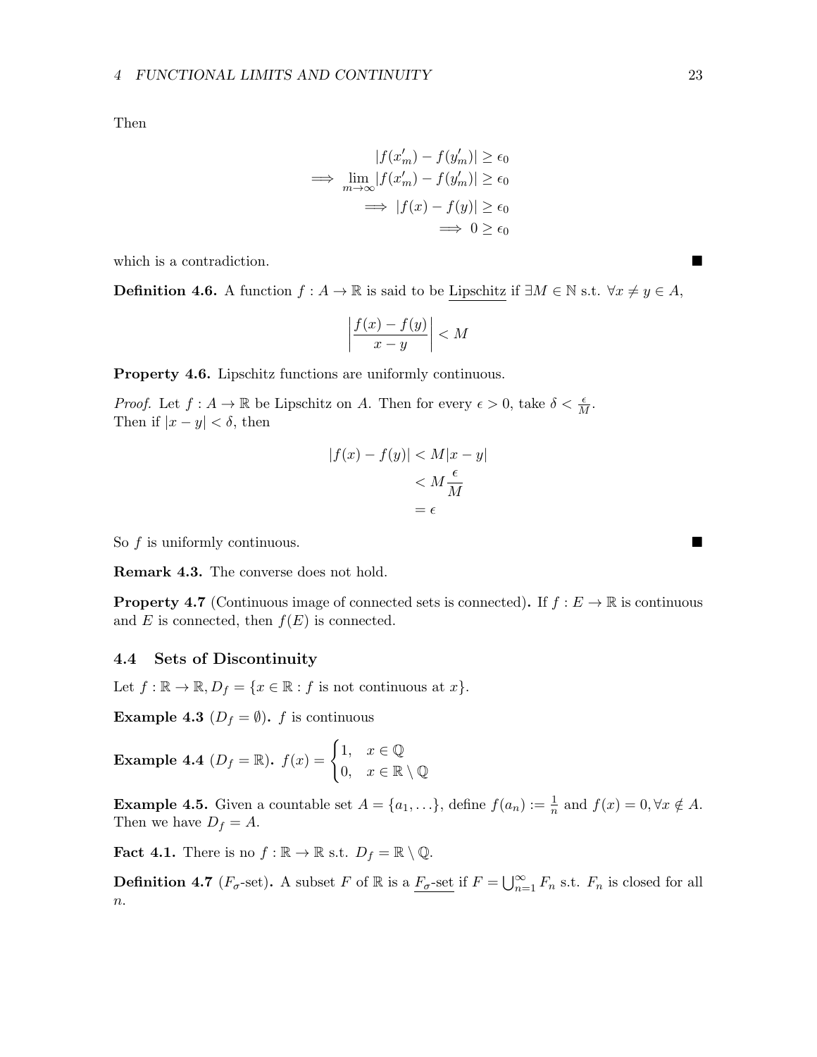Then

$$
\begin{aligned}
&|f(x'_m) - f(y'_m)| \geq \epsilon_0 \\
\implies &\lim_{m\to\infty} |f(x'_m) - f(y'_m)| \geq \epsilon_0 \\
&\implies |f(x) - f(y)| \geq \epsilon_0 \\
&\implies 0 \geq \epsilon_0
\end{aligned}
$$

which is a contradiction. ■

**Definition 4.6.** A function $f : A \to \mathbb{R}$ is said to be Lipschitz if $\exists M \in \mathbb{N}$ s.t. $\forall x \neq y \in A$,

$$
\left| \frac{f(x) - f(y)}{x - y} \right| < M
$$

**Property 4.6.** Lipschitz functions are uniformly continuous.

*Proof.* Let $f : A \to \mathbb{R}$ be Lipschitz on $A$. Then for every $\epsilon > 0$, take $\delta < \frac{\epsilon}{M}$.
Then if $|x - y| < \delta$, then

$$
\begin{aligned}
|f(x) - f(y)| &< M|x - y| \\
&< M\frac{\epsilon}{M} \\
&= \epsilon
\end{aligned}
$$

So $f$ is uniformly continuous. ■

**Remark 4.3.** The converse does not hold.

**Property 4.7** (Continuous image of connected sets is connected)**.** If $f : E \to \mathbb{R}$ is continuous and $E$ is connected, then $f(E)$ is connected.

### 4.4 Sets of Discontinuity

Let $f : \mathbb{R} \to \mathbb{R}, D_f = \{x \in \mathbb{R} : f \text{ is not continuous at } x\}$.

**Example 4.3** ($D_f = \emptyset$)**.** $f$ is continuous

**Example 4.4** ($D_f = \mathbb{R}$)**.** $f(x) = \begin{cases} 1, & x \in \mathbb{Q} \\ 0, & x \in \mathbb{R} \setminus \mathbb{Q} \end{cases}$

**Example 4.5.** Given a countable set $A = \{a_1, \ldots\}$, define $f(a_n) := \frac{1}{n}$ and $f(x) = 0, \forall x \notin A$. Then we have $D_f = A$.

**Fact 4.1.** There is no $f : \mathbb{R} \to \mathbb{R}$ s.t. $D_f = \mathbb{R} \setminus \mathbb{Q}$.

**Definition 4.7** ($F_\sigma$-set)**.** A subset $F$ of $\mathbb{R}$ is a $F_\sigma$-set if $F = \bigcup_{n=1}^{\infty} F_n$ s.t. $F_n$ is closed for all $n$.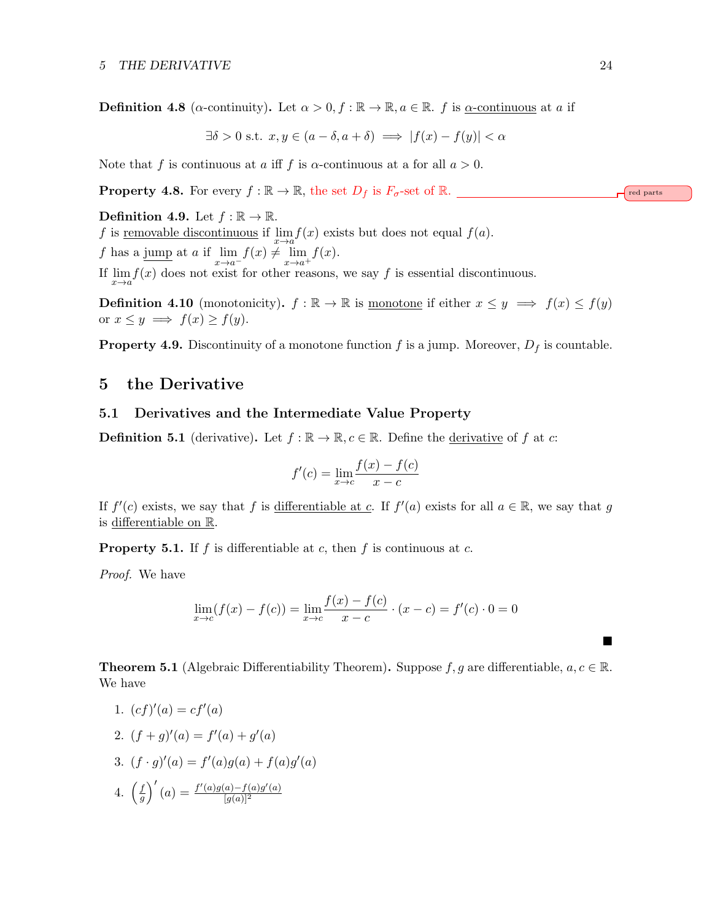**Definition 4.8** ($\alpha$-continuity)**.** Let $\alpha > 0, f : \mathbb{R} \to \mathbb{R}, a \in \mathbb{R}$. $f$ is <u>$\alpha$-continuous</u> at $a$ if

$$\exists \delta > 0 \text{ s.t. } x, y \in (a - \delta, a + \delta) \implies |f(x) - f(y)| < \alpha$$

Note that $f$ is continuous at $a$ iff $f$ is $\alpha$-continuous at a for all $a > 0$.

**Property 4.8.** For every $f : \mathbb{R} \to \mathbb{R}$, the set $D_f$ is $F_\sigma$-set of $\mathbb{R}$.

red parts

**Definition 4.9.** Let $f : \mathbb{R} \to \mathbb{R}$.
$f$ is <u>removable discontinuous</u> if $\lim_{x \to a} f(x)$ exists but does not equal $f(a)$.
$f$ has a <u>jump</u> at $a$ if $\lim_{x \to a^-} f(x) \neq \lim_{x \to a^+} f(x)$.
If $\lim_{x \to a} f(x)$ does not exist for other reasons, we say $f$ is essential discontinuous.

**Definition 4.10** (monotonicity)**.** $f : \mathbb{R} \to \mathbb{R}$ is <u>monotone</u> if either $x \leq y \implies f(x) \leq f(y)$ or $x \leq y \implies f(x) \geq f(y)$.

**Property 4.9.** Discontinuity of a monotone function $f$ is a jump. Moreover, $D_f$ is countable.

# 5 the Derivative

## 5.1 Derivatives and the Intermediate Value Property

**Definition 5.1** (derivative)**.** Let $f : \mathbb{R} \to \mathbb{R}, c \in \mathbb{R}$. Define the <u>derivative</u> of $f$ at $c$:

$$f'(c) = \lim_{x \to c} \frac{f(x) - f(c)}{x - c}$$

If $f'(c)$ exists, we say that $f$ is <u>differentiable at $c$</u>. If $f'(a)$ exists for all $a \in \mathbb{R}$, we say that $g$ is <u>differentiable on $\mathbb{R}$</u>.

**Property 5.1.** If $f$ is differentiable at $c$, then $f$ is continuous at $c$.

*Proof.* We have

$$\lim_{x \to c} (f(x) - f(c)) = \lim_{x \to c} \frac{f(x) - f(c)}{x - c} \cdot (x - c) = f'(c) \cdot 0 = 0$$

■

**Theorem 5.1** (Algebraic Differentiability Theorem)**.** Suppose $f, g$ are differentiable, $a, c \in \mathbb{R}$. We have

1. $(cf)'(a) = cf'(a)$
2. $(f + g)'(a) = f'(a) + g'(a)$
3. $(f \cdot g)'(a) = f'(a)g(a) + f(a)g'(a)$
4. $\left(\frac{f}{g}\right)'(a) = \frac{f'(a)g(a) - f(a)g'(a)}{[g(a)]^2}$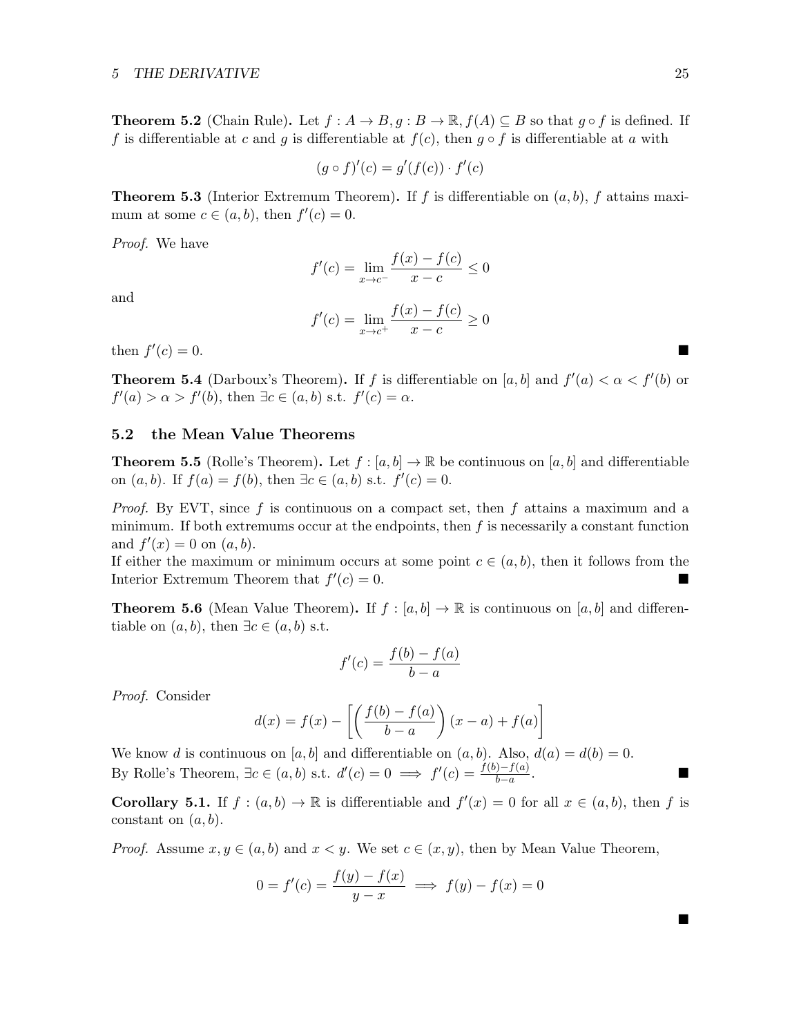**Theorem 5.2** (Chain Rule)**.** Let $f : A \to B, g : B \to \mathbb{R}, f(A) \subseteq B$ so that $g \circ f$ is defined. If $f$ is differentiable at $c$ and $g$ is differentiable at $f(c)$, then $g \circ f$ is differentiable at $a$ with

$$(g \circ f)'(c) = g'(f(c)) \cdot f'(c)$$

**Theorem 5.3** (Interior Extremum Theorem)**.** If $f$ is differentiable on $(a, b)$, $f$ attains maximum at some $c \in (a, b)$, then $f'(c) = 0$.

*Proof.* We have

$$f'(c) = \lim_{x \to c^-} \frac{f(x) - f(c)}{x - c} \leq 0$$

and

$$f'(c) = \lim_{x \to c^+} \frac{f(x) - f(c)}{x - c} \geq 0$$

then $f'(c) = 0$. ■

**Theorem 5.4** (Darboux's Theorem)**.** If $f$ is differentiable on $[a, b]$ and $f'(a) < \alpha < f'(b)$ or $f'(a) > \alpha > f'(b)$, then $\exists c \in (a, b)$ s.t. $f'(c) = \alpha$.

## 5.2 the Mean Value Theorems

**Theorem 5.5** (Rolle's Theorem)**.** Let $f : [a, b] \to \mathbb{R}$ be continuous on $[a, b]$ and differentiable on $(a, b)$. If $f(a) = f(b)$, then $\exists c \in (a, b)$ s.t. $f'(c) = 0$.

*Proof.* By EVT, since $f$ is continuous on a compact set, then $f$ attains a maximum and a minimum. If both extremums occur at the endpoints, then $f$ is necessarily a constant function and $f'(x) = 0$ on $(a, b)$.
If either the maximum or minimum occurs at some point $c \in (a, b)$, then it follows from the Interior Extremum Theorem that $f'(c) = 0$. ■

**Theorem 5.6** (Mean Value Theorem)**.** If $f : [a, b] \to \mathbb{R}$ is continuous on $[a, b]$ and differentiable on $(a, b)$, then $\exists c \in (a, b)$ s.t.

$$f'(c) = \frac{f(b) - f(a)}{b - a}$$

*Proof.* Consider

$$d(x) = f(x) - \left[ \left( \frac{f(b) - f(a)}{b - a} \right) (x - a) + f(a) \right]$$

We know $d$ is continuous on $[a, b]$ and differentiable on $(a, b)$. Also, $d(a) = d(b) = 0$.
By Rolle's Theorem, $\exists c \in (a, b)$ s.t. $d'(c) = 0 \implies f'(c) = \frac{f(b)-f(a)}{b-a}$. ■

**Corollary 5.1.** If $f : (a, b) \to \mathbb{R}$ is differentiable and $f'(x) = 0$ for all $x \in (a, b)$, then $f$ is constant on $(a, b)$.

*Proof.* Assume $x, y \in (a, b)$ and $x < y$. We set $c \in (x, y)$, then by Mean Value Theorem,

$$0 = f'(c) = \frac{f(y) - f(x)}{y - x} \implies f(y) - f(x) = 0$$

■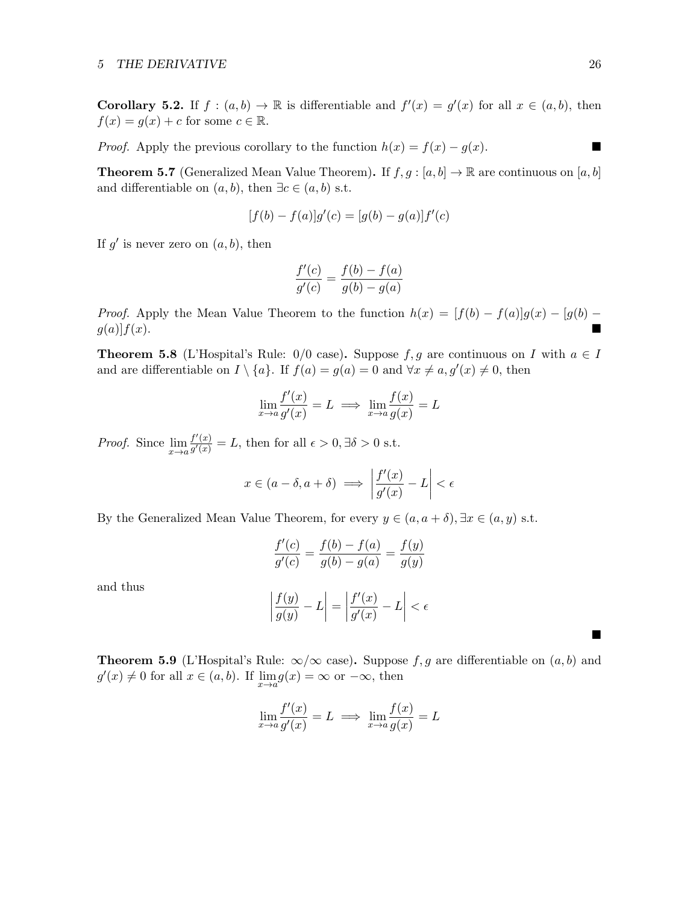**Corollary 5.2.** If $f : (a,b) \to \mathbb{R}$ is differentiable and $f'(x) = g'(x)$ for all $x \in (a,b)$, then $f(x) = g(x) + c$ for some $c \in \mathbb{R}$.

*Proof.* Apply the previous corollary to the function $h(x) = f(x) - g(x)$. ∎

**Theorem 5.7** (Generalized Mean Value Theorem)**.** If $f, g : [a,b] \to \mathbb{R}$ are continuous on $[a,b]$ and differentiable on $(a,b)$, then $\exists c \in (a,b)$ s.t.

$$[f(b) - f(a)]g'(c) = [g(b) - g(a)]f'(c)$$

If $g'$ is never zero on $(a,b)$, then

$$\frac{f'(c)}{g'(c)} = \frac{f(b) - f(a)}{g(b) - g(a)}$$

*Proof.* Apply the Mean Value Theorem to the function $h(x) = [f(b) - f(a)]g(x) - [g(b) - g(a)]f(x)$. ∎

**Theorem 5.8** (L'Hospital's Rule: $0/0$ case)**.** Suppose $f, g$ are continuous on $I$ with $a \in I$ and are differentiable on $I \setminus \{a\}$. If $f(a) = g(a) = 0$ and $\forall x \neq a, g'(x) \neq 0$, then

$$\lim_{x \to a} \frac{f'(x)}{g'(x)} = L \implies \lim_{x \to a} \frac{f(x)}{g(x)} = L$$

*Proof.* Since $\lim\limits_{x \to a} \frac{f'(x)}{g'(x)} = L$, then for all $\epsilon > 0, \exists \delta > 0$ s.t.

$$x \in (a - \delta, a + \delta) \implies \left| \frac{f'(x)}{g'(x)} - L \right| < \epsilon$$

By the Generalized Mean Value Theorem, for every $y \in (a, a + \delta), \exists x \in (a, y)$ s.t.

$$\frac{f'(c)}{g'(c)} = \frac{f(b) - f(a)}{g(b) - g(a)} = \frac{f(y)}{g(y)}$$

and thus

$$\left| \frac{f(y)}{g(y)} - L \right| = \left| \frac{f'(x)}{g'(x)} - L \right| < \epsilon$$

∎

**Theorem 5.9** (L'Hospital's Rule: $\infty/\infty$ case)**.** Suppose $f, g$ are differentiable on $(a,b)$ and $g'(x) \neq 0$ for all $x \in (a,b)$. If $\lim\limits_{x \to a} g(x) = \infty$ or $-\infty$, then

$$\lim_{x \to a} \frac{f'(x)}{g'(x)} = L \implies \lim_{x \to a} \frac{f(x)}{g(x)} = L$$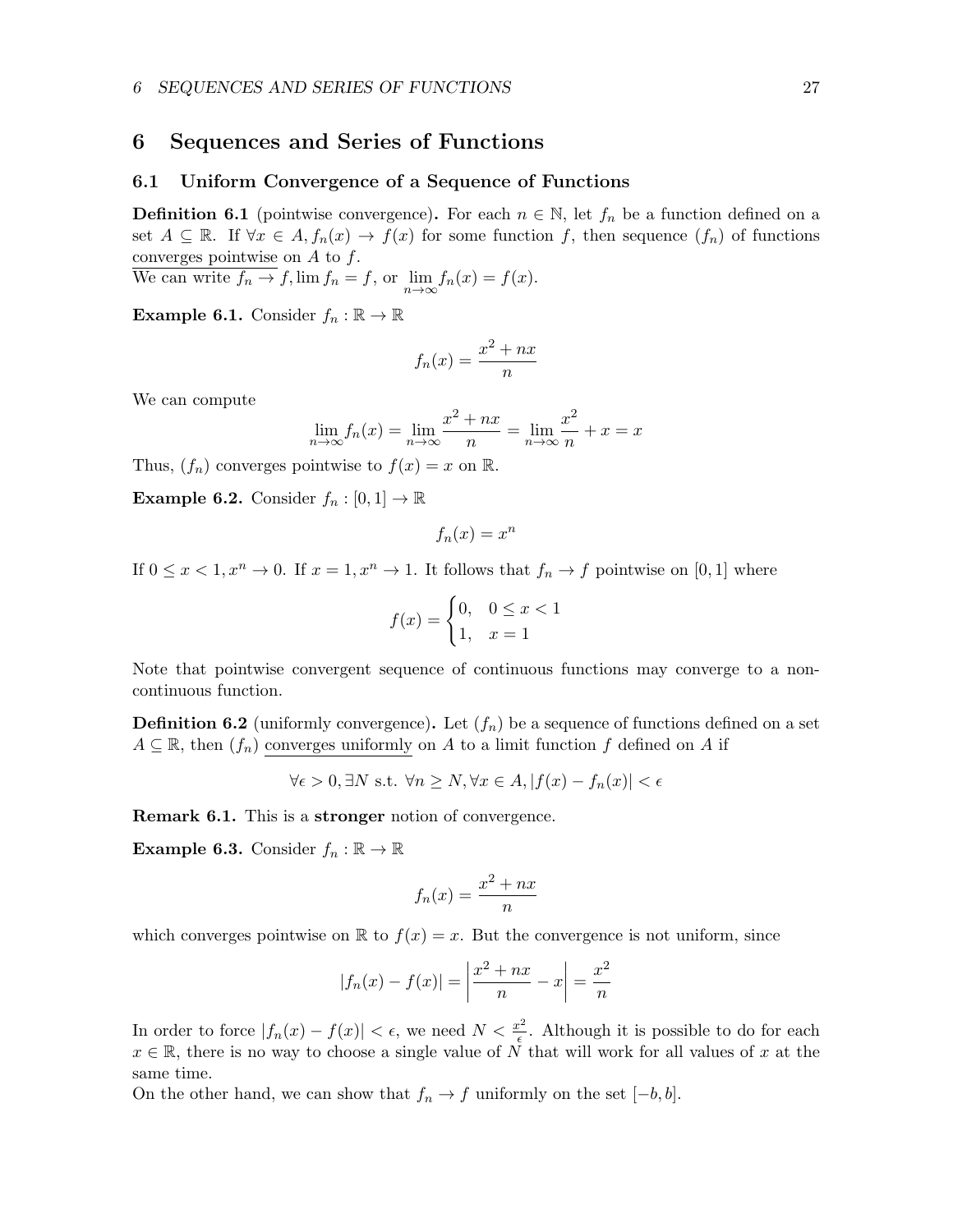# 6 Sequences and Series of Functions

## 6.1 Uniform Convergence of a Sequence of Functions

**Definition 6.1** (pointwise convergence)**.** For each $n \in \mathbb{N}$, let $f_n$ be a function defined on a set $A \subseteq \mathbb{R}$. If $\forall x \in A, f_n(x) \to f(x)$ for some function $f$, then sequence $(f_n)$ of functions converges pointwise on $A$ to $f$.
We can write $f_n \to f, \lim f_n = f$, or $\lim\limits_{n\to\infty} f_n(x) = f(x)$.

**Example 6.1.** Consider $f_n : \mathbb{R} \to \mathbb{R}$

$$f_n(x) = \frac{x^2 + nx}{n}$$

We can compute

$$\lim_{n\to\infty} f_n(x) = \lim_{n\to\infty} \frac{x^2 + nx}{n} = \lim_{n\to\infty} \frac{x^2}{n} + x = x$$

Thus, $(f_n)$ converges pointwise to $f(x) = x$ on $\mathbb{R}$.

**Example 6.2.** Consider $f_n : [0, 1] \to \mathbb{R}$

$$f_n(x) = x^n$$

If $0 \le x < 1, x^n \to 0$. If $x = 1, x^n \to 1$. It follows that $f_n \to f$ pointwise on $[0, 1]$ where

$$f(x) = \begin{cases} 0, & 0 \le x < 1 \\ 1, & x = 1 \end{cases}$$

Note that pointwise convergent sequence of continuous functions may converge to a non-continuous function.

**Definition 6.2** (uniformly convergence)**.** Let $(f_n)$ be a sequence of functions defined on a set $A \subseteq \mathbb{R}$, then $(f_n)$ converges uniformly on $A$ to a limit function $f$ defined on $A$ if

$$\forall \epsilon > 0, \exists N \text{ s.t. } \forall n \ge N, \forall x \in A, |f(x) - f_n(x)| < \epsilon$$

**Remark 6.1.** This is a **stronger** notion of convergence.

**Example 6.3.** Consider $f_n : \mathbb{R} \to \mathbb{R}$

$$f_n(x) = \frac{x^2 + nx}{n}$$

which converges pointwise on $\mathbb{R}$ to $f(x) = x$. But the convergence is not uniform, since

$$|f_n(x) - f(x)| = \left| \frac{x^2 + nx}{n} - x \right| = \frac{x^2}{n}$$

In order to force $|f_n(x) - f(x)| < \epsilon$, we need $N < \frac{x^2}{\epsilon}$. Although it is possible to do for each $x \in \mathbb{R}$, there is no way to choose a single value of $N$ that will work for all values of $x$ at the same time.
On the other hand, we can show that $f_n \to f$ uniformly on the set $[-b, b]$.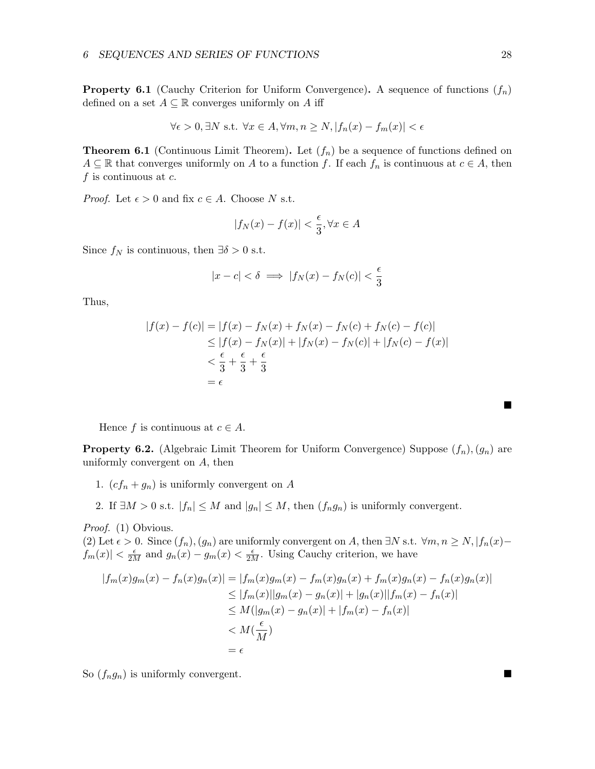**Property 6.1** (Cauchy Criterion for Uniform Convergence)**.** A sequence of functions $(f_n)$ defined on a set $A \subseteq \mathbb{R}$ converges uniformly on $A$ iff

$$\forall \epsilon > 0, \exists N \text{ s.t. } \forall x \in A, \forall m, n \geq N, |f_n(x) - f_m(x)| < \epsilon$$

**Theorem 6.1** (Continuous Limit Theorem)**.** Let $(f_n)$ be a sequence of functions defined on $A \subseteq \mathbb{R}$ that converges uniformly on $A$ to a function $f$. If each $f_n$ is continuous at $c \in A$, then $f$ is continuous at $c$.

*Proof.* Let $\epsilon > 0$ and fix $c \in A$. Choose $N$ s.t.

$$|f_N(x) - f(x)| < \frac{\epsilon}{3}, \forall x \in A$$

Since $f_N$ is continuous, then $\exists \delta > 0$ s.t.

$$|x - c| < \delta \implies |f_N(x) - f_N(c)| < \frac{\epsilon}{3}$$

Thus,

$$\begin{aligned}
|f(x) - f(c)| &= |f(x) - f_N(x) + f_N(x) - f_N(c) + f_N(c) - f(c)| \\
&\leq |f(x) - f_N(x)| + |f_N(x) - f_N(c)| + |f_N(c) - f(x)| \\
&< \frac{\epsilon}{3} + \frac{\epsilon}{3} + \frac{\epsilon}{3} \\
&= \epsilon
\end{aligned}$$

■

Hence $f$ is continuous at $c \in A$.

**Property 6.2.** (Algebraic Limit Theorem for Uniform Convergence) Suppose $(f_n), (g_n)$ are uniformly convergent on $A$, then

1. $(cf_n + g_n)$ is uniformly convergent on $A$
2. If $\exists M > 0$ s.t. $|f_n| \leq M$ and $|g_n| \leq M$, then $(f_n g_n)$ is uniformly convergent.

*Proof.* (1) Obvious.
(2) Let $\epsilon > 0$. Since $(f_n), (g_n)$ are uniformly convergent on $A$, then $\exists N$ s.t. $\forall m, n \geq N, |f_n(x) - f_m(x)| < \frac{\epsilon}{2M}$ and $g_n(x) - g_m(x) < \frac{\epsilon}{2M}$. Using Cauchy criterion, we have

$$\begin{aligned}
|f_m(x)g_m(x) - f_n(x)g_n(x)| &= |f_m(x)g_m(x) - f_m(x)g_n(x) + f_m(x)g_n(x) - f_n(x)g_n(x)| \\
&\leq |f_m(x)||g_m(x) - g_n(x)| + |g_n(x)||f_m(x) - f_n(x)| \\
&\leq M(|g_m(x) - g_n(x)| + |f_m(x) - f_n(x)| \\
&< M(\frac{\epsilon}{M}) \\
&= \epsilon
\end{aligned}$$

So $(f_n g_n)$ is uniformly convergent. ■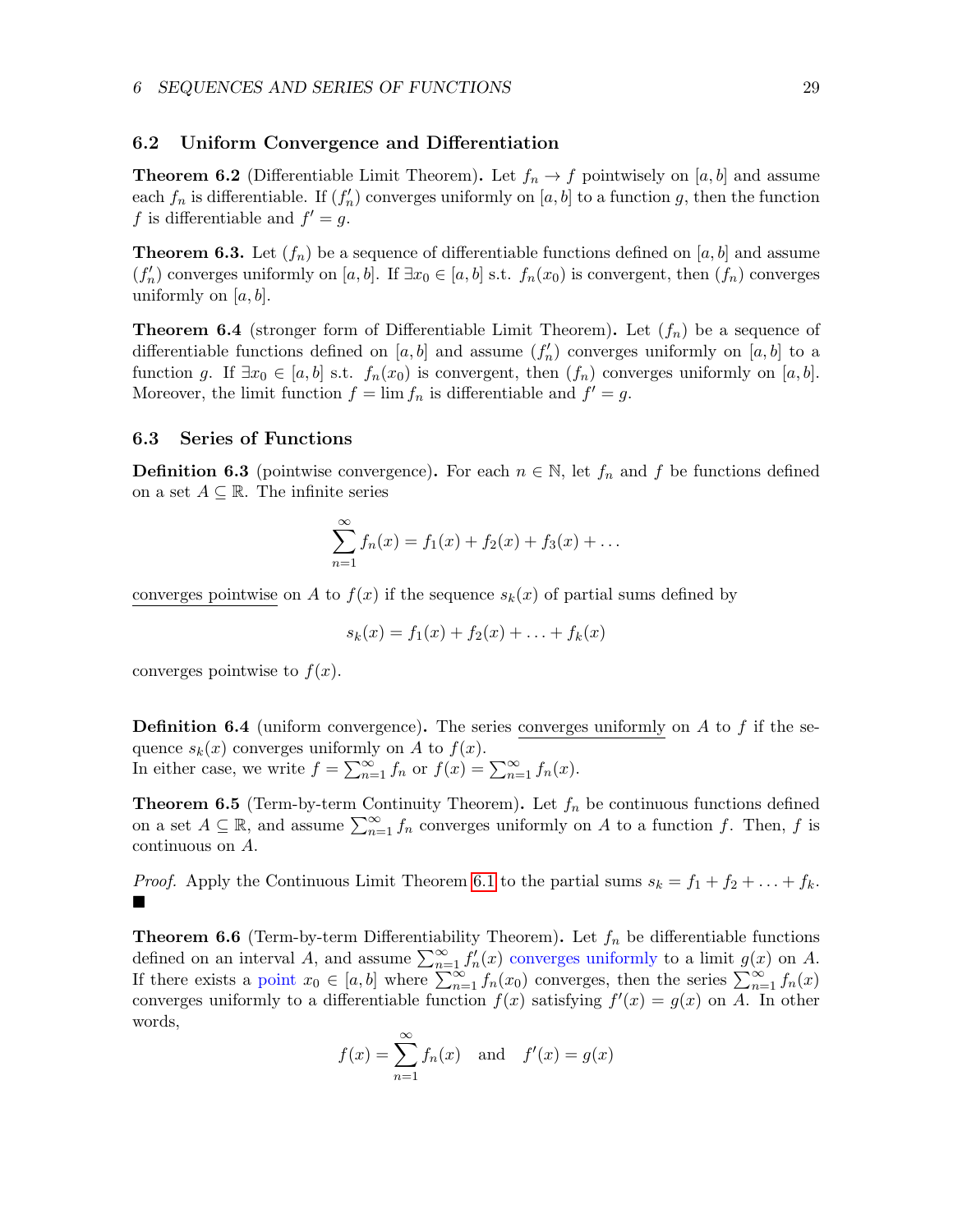## 6.2 Uniform Convergence and Differentiation

**Theorem 6.2** (Differentiable Limit Theorem)**.** Let $f_n \to f$ pointwisely on $[a, b]$ and assume each $f_n$ is differentiable. If $(f_n')$ converges uniformly on $[a, b]$ to a function $g$, then the function $f$ is differentiable and $f' = g$.

**Theorem 6.3.** Let $(f_n)$ be a sequence of differentiable functions defined on $[a, b]$ and assume $(f_n')$ converges uniformly on $[a, b]$. If $\exists x_0 \in [a, b]$ s.t. $f_n(x_0)$ is convergent, then $(f_n)$ converges uniformly on $[a, b]$.

**Theorem 6.4** (stronger form of Differentiable Limit Theorem)**.** Let $(f_n)$ be a sequence of differentiable functions defined on $[a, b]$ and assume $(f_n')$ converges uniformly on $[a, b]$ to a function $g$. If $\exists x_0 \in [a, b]$ s.t. $f_n(x_0)$ is convergent, then $(f_n)$ converges uniformly on $[a, b]$. Moreover, the limit function $f = \lim f_n$ is differentiable and $f' = g$.

## 6.3 Series of Functions

**Definition 6.3** (pointwise convergence)**.** For each $n \in \mathbb{N}$, let $f_n$ and $f$ be functions defined on a set $A \subseteq \mathbb{R}$. The infinite series

$$\sum_{n=1}^{\infty} f_n(x) = f_1(x) + f_2(x) + f_3(x) + \dots$$

converges pointwise on $A$ to $f(x)$ if the sequence $s_k(x)$ of partial sums defined by

$$s_k(x) = f_1(x) + f_2(x) + \dots + f_k(x)$$

converges pointwise to $f(x)$.

**Definition 6.4** (uniform convergence)**.** The series converges uniformly on $A$ to $f$ if the sequence $s_k(x)$ converges uniformly on $A$ to $f(x)$.
In either case, we write $f = \sum_{n=1}^{\infty} f_n$ or $f(x) = \sum_{n=1}^{\infty} f_n(x)$.

**Theorem 6.5** (Term-by-term Continuity Theorem)**.** Let $f_n$ be continuous functions defined on a set $A \subseteq \mathbb{R}$, and assume $\sum_{n=1}^{\infty} f_n$ converges uniformly on $A$ to a function $f$. Then, $f$ is continuous on $A$.

*Proof.* Apply the Continuous Limit Theorem 6.1 to the partial sums $s_k = f_1 + f_2 + \dots + f_k$. ∎

**Theorem 6.6** (Term-by-term Differentiability Theorem)**.** Let $f_n$ be differentiable functions defined on an interval $A$, and assume $\sum_{n=1}^{\infty} f_n'(x)$ converges uniformly to a limit $g(x)$ on $A$. If there exists a point $x_0 \in [a, b]$ where $\sum_{n=1}^{\infty} f_n(x_0)$ converges, then the series $\sum_{n=1}^{\infty} f_n(x)$ converges uniformly to a differentiable function $f(x)$ satisfying $f'(x) = g(x)$ on $A$. In other words,

$$f(x) = \sum_{n=1}^{\infty} f_n(x) \quad \text{and} \quad f'(x) = g(x)$$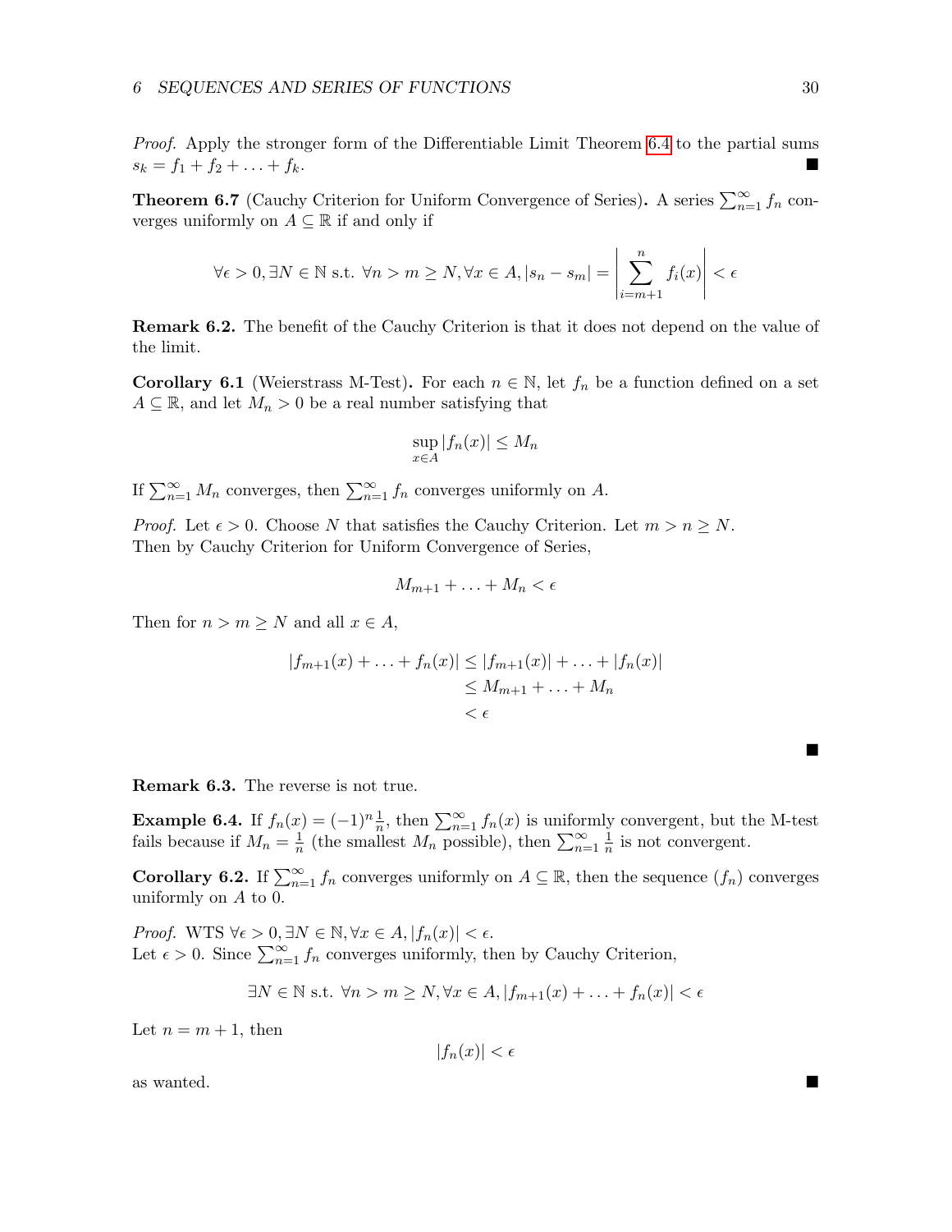*Proof.* Apply the stronger form of the Differentiable Limit Theorem 6.4 to the partial sums $s_k = f_1 + f_2 + \ldots + f_k$. ■

**Theorem 6.7** (Cauchy Criterion for Uniform Convergence of Series)**.** A series $\sum_{n=1}^{\infty} f_n$ converges uniformly on $A \subseteq \mathbb{R}$ if and only if

$$\forall \epsilon > 0, \exists N \in \mathbb{N} \text{ s.t. } \forall n > m \geq N, \forall x \in A, |s_n - s_m| = \left| \sum_{i=m+1}^{n} f_i(x) \right| < \epsilon$$

**Remark 6.2.** The benefit of the Cauchy Criterion is that it does not depend on the value of the limit.

**Corollary 6.1** (Weierstrass M-Test)**.** For each $n \in \mathbb{N}$, let $f_n$ be a function defined on a set $A \subseteq \mathbb{R}$, and let $M_n > 0$ be a real number satisfying that

$$\sup_{x \in A} |f_n(x)| \leq M_n$$

If $\sum_{n=1}^{\infty} M_n$ converges, then $\sum_{n=1}^{\infty} f_n$ converges uniformly on $A$.

*Proof.* Let $\epsilon > 0$. Choose $N$ that satisfies the Cauchy Criterion. Let $m > n \geq N$.
Then by Cauchy Criterion for Uniform Convergence of Series,

$$M_{m+1} + \ldots + M_n < \epsilon$$

Then for $n > m \geq N$ and all $x \in A$,

$$\begin{aligned}
|f_{m+1}(x) + \ldots + f_n(x)| &\leq |f_{m+1}(x)| + \ldots + |f_n(x)| \\
&\leq M_{m+1} + \ldots + M_n \\
&< \epsilon
\end{aligned}$$

■

**Remark 6.3.** The reverse is not true.

**Example 6.4.** If $f_n(x) = (-1)^n \frac{1}{n}$, then $\sum_{n=1}^{\infty} f_n(x)$ is uniformly convergent, but the M-test fails because if $M_n = \frac{1}{n}$ (the smallest $M_n$ possible), then $\sum_{n=1}^{\infty} \frac{1}{n}$ is not convergent.

**Corollary 6.2.** If $\sum_{n=1}^{\infty} f_n$ converges uniformly on $A \subseteq \mathbb{R}$, then the sequence $(f_n)$ converges uniformly on $A$ to 0.

*Proof.* WTS $\forall \epsilon > 0, \exists N \in \mathbb{N}, \forall x \in A, |f_n(x)| < \epsilon$.
Let $\epsilon > 0$. Since $\sum_{n=1}^{\infty} f_n$ converges uniformly, then by Cauchy Criterion,

$$\exists N \in \mathbb{N} \text{ s.t. } \forall n > m \geq N, \forall x \in A, |f_{m+1}(x) + \ldots + f_n(x)| < \epsilon$$

Let $n = m + 1$, then

$$|f_n(x)| < \epsilon$$

as wanted. ■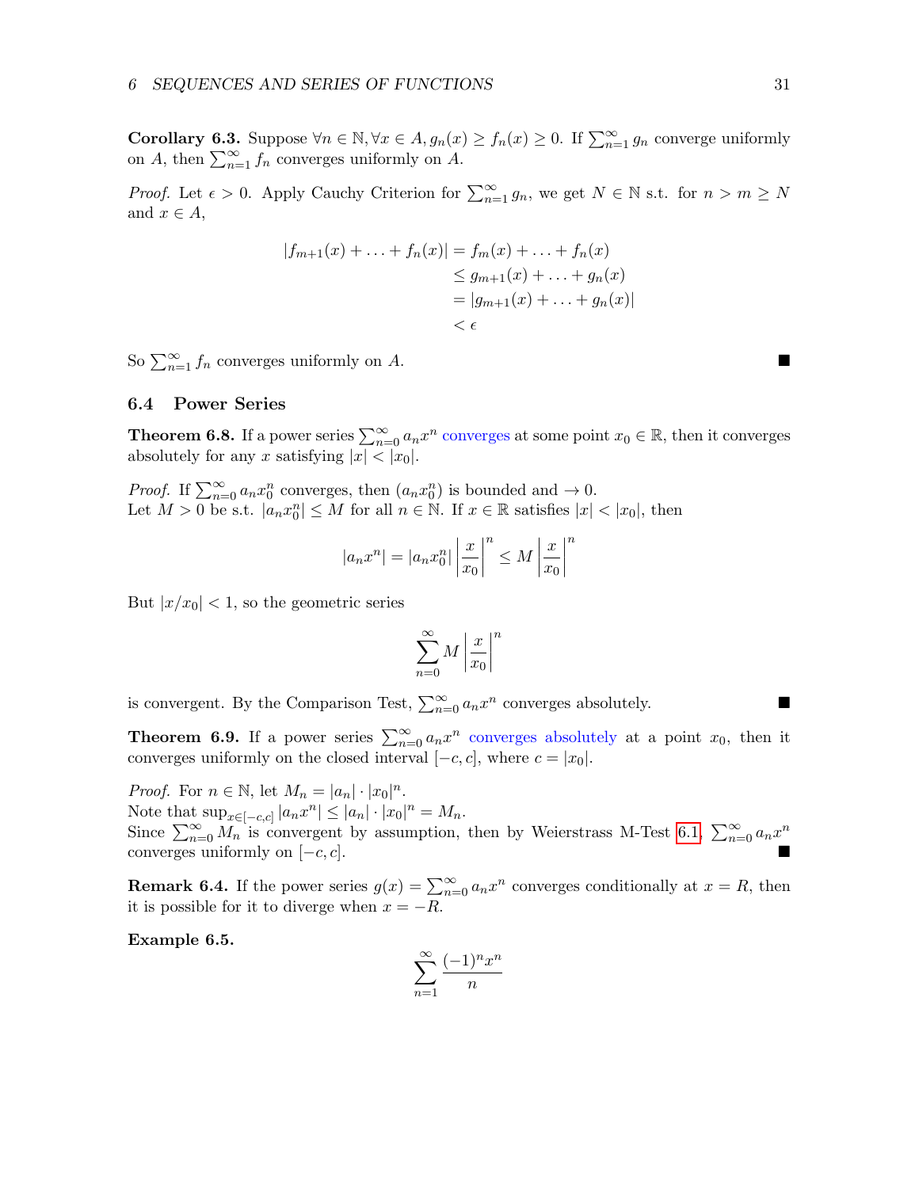**Corollary 6.3.** Suppose $\forall n \in \mathbb{N}, \forall x \in A, g_n(x) \geq f_n(x) \geq 0$. If $\sum_{n=1}^{\infty} g_n$ converge uniformly on $A$, then $\sum_{n=1}^{\infty} f_n$ converges uniformly on $A$.

*Proof.* Let $\epsilon > 0$. Apply Cauchy Criterion for $\sum_{n=1}^{\infty} g_n$, we get $N \in \mathbb{N}$ s.t. for $n > m \geq N$ and $x \in A$,

$$
\begin{aligned}
|f_{m+1}(x) + \ldots + f_n(x)| &= f_m(x) + \ldots + f_n(x) \\
&\leq g_{m+1}(x) + \ldots + g_n(x) \\
&= |g_{m+1}(x) + \ldots + g_n(x)| \\
&< \epsilon
\end{aligned}
$$

So $\sum_{n=1}^{\infty} f_n$ converges uniformly on $A$. ■

## 6.4 Power Series

**Theorem 6.8.** If a power series $\sum_{n=0}^{\infty} a_n x^n$ converges at some point $x_0 \in \mathbb{R}$, then it converges absolutely for any $x$ satisfying $|x| < |x_0|$.

*Proof.* If $\sum_{n=0}^{\infty} a_n x_0^n$ converges, then $(a_n x_0^n)$ is bounded and $\to 0$.
Let $M > 0$ be s.t. $|a_n x_0^n| \leq M$ for all $n \in \mathbb{N}$. If $x \in \mathbb{R}$ satisfies $|x| < |x_0|$, then

$$
|a_n x^n| = |a_n x_0^n| \left| \frac{x}{x_0} \right|^n \leq M \left| \frac{x}{x_0} \right|^n
$$

But $|x/x_0| < 1$, so the geometric series

$$
\sum_{n=0}^{\infty} M \left| \frac{x}{x_0} \right|^n
$$

is convergent. By the Comparison Test, $\sum_{n=0}^{\infty} a_n x^n$ converges absolutely. ■

**Theorem 6.9.** If a power series $\sum_{n=0}^{\infty} a_n x^n$ converges absolutely at a point $x_0$, then it converges uniformly on the closed interval $[-c, c]$, where $c = |x_0|$.

*Proof.* For $n \in \mathbb{N}$, let $M_n = |a_n| \cdot |x_0|^n$.
Note that $\sup_{x \in [-c,c]} |a_n x^n| \leq |a_n| \cdot |x_0|^n = M_n$.
Since $\sum_{n=0}^{\infty} M_n$ is convergent by assumption, then by Weierstrass M-Test 6.1, $\sum_{n=0}^{\infty} a_n x^n$ converges uniformly on $[-c, c]$. ■

**Remark 6.4.** If the power series $g(x) = \sum_{n=0}^{\infty} a_n x^n$ converges conditionally at $x = R$, then it is possible for it to diverge when $x = -R$.

**Example 6.5.**

$$
\sum_{n=1}^{\infty} \frac{(-1)^n x^n}{n}
$$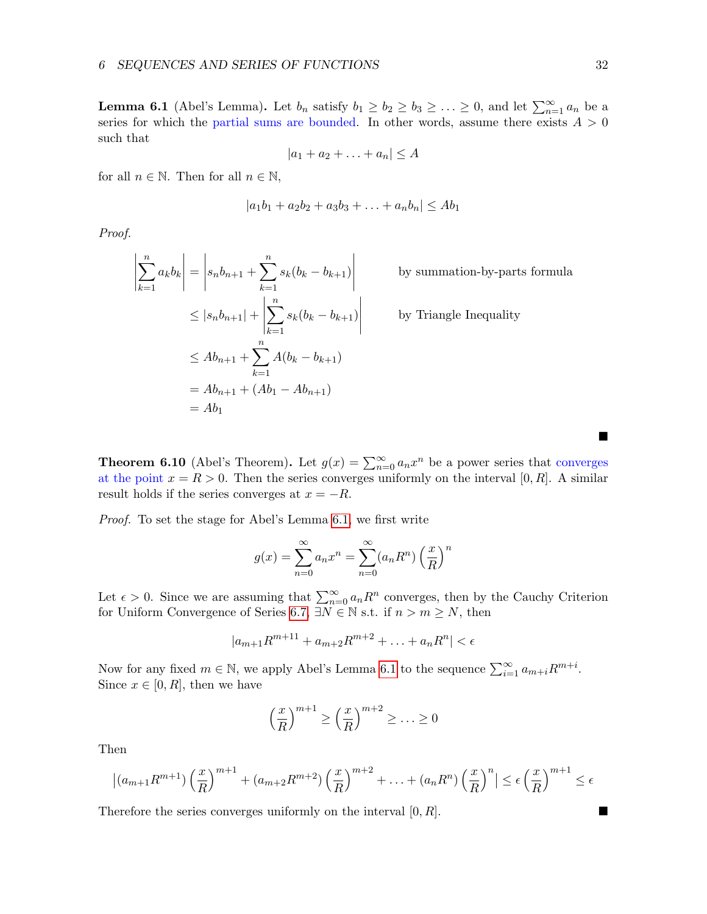**Lemma 6.1** (Abel's Lemma)**.** Let $b_n$ satisfy $b_1 \geq b_2 \geq b_3 \geq \ldots \geq 0$, and let $\sum_{n=1}^{\infty} a_n$ be a series for which the partial sums are bounded. In other words, assume there exists $A > 0$ such that

$$|a_1 + a_2 + \ldots + a_n| \leq A$$

for all $n \in \mathbb{N}$. Then for all $n \in \mathbb{N}$,

$$|a_1b_1 + a_2b_2 + a_3b_3 + \ldots + a_nb_n| \leq Ab_1$$

*Proof.*

$$\begin{aligned}
\left|\sum_{k=1}^{n} a_k b_k\right| &= \left|s_n b_{n+1} + \sum_{k=1}^{n} s_k(b_k - b_{k+1})\right| && \text{by summation-by-parts formula} \\
&\leq |s_n b_{n+1}| + \left|\sum_{k=1}^{n} s_k(b_k - b_{k+1})\right| && \text{by Triangle Inequality} \\
&\leq Ab_{n+1} + \sum_{k=1}^{n} A(b_k - b_{k+1}) \\
&= Ab_{n+1} + (Ab_1 - Ab_{n+1}) \\
&= Ab_1
\end{aligned}$$

∎

**Theorem 6.10** (Abel's Theorem)**.** Let $g(x) = \sum_{n=0}^{\infty} a_n x^n$ be a power series that converges at the point $x = R > 0$. Then the series converges uniformly on the interval $[0, R]$. A similar result holds if the series converges at $x = -R$.

*Proof.* To set the stage for Abel's Lemma 6.1, we first write

$$g(x) = \sum_{n=0}^{\infty} a_n x^n = \sum_{n=0}^{\infty} (a_n R^n) \left(\frac{x}{R}\right)^n$$

Let $\epsilon > 0$. Since we are assuming that $\sum_{n=0}^{\infty} a_n R^n$ converges, then by the Cauchy Criterion for Uniform Convergence of Series 6.7, $\exists N \in \mathbb{N}$ s.t. if $n > m \geq N$, then

$$|a_{m+1}R^{m+11} + a_{m+2}R^{m+2} + \ldots + a_n R^n| < \epsilon$$

Now for any fixed $m \in \mathbb{N}$, we apply Abel's Lemma 6.1 to the sequence $\sum_{i=1}^{\infty} a_{m+i} R^{m+i}$. Since $x \in [0, R]$, then we have

$$\left(\frac{x}{R}\right)^{m+1} \geq \left(\frac{x}{R}\right)^{m+2} \geq \ldots \geq 0$$

Then

$$\left|(a_{m+1}R^{m+1}) \left(\frac{x}{R}\right)^{m+1} + (a_{m+2}R^{m+2}) \left(\frac{x}{R}\right)^{m+2} + \ldots + (a_n R^n) \left(\frac{x}{R}\right)^n\right| \leq \epsilon \left(\frac{x}{R}\right)^{m+1} \leq \epsilon$$

Therefore the series converges uniformly on the interval $[0, R]$. ∎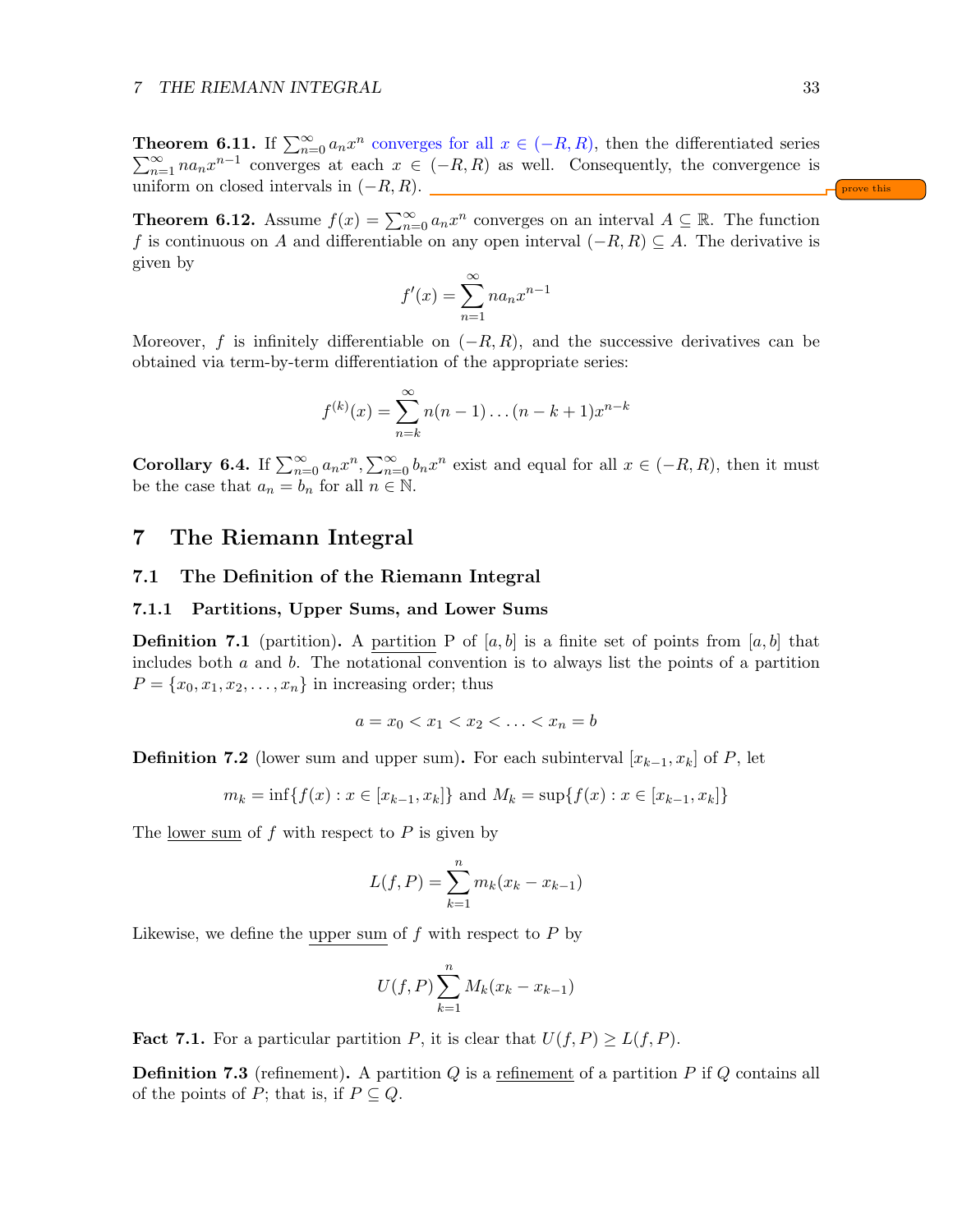**Theorem 6.11.** If $\sum_{n=0}^{\infty} a_n x^n$ converges for all $x \in (-R, R)$, then the differentiated series $\sum_{n=1}^{\infty} n a_n x^{n-1}$ converges at each $x \in (-R, R)$ as well. Consequently, the convergence is uniform on closed intervals in $(-R, R)$.

prove this

**Theorem 6.12.** Assume $f(x) = \sum_{n=0}^{\infty} a_n x^n$ converges on an interval $A \subseteq \mathbb{R}$. The function $f$ is continuous on $A$ and differentiable on any open interval $(-R, R) \subseteq A$. The derivative is given by

$$f'(x) = \sum_{n=1}^{\infty} n a_n x^{n-1}$$

Moreover, $f$ is infinitely differentiable on $(-R, R)$, and the successive derivatives can be obtained via term-by-term differentiation of the appropriate series:

$$f^{(k)}(x) = \sum_{n=k}^{\infty} n(n-1)\ldots(n-k+1)x^{n-k}$$

**Corollary 6.4.** If $\sum_{n=0}^{\infty} a_n x^n, \sum_{n=0}^{\infty} b_n x^n$ exist and equal for all $x \in (-R, R)$, then it must be the case that $a_n = b_n$ for all $n \in \mathbb{N}$.

# 7 The Riemann Integral

## 7.1 The Definition of the Riemann Integral

### 7.1.1 Partitions, Upper Sums, and Lower Sums

**Definition 7.1** (partition)**.** A partition P of $[a, b]$ is a finite set of points from $[a, b]$ that includes both $a$ and $b$. The notational convention is to always list the points of a partition $P = \{x_0, x_1, x_2, \ldots, x_n\}$ in increasing order; thus

$$a = x_0 < x_1 < x_2 < \ldots < x_n = b$$

**Definition 7.2** (lower sum and upper sum)**.** For each subinterval $[x_{k-1}, x_k]$ of $P$, let

$$m_k = \inf\{f(x) : x \in [x_{k-1}, x_k]\} \text{ and } M_k = \sup\{f(x) : x \in [x_{k-1}, x_k]\}$$

The lower sum of $f$ with respect to $P$ is given by

$$L(f, P) = \sum_{k=1}^{n} m_k(x_k - x_{k-1})$$

Likewise, we define the upper sum of $f$ with respect to $P$ by

$$U(f, P) \sum_{k=1}^{n} M_k(x_k - x_{k-1})$$

**Fact 7.1.** For a particular partition $P$, it is clear that $U(f, P) \geq L(f, P)$.

**Definition 7.3** (refinement)**.** A partition $Q$ is a refinement of a partition $P$ if $Q$ contains all of the points of $P$; that is, if $P \subseteq Q$.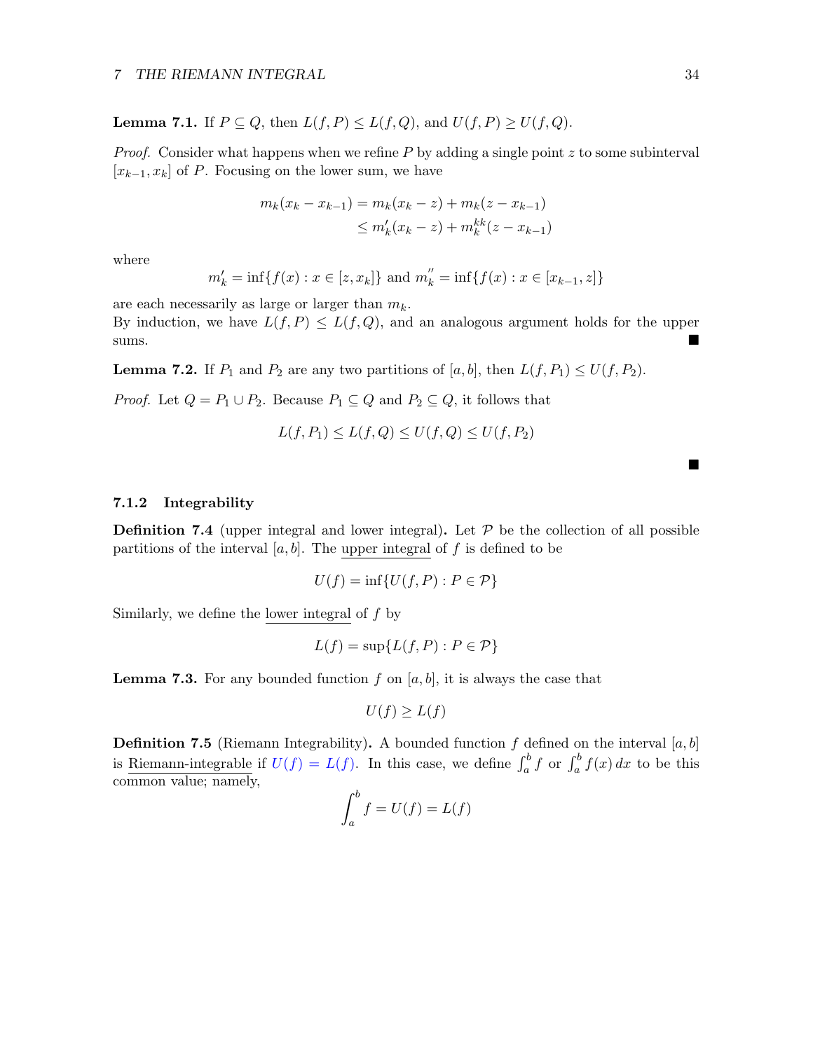**Lemma 7.1.** If $P \subseteq Q$, then $L(f, P) \leq L(f, Q)$, and $U(f, P) \geq U(f, Q)$.

*Proof.* Consider what happens when we refine $P$ by adding a single point $z$ to some subinterval $[x_{k-1}, x_k]$ of $P$. Focusing on the lower sum, we have

$$\begin{aligned} m_k(x_k - x_{k-1}) &= m_k(x_k - z) + m_k(z - x_{k-1}) \\ &\leq m_k'(x_k - z) + m_k^{kk}(z - x_{k-1}) \end{aligned}$$

where

$$m_k' = \inf\{f(x) : x \in [z, x_k]\} \text{ and } m_k'' = \inf\{f(x) : x \in [x_{k-1}, z]\}$$

are each necessarily as large or larger than $m_k$.
By induction, we have $L(f, P) \leq L(f, Q)$, and an analogous argument holds for the upper sums. ■

**Lemma 7.2.** If $P_1$ and $P_2$ are any two partitions of $[a, b]$, then $L(f, P_1) \leq U(f, P_2)$.

*Proof.* Let $Q = P_1 \cup P_2$. Because $P_1 \subseteq Q$ and $P_2 \subseteq Q$, it follows that

$$L(f, P_1) \leq L(f, Q) \leq U(f, Q) \leq U(f, P_2)$$

■

### 7.1.2 Integrability

**Definition 7.4** (upper integral and lower integral)**.** Let $\mathcal{P}$ be the collection of all possible partitions of the interval $[a, b]$. The upper integral of $f$ is defined to be

$$U(f) = \inf\{U(f, P) : P \in \mathcal{P}\}$$

Similarly, we define the lower integral of $f$ by

$$L(f) = \sup\{L(f, P) : P \in \mathcal{P}\}$$

**Lemma 7.3.** For any bounded function $f$ on $[a, b]$, it is always the case that

$$U(f) \geq L(f)$$

**Definition 7.5** (Riemann Integrability)**.** A bounded function $f$ defined on the interval $[a, b]$ is Riemann-integrable if $U(f) = L(f)$. In this case, we define $\int_a^b f$ or $\int_a^b f(x)\,dx$ to be this common value; namely,

$$\int_a^b f = U(f) = L(f)$$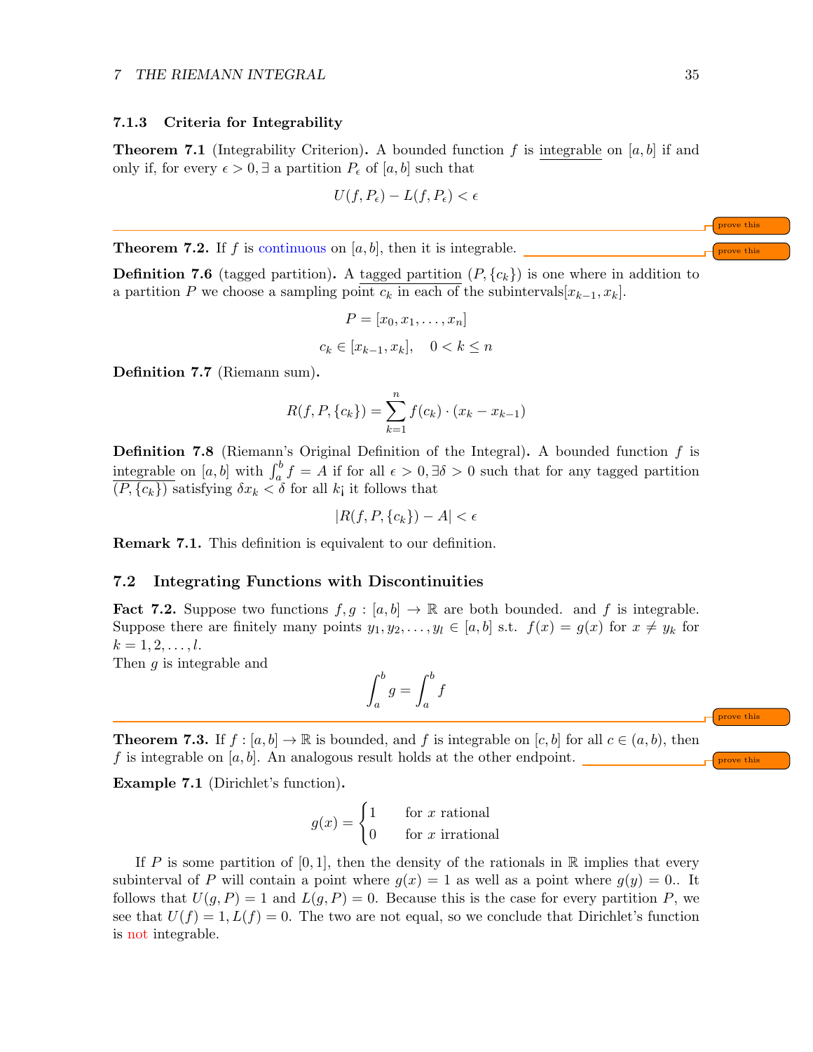### 7.1.3 Criteria for Integrability

**Theorem 7.1** (Integrability Criterion)**.** A bounded function $f$ is integrable on $[a, b]$ if and only if, for every $\epsilon > 0, \exists$ a partition $P_\epsilon$ of $[a, b]$ such that

$$U(f, P_\epsilon) - L(f, P_\epsilon) < \epsilon$$

**Theorem 7.2.** If $f$ is continuous on $[a, b]$, then it is integrable.

**Definition 7.6** (tagged partition)**.** A tagged partition $(P, \{c_k\})$ is one where in addition to a partition $P$ we choose a sampling point $c_k$ in each of the subintervals$[x_{k-1}, x_k]$.

$$P = [x_0, x_1, \ldots, x_n]$$

$$c_k \in [x_{k-1}, x_k], \quad 0 < k \leq n$$

**Definition 7.7** (Riemann sum)**.**

$$R(f, P, \{c_k\}) = \sum_{k=1}^{n} f(c_k) \cdot (x_k - x_{k-1})$$

**Definition 7.8** (Riemann's Original Definition of the Integral)**.** A bounded function $f$ is integrable on $[a, b]$ with $\int_a^b f = A$ if for all $\epsilon > 0, \exists \delta > 0$ such that for any tagged partition $(P, \{c_k\})$ satisfying $\delta x_k < \delta$ for all k¡ it follows that

$$|R(f, P, \{c_k\}) - A| < \epsilon$$

**Remark 7.1.** This definition is equivalent to our definition.

## 7.2 Integrating Functions with Discontinuities

**Fact 7.2.** Suppose two functions $f, g : [a, b] \to \mathbb{R}$ are both bounded. and $f$ is integrable. Suppose there are finitely many points $y_1, y_2, \ldots, y_l \in [a, b]$ s.t. $f(x) = g(x)$ for $x \neq y_k$ for $k = 1, 2, \ldots, l$.
Then $g$ is integrable and

$$\int_a^b g = \int_a^b f$$

**Theorem 7.3.** If $f : [a, b] \to \mathbb{R}$ is bounded, and $f$ is integrable on $[c, b]$ for all $c \in (a, b)$, then $f$ is integrable on $[a, b]$. An analogous result holds at the other endpoint.

**Example 7.1** (Dirichlet's function)**.**

$$g(x) = \begin{cases} 1 & \text{for } x \text{ rational} \\ 0 & \text{for } x \text{ irrational} \end{cases}$$

If $P$ is some partition of $[0, 1]$, then the density of the rationals in $\mathbb{R}$ implies that every subinterval of $P$ will contain a point where $g(x) = 1$ as well as a point where $g(y) = 0$.. It follows that $U(g, P) = 1$ and $L(g, P) = 0$. Because this is the case for every partition $P$, we see that $U(f) = 1, L(f) = 0$. The two are not equal, so we conclude that Dirichlet's function is not integrable.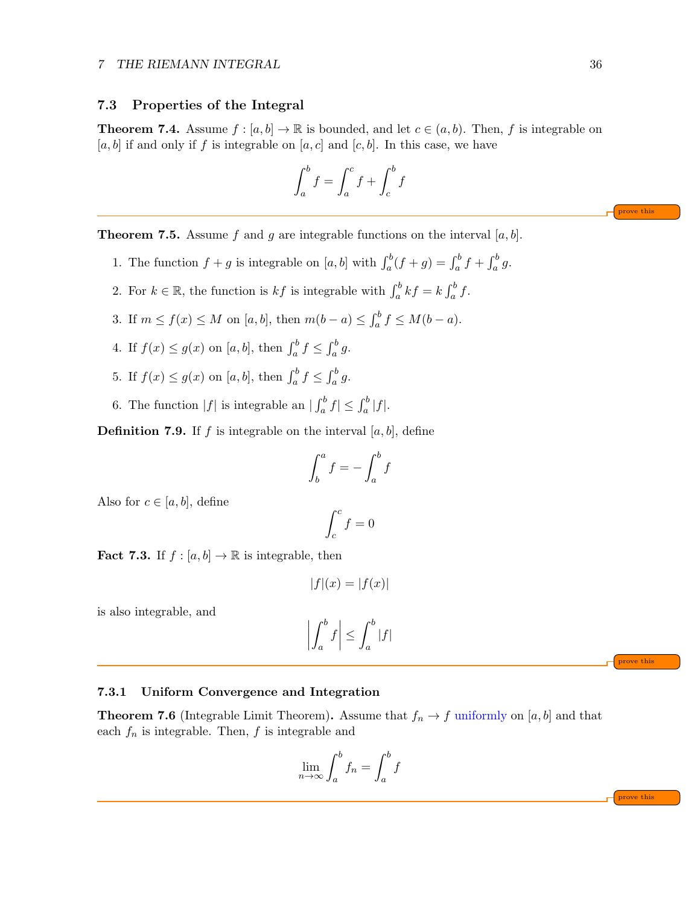### 7.3 Properties of the Integral

**Theorem 7.4.** Assume $f : [a, b] \to \mathbb{R}$ is bounded, and let $c \in (a, b)$. Then, $f$ is integrable on $[a, b]$ if and only if $f$ is integrable on $[a, c]$ and $[c, b]$. In this case, we have

$$\int_a^b f = \int_a^c f + \int_c^b f$$

prove this

---

**Theorem 7.5.** Assume $f$ and $g$ are integrable functions on the interval $[a, b]$.

1. The function $f + g$ is integrable on $[a, b]$ with $\int_a^b (f + g) = \int_a^b f + \int_a^b g$.
2. For $k \in \mathbb{R}$, the function is $kf$ is integrable with $\int_a^b kf = k \int_a^b f$.
3. If $m \le f(x) \le M$ on $[a, b]$, then $m(b - a) \le \int_a^b f \le M(b - a)$.
4. If $f(x) \le g(x)$ on $[a, b]$, then $\int_a^b f \le \int_a^b g$.
5. If $f(x) \le g(x)$ on $[a, b]$, then $\int_a^b f \le \int_a^b g$.
6. The function $|f|$ is integrable an $|\int_a^b f| \le \int_a^b |f|$.

**Definition 7.9.** If $f$ is integrable on the interval $[a, b]$, define

$$\int_b^a f = -\int_a^b f$$

Also for $c \in [a, b]$, define

$$\int_c^c f = 0$$

**Fact 7.3.** If $f : [a, b] \to \mathbb{R}$ is integrable, then

$$|f|(x) = |f(x)|$$

is also integrable, and

$$\left| \int_a^b f \right| \le \int_a^b |f|$$

prove this

---

#### 7.3.1 Uniform Convergence and Integration

**Theorem 7.6** (Integrable Limit Theorem)**.** Assume that $f_n \to f$ uniformly on $[a, b]$ and that each $f_n$ is integrable. Then, $f$ is integrable and

$$\lim_{n \to \infty} \int_a^b f_n = \int_a^b f$$

prove this

---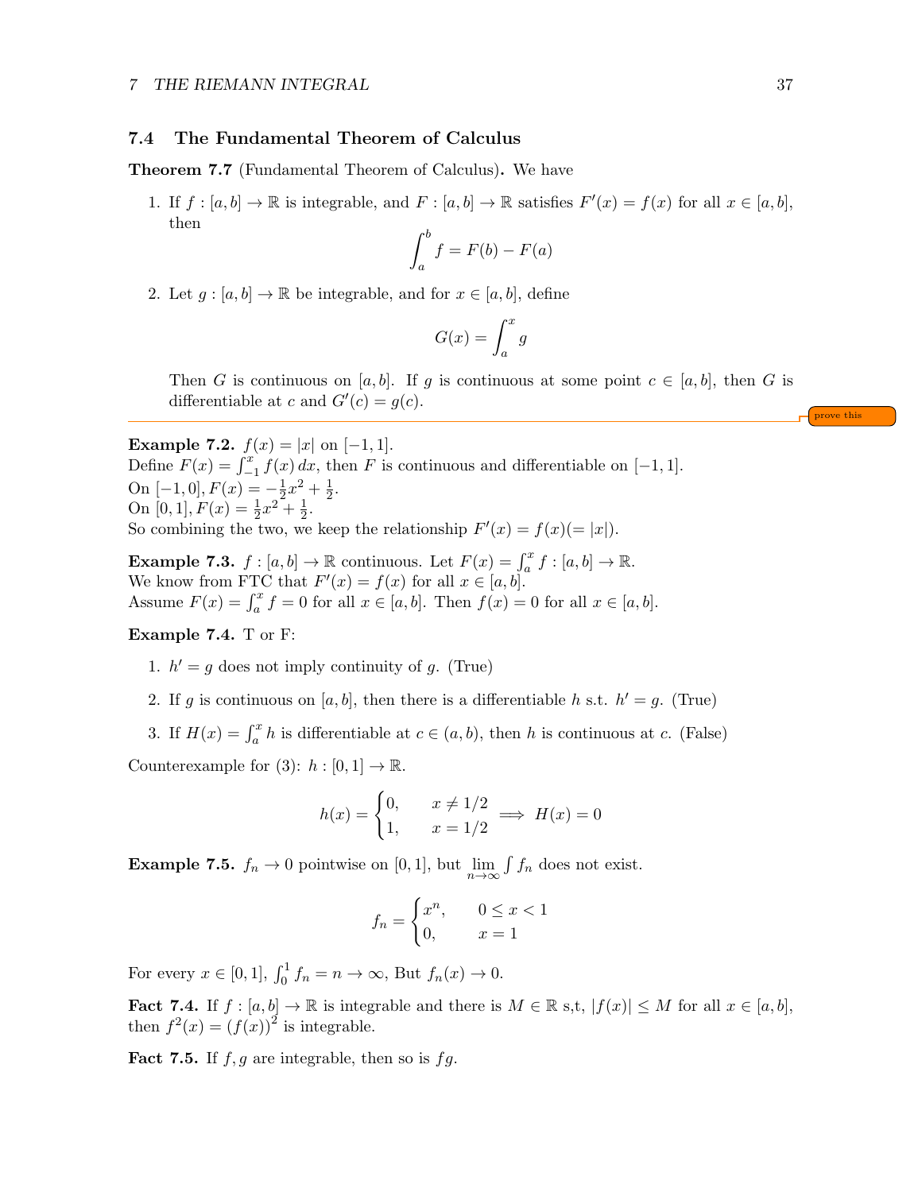## 7.4 The Fundamental Theorem of Calculus

**Theorem 7.7** (Fundamental Theorem of Calculus)**.** We have

1. If $f : [a,b] \to \mathbb{R}$ is integrable, and $F : [a,b] \to \mathbb{R}$ satisfies $F'(x) = f(x)$ for all $x \in [a,b]$, then
$$\int_a^b f = F(b) - F(a)$$

2. Let $g : [a,b] \to \mathbb{R}$ be integrable, and for $x \in [a,b]$, define
$$G(x) = \int_a^x g$$
Then $G$ is continuous on $[a,b]$. If $g$ is continuous at some point $c \in [a,b]$, then $G$ is differentiable at $c$ and $G'(c) = g(c)$.

prove this

**Example 7.2.** $f(x) = |x|$ on $[-1,1]$.
Define $F(x) = \int_{-1}^x f(x)\,dx$, then $F$ is continuous and differentiable on $[-1,1]$.
On $[-1,0], F(x) = -\frac{1}{2}x^2 + \frac{1}{2}$.
On $[0,1], F(x) = \frac{1}{2}x^2 + \frac{1}{2}$.
So combining the two, we keep the relationship $F'(x) = f(x) (= |x|)$.

**Example 7.3.** $f : [a,b] \to \mathbb{R}$ continuous. Let $F(x) = \int_a^x f : [a,b] \to \mathbb{R}$.
We know from FTC that $F'(x) = f(x)$ for all $x \in [a,b]$.
Assume $F(x) = \int_a^x f = 0$ for all $x \in [a,b]$. Then $f(x) = 0$ for all $x \in [a,b]$.

**Example 7.4.** T or F:

1. $h' = g$ does not imply continuity of $g$. (True)
2. If $g$ is continuous on $[a,b]$, then there is a differentiable $h$ s.t. $h' = g$. (True)
3. If $H(x) = \int_a^x h$ is differentiable at $c \in (a,b)$, then $h$ is continuous at $c$. (False)

Counterexample for (3): $h : [0,1] \to \mathbb{R}$.

$$h(x) = \begin{cases} 0, & x \neq 1/2 \\ 1, & x = 1/2 \end{cases} \implies H(x) = 0$$

**Example 7.5.** $f_n \to 0$ pointwise on $[0,1]$, but $\lim_{n\to\infty} \int f_n$ does not exist.

$$f_n = \begin{cases} x^n, & 0 \leq x < 1 \\ 0, & x = 1 \end{cases}$$

For every $x \in [0,1]$, $\int_0^1 f_n = n \to \infty$, But $f_n(x) \to 0$.

**Fact 7.4.** If $f : [a,b] \to \mathbb{R}$ is integrable and there is $M \in \mathbb{R}$ s,t, $|f(x)| \leq M$ for all $x \in [a,b]$, then $f^2(x) = (f(x))^2$ is integrable.

**Fact 7.5.** If $f, g$ are integrable, then so is $fg$.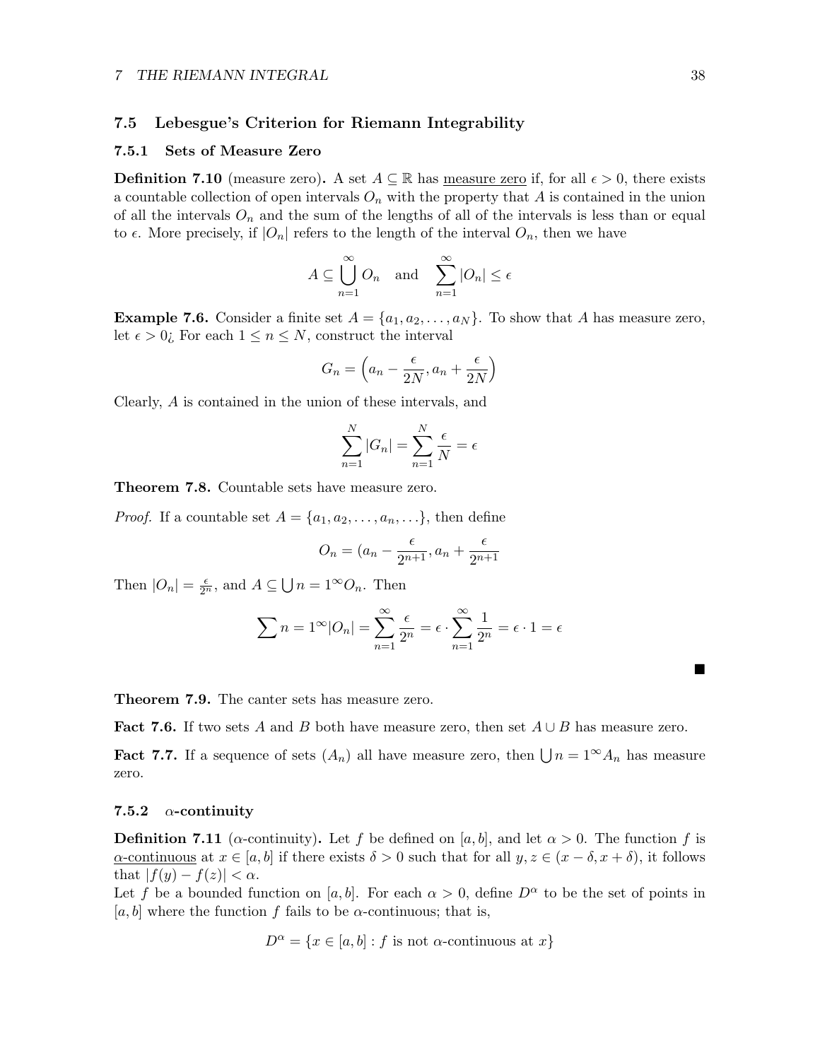### 7.5 Lebesgue's Criterion for Riemann Integrability

#### 7.5.1 Sets of Measure Zero

**Definition 7.10** (measure zero)**.** A set $A \subseteq \mathbb{R}$ has measure zero if, for all $\epsilon > 0$, there exists a countable collection of open intervals $O_n$ with the property that $A$ is contained in the union of all the intervals $O_n$ and the sum of the lengths of all of the intervals is less than or equal to $\epsilon$. More precisely, if $|O_n|$ refers to the length of the interval $O_n$, then we have

$$A \subseteq \bigcup_{n=1}^{\infty} O_n \quad \text{and} \quad \sum_{n=1}^{\infty} |O_n| \leq \epsilon$$

**Example 7.6.** Consider a finite set $A = \{a_1, a_2, \ldots, a_N\}$. To show that $A$ has measure zero, let $\epsilon > 0$¿ For each $1 \leq n \leq N$, construct the interval

$$G_n = \left(a_n - \frac{\epsilon}{2N}, a_n + \frac{\epsilon}{2N}\right)$$

Clearly, $A$ is contained in the union of these intervals, and

$$\sum_{n=1}^{N} |G_n| = \sum_{n=1}^{N} \frac{\epsilon}{N} = \epsilon$$

**Theorem 7.8.** Countable sets have measure zero.

*Proof.* If a countable set $A = \{a_1, a_2, \ldots, a_n, \ldots\}$, then define

$$O_n = (a_n - \frac{\epsilon}{2^{n+1}}, a_n + \frac{\epsilon}{2^{n+1}}$$

Then $|O_n| = \frac{\epsilon}{2^n}$, and $A \subseteq \bigcup n = 1^{\infty} O_n$. Then

$$\sum n = 1^{\infty} |O_n| = \sum_{n=1}^{\infty} \frac{\epsilon}{2^n} = \epsilon \cdot \sum_{n=1}^{\infty} \frac{1}{2^n} = \epsilon \cdot 1 = \epsilon$$

■

**Theorem 7.9.** The canter sets has measure zero.

**Fact 7.6.** If two sets $A$ and $B$ both have measure zero, then set $A \cup B$ has measure zero.

**Fact 7.7.** If a sequence of sets $(A_n)$ all have measure zero, then $\bigcup n = 1^{\infty} A_n$ has measure zero.

#### 7.5.2 $\alpha$-continuity

**Definition 7.11** ($\alpha$-continuity)**.** Let $f$ be defined on $[a, b]$, and let $\alpha > 0$. The function $f$ is $\alpha$-continuous at $x \in [a, b]$ if there exists $\delta > 0$ such that for all $y, z \in (x - \delta, x + \delta)$, it follows that $|f(y) - f(z)| < \alpha$.

Let $f$ be a bounded function on $[a, b]$. For each $\alpha > 0$, define $D^{\alpha}$ to be the set of points in $[a, b]$ where the function $f$ fails to be $\alpha$-continuous; that is,

$$D^{\alpha} = \{x \in [a, b] : f \text{ is not } \alpha\text{-continuous at } x\}$$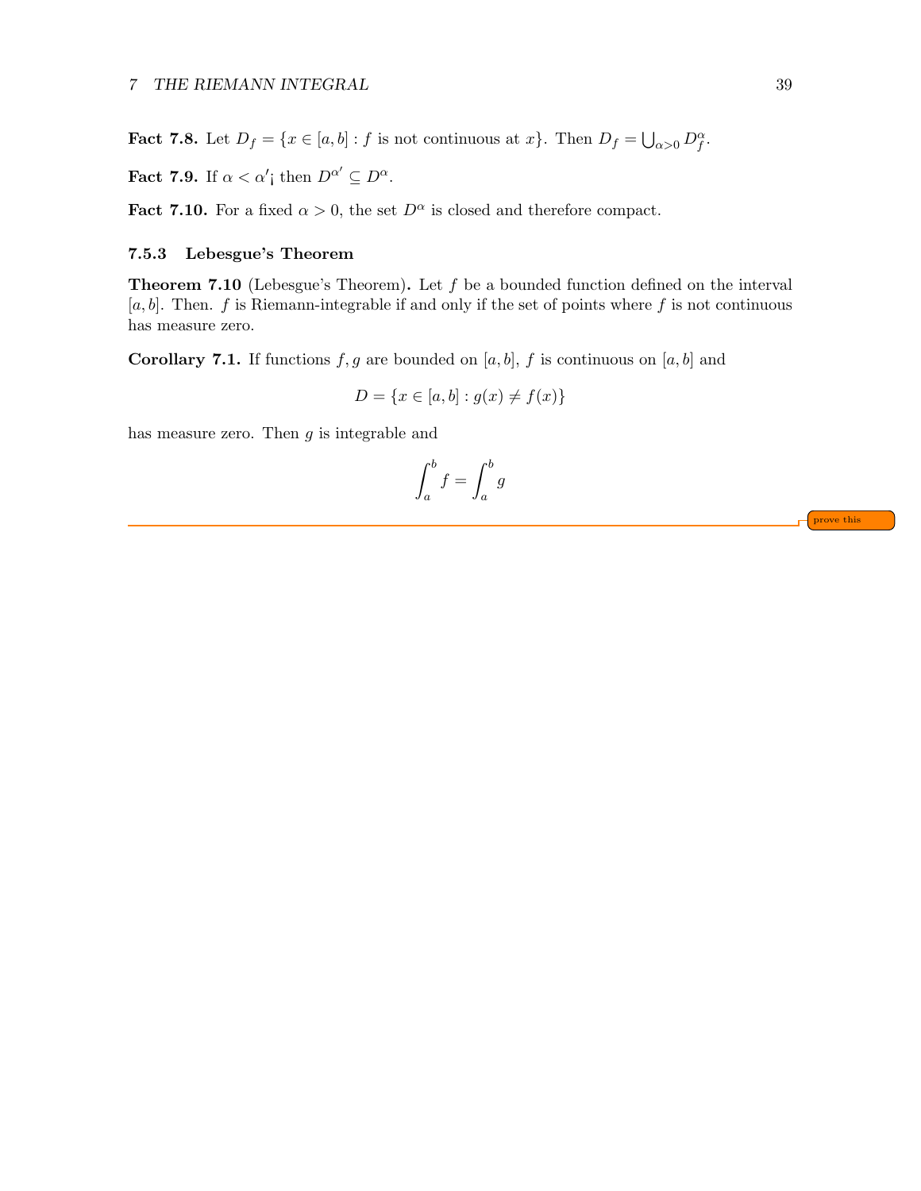**Fact 7.8.** Let $D_f = \{x \in [a, b] : f \text{ is not continuous at } x\}$. Then $D_f = \bigcup_{\alpha>0} D_f^{\alpha}$.

**Fact 7.9.** If $\alpha < \alpha'$¡ then $D^{\alpha'} \subseteq D^{\alpha}$.

**Fact 7.10.** For a fixed $\alpha > 0$, the set $D^{\alpha}$ is closed and therefore compact.

### 7.5.3 Lebesgue's Theorem

**Theorem 7.10** (Lebesgue's Theorem)**.** Let $f$ be a bounded function defined on the interval $[a, b]$. Then. $f$ is Riemann-integrable if and only if the set of points where $f$ is not continuous has measure zero.

**Corollary 7.1.** If functions $f, g$ are bounded on $[a, b]$, $f$ is continuous on $[a, b]$ and

$$D = \{x \in [a, b] : g(x) \neq f(x)\}$$

has measure zero. Then $g$ is integrable and

$$\int_a^b f = \int_a^b g$$

prove this